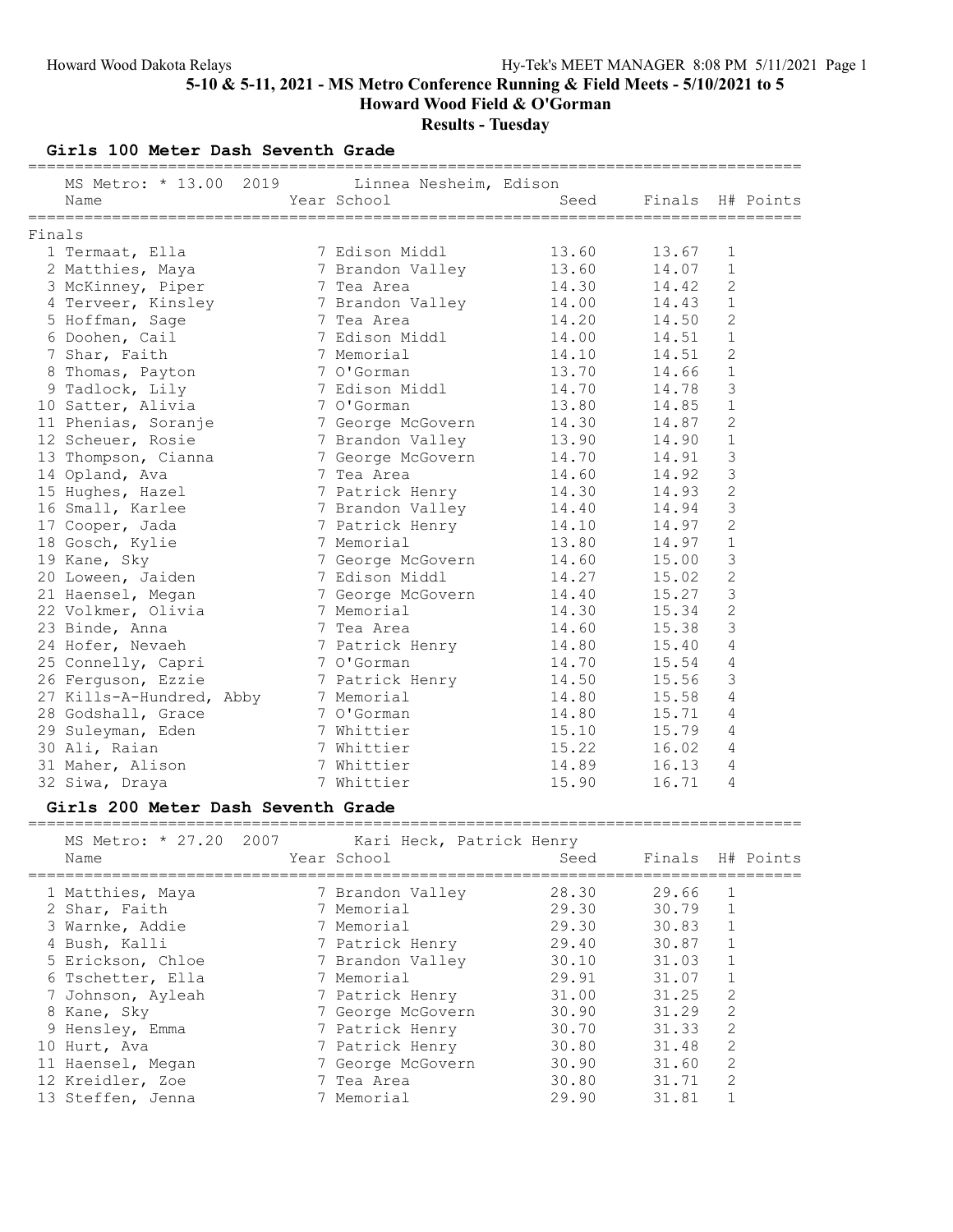## 5-10 & 5-11, 2021 - MS Metro Conference Running & Field Meets - 5/10/2021 to 5

## Howard Wood Field & O'Gorman

## Results - Tuesday

### Girls 100 Meter Dash Seventh Grade

MS Metro: * 13.00 2019 Linnea Nesheim, Edison

**Finals**

| | Name | Year | School | Seed | Finals | H# | Points |
|---|---|---|---|---|---|---|---|
| 1 | Termaat, Ella | 7 | Edison Middl | 13.60 | 13.67 | 1 | |
| 2 | Matthies, Maya | 7 | Brandon Valley | 13.60 | 14.07 | 1 | |
| 3 | McKinney, Piper | 7 | Tea Area | 14.30 | 14.42 | 2 | |
| 4 | Terveer, Kinsley | 7 | Brandon Valley | 14.00 | 14.43 | 1 | |
| 5 | Hoffman, Sage | 7 | Tea Area | 14.20 | 14.50 | 2 | |
| 6 | Doohen, Cail | 7 | Edison Middl | 14.00 | 14.51 | 1 | |
| 7 | Shar, Faith | 7 | Memorial | 14.10 | 14.51 | 2 | |
| 8 | Thomas, Payton | 7 | O'Gorman | 13.70 | 14.66 | 1 | |
| 9 | Tadlock, Lily | 7 | Edison Middl | 14.70 | 14.78 | 3 | |
| 10 | Satter, Alivia | 7 | O'Gorman | 13.80 | 14.85 | 1 | |
| 11 | Phenias, Soranje | 7 | George McGovern | 14.30 | 14.87 | 2 | |
| 12 | Scheuer, Rosie | 7 | Brandon Valley | 13.90 | 14.90 | 1 | |
| 13 | Thompson, Cianna | 7 | George McGovern | 14.70 | 14.91 | 3 | |
| 14 | Opland, Ava | 7 | Tea Area | 14.60 | 14.92 | 3 | |
| 15 | Hughes, Hazel | 7 | Patrick Henry | 14.30 | 14.93 | 2 | |
| 16 | Small, Karlee | 7 | Brandon Valley | 14.40 | 14.94 | 3 | |
| 17 | Cooper, Jada | 7 | Patrick Henry | 14.10 | 14.97 | 2 | |
| 18 | Gosch, Kylie | 7 | Memorial | 13.80 | 14.97 | 1 | |
| 19 | Kane, Sky | 7 | George McGovern | 14.60 | 15.00 | 3 | |
| 20 | Loween, Jaiden | 7 | Edison Middl | 14.27 | 15.02 | 2 | |
| 21 | Haensel, Megan | 7 | George McGovern | 14.40 | 15.27 | 3 | |
| 22 | Volkmer, Olivia | 7 | Memorial | 14.30 | 15.34 | 2 | |
| 23 | Binde, Anna | 7 | Tea Area | 14.60 | 15.38 | 3 | |
| 24 | Hofer, Nevaeh | 7 | Patrick Henry | 14.80 | 15.40 | 4 | |
| 25 | Connelly, Capri | 7 | O'Gorman | 14.70 | 15.54 | 4 | |
| 26 | Ferguson, Ezzie | 7 | Patrick Henry | 14.50 | 15.56 | 3 | |
| 27 | Kills-A-Hundred, Abby | 7 | Memorial | 14.80 | 15.58 | 4 | |
| 28 | Godshall, Grace | 7 | O'Gorman | 14.80 | 15.71 | 4 | |
| 29 | Suleyman, Eden | 7 | Whittier | 15.10 | 15.79 | 4 | |
| 30 | Ali, Raian | 7 | Whittier | 15.22 | 16.02 | 4 | |
| 31 | Maher, Alison | 7 | Whittier | 14.89 | 16.13 | 4 | |
| 32 | Siwa, Draya | 7 | Whittier | 15.90 | 16.71 | 4 | |

### Girls 200 Meter Dash Seventh Grade

MS Metro: * 27.20 2007 Kari Heck, Patrick Henry

| | Name | Year | School | Seed | Finals | H# | Points |
|---|---|---|---|---|---|---|---|
| 1 | Matthies, Maya | 7 | Brandon Valley | 28.30 | 29.66 | 1 | |
| 2 | Shar, Faith | 7 | Memorial | 29.30 | 30.79 | 1 | |
| 3 | Warnke, Addie | 7 | Memorial | 29.30 | 30.83 | 1 | |
| 4 | Bush, Kalli | 7 | Patrick Henry | 29.40 | 30.87 | 1 | |
| 5 | Erickson, Chloe | 7 | Brandon Valley | 30.10 | 31.03 | 1 | |
| 6 | Tschetter, Ella | 7 | Memorial | 29.91 | 31.07 | 1 | |
| 7 | Johnson, Ayleah | 7 | Patrick Henry | 31.00 | 31.25 | 2 | |
| 8 | Kane, Sky | 7 | George McGovern | 30.90 | 31.29 | 2 | |
| 9 | Hensley, Emma | 7 | Patrick Henry | 30.70 | 31.33 | 2 | |
| 10 | Hurt, Ava | 7 | Patrick Henry | 30.80 | 31.48 | 2 | |
| 11 | Haensel, Megan | 7 | George McGovern | 30.90 | 31.60 | 2 | |
| 12 | Kreidler, Zoe | 7 | Tea Area | 30.80 | 31.71 | 2 | |
| 13 | Steffen, Jenna | 7 | Memorial | 29.90 | 31.81 | 1 | |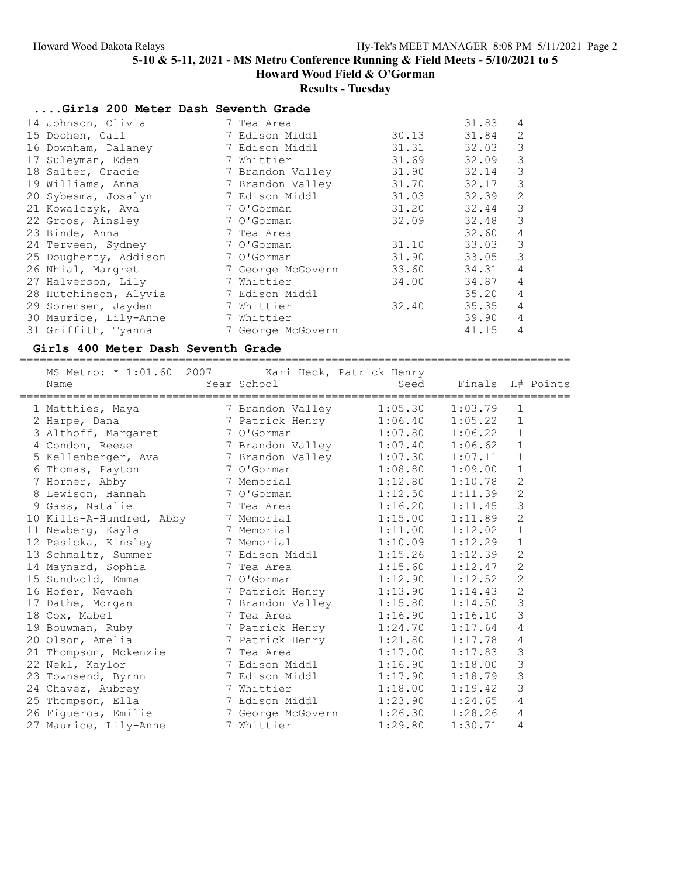## 5-10 & 5-11, 2021 - MS Metro Conference Running & Field Meets - 5/10/2021 to 5

## Howard Wood Field & O'Gorman

## Results - Tuesday

### ....Girls 200 Meter Dash Seventh Grade

| Place | Name | Year | School | Seed | Finals | H# |
|---|---|---|---|---|---|---|
| 14 | Johnson, Olivia | 7 | Tea Area | | 31.83 | 4 |
| 15 | Doohen, Cail | 7 | Edison Middl | 30.13 | 31.84 | 2 |
| 16 | Downham, Dalaney | 7 | Edison Middl | 31.31 | 32.03 | 3 |
| 17 | Suleyman, Eden | 7 | Whittier | 31.69 | 32.09 | 3 |
| 18 | Salter, Gracie | 7 | Brandon Valley | 31.90 | 32.14 | 3 |
| 19 | Williams, Anna | 7 | Brandon Valley | 31.70 | 32.17 | 3 |
| 20 | Sybesma, Josalyn | 7 | Edison Middl | 31.03 | 32.39 | 2 |
| 21 | Kowalczyk, Ava | 7 | O'Gorman | 31.20 | 32.44 | 3 |
| 22 | Groos, Ainsley | 7 | O'Gorman | 32.09 | 32.48 | 3 |
| 23 | Binde, Anna | 7 | Tea Area | | 32.60 | 4 |
| 24 | Terveen, Sydney | 7 | O'Gorman | 31.10 | 33.03 | 3 |
| 25 | Dougherty, Addison | 7 | O'Gorman | 31.90 | 33.05 | 3 |
| 26 | Nhial, Margret | 7 | George McGovern | 33.60 | 34.31 | 4 |
| 27 | Halverson, Lily | 7 | Whittier | 34.00 | 34.87 | 4 |
| 28 | Hutchinson, Alyvia | 7 | Edison Middl | | 35.20 | 4 |
| 29 | Sorensen, Jayden | 7 | Whittier | 32.40 | 35.35 | 4 |
| 30 | Maurice, Lily-Anne | 7 | Whittier | | 39.90 | 4 |
| 31 | Griffith, Tyanna | 7 | George McGovern | | 41.15 | 4 |

### Girls 400 Meter Dash Seventh Grade

MS Metro: * 1:01.60 2007 Kari Heck, Patrick Henry

| Place | Name | Year | School | Seed | Finals | H# | Points |
|---|---|---|---|---|---|---|---|
| 1 | Matthies, Maya | 7 | Brandon Valley | 1:05.30 | 1:03.79 | 1 | |
| 2 | Harpe, Dana | 7 | Patrick Henry | 1:06.40 | 1:05.22 | 1 | |
| 3 | Althoff, Margaret | 7 | O'Gorman | 1:07.80 | 1:06.22 | 1 | |
| 4 | Condon, Reese | 7 | Brandon Valley | 1:07.40 | 1:06.62 | 1 | |
| 5 | Kellenberger, Ava | 7 | Brandon Valley | 1:07.30 | 1:07.11 | 1 | |
| 6 | Thomas, Payton | 7 | O'Gorman | 1:08.80 | 1:09.00 | 1 | |
| 7 | Horner, Abby | 7 | Memorial | 1:12.80 | 1:10.78 | 2 | |
| 8 | Lewison, Hannah | 7 | O'Gorman | 1:12.50 | 1:11.39 | 2 | |
| 9 | Gass, Natalie | 7 | Tea Area | 1:16.20 | 1:11.45 | 3 | |
| 10 | Kills-A-Hundred, Abby | 7 | Memorial | 1:15.00 | 1:11.89 | 2 | |
| 11 | Newberg, Kayla | 7 | Memorial | 1:11.00 | 1:12.02 | 1 | |
| 12 | Pesicka, Kinsley | 7 | Memorial | 1:10.09 | 1:12.29 | 1 | |
| 13 | Schmaltz, Summer | 7 | Edison Middl | 1:15.26 | 1:12.39 | 2 | |
| 14 | Maynard, Sophia | 7 | Tea Area | 1:15.60 | 1:12.47 | 2 | |
| 15 | Sundvold, Emma | 7 | O'Gorman | 1:12.90 | 1:12.52 | 2 | |
| 16 | Hofer, Nevaeh | 7 | Patrick Henry | 1:13.90 | 1:14.43 | 2 | |
| 17 | Dathe, Morgan | 7 | Brandon Valley | 1:15.80 | 1:14.50 | 3 | |
| 18 | Cox, Mabel | 7 | Tea Area | 1:16.90 | 1:16.10 | 3 | |
| 19 | Bouwman, Ruby | 7 | Patrick Henry | 1:24.70 | 1:17.64 | 4 | |
| 20 | Olson, Amelia | 7 | Patrick Henry | 1:21.80 | 1:17.78 | 4 | |
| 21 | Thompson, Mckenzie | 7 | Tea Area | 1:17.00 | 1:17.83 | 3 | |
| 22 | Nekl, Kaylor | 7 | Edison Middl | 1:16.90 | 1:18.00 | 3 | |
| 23 | Townsend, Byrnn | 7 | Edison Middl | 1:17.90 | 1:18.79 | 3 | |
| 24 | Chavez, Aubrey | 7 | Whittier | 1:18.00 | 1:19.42 | 3 | |
| 25 | Thompson, Ella | 7 | Edison Middl | 1:23.90 | 1:24.65 | 4 | |
| 26 | Figueroa, Emilie | 7 | George McGovern | 1:26.30 | 1:28.26 | 4 | |
| 27 | Maurice, Lily-Anne | 7 | Whittier | 1:29.80 | 1:30.71 | 4 | |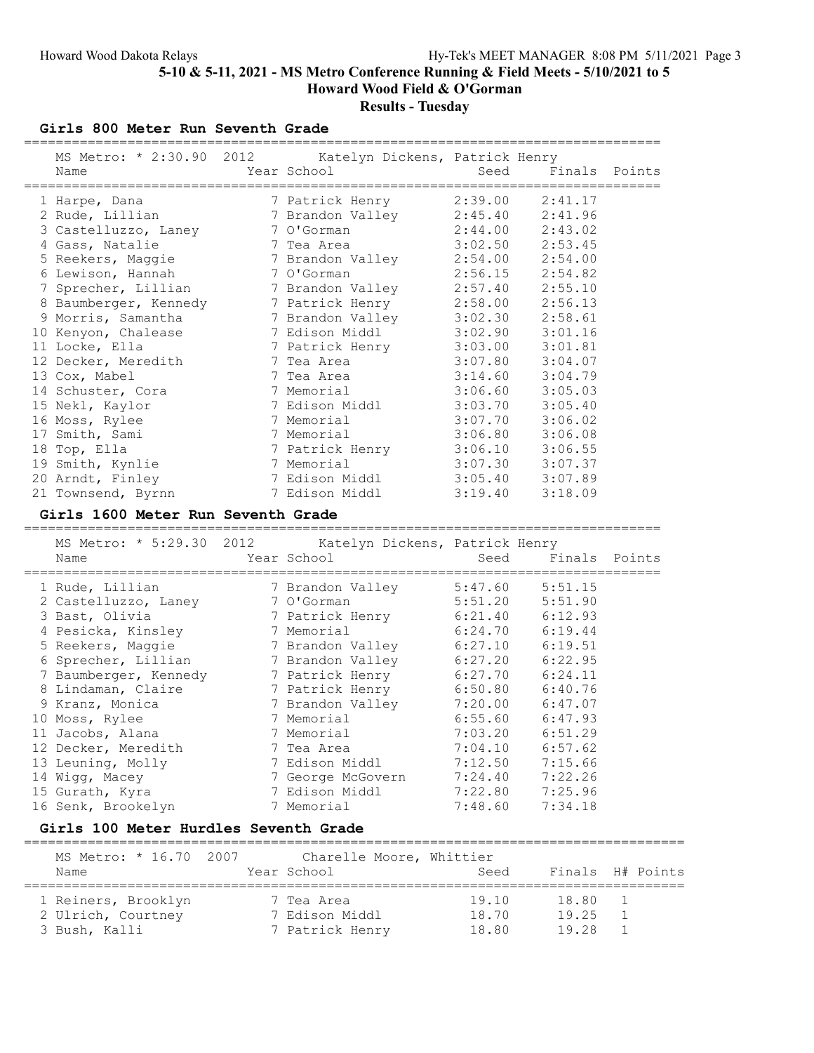## 5-10 & 5-11, 2021 - MS Metro Conference Running & Field Meets - 5/10/2021 to 5

## Howard Wood Field & O'Gorman

## Results - Tuesday

### Girls 800 Meter Run Seventh Grade

MS Metro: * 2:30.90 2012 Katelyn Dickens, Patrick Henry

| Name | Year | School | Seed | Finals | Points |
|---|---|---|---|---|---|
| 1 Harpe, Dana | 7 | Patrick Henry | 2:39.00 | 2:41.17 | |
| 2 Rude, Lillian | 7 | Brandon Valley | 2:45.40 | 2:41.96 | |
| 3 Castelluzzo, Laney | 7 | O'Gorman | 2:44.00 | 2:43.02 | |
| 4 Gass, Natalie | 7 | Tea Area | 3:02.50 | 2:53.45 | |
| 5 Reekers, Maggie | 7 | Brandon Valley | 2:54.00 | 2:54.00 | |
| 6 Lewison, Hannah | 7 | O'Gorman | 2:56.15 | 2:54.82 | |
| 7 Sprecher, Lillian | 7 | Brandon Valley | 2:57.40 | 2:55.10 | |
| 8 Baumberger, Kennedy | 7 | Patrick Henry | 2:58.00 | 2:56.13 | |
| 9 Morris, Samantha | 7 | Brandon Valley | 3:02.30 | 2:58.61 | |
| 10 Kenyon, Chalease | 7 | Edison Middl | 3:02.90 | 3:01.16 | |
| 11 Locke, Ella | 7 | Patrick Henry | 3:03.00 | 3:01.81 | |
| 12 Decker, Meredith | 7 | Tea Area | 3:07.80 | 3:04.07 | |
| 13 Cox, Mabel | 7 | Tea Area | 3:14.60 | 3:04.79 | |
| 14 Schuster, Cora | 7 | Memorial | 3:06.60 | 3:05.03 | |
| 15 Nekl, Kaylor | 7 | Edison Middl | 3:03.70 | 3:05.40 | |
| 16 Moss, Rylee | 7 | Memorial | 3:07.70 | 3:06.02 | |
| 17 Smith, Sami | 7 | Memorial | 3:06.80 | 3:06.08 | |
| 18 Top, Ella | 7 | Patrick Henry | 3:06.10 | 3:06.55 | |
| 19 Smith, Kynlie | 7 | Memorial | 3:07.30 | 3:07.37 | |
| 20 Arndt, Finley | 7 | Edison Middl | 3:05.40 | 3:07.89 | |
| 21 Townsend, Byrnn | 7 | Edison Middl | 3:19.40 | 3:18.09 | |

### Girls 1600 Meter Run Seventh Grade

MS Metro: * 5:29.30 2012 Katelyn Dickens, Patrick Henry

| Name | Year | School | Seed | Finals | Points |
|---|---|---|---|---|---|
| 1 Rude, Lillian | 7 | Brandon Valley | 5:47.60 | 5:51.15 | |
| 2 Castelluzzo, Laney | 7 | O'Gorman | 5:51.20 | 5:51.90 | |
| 3 Bast, Olivia | 7 | Patrick Henry | 6:21.40 | 6:12.93 | |
| 4 Pesicka, Kinsley | 7 | Memorial | 6:24.70 | 6:19.44 | |
| 5 Reekers, Maggie | 7 | Brandon Valley | 6:27.10 | 6:19.51 | |
| 6 Sprecher, Lillian | 7 | Brandon Valley | 6:27.20 | 6:22.95 | |
| 7 Baumberger, Kennedy | 7 | Patrick Henry | 6:27.70 | 6:24.11 | |
| 8 Lindaman, Claire | 7 | Patrick Henry | 6:50.80 | 6:40.76 | |
| 9 Kranz, Monica | 7 | Brandon Valley | 7:20.00 | 6:47.07 | |
| 10 Moss, Rylee | 7 | Memorial | 6:55.60 | 6:47.93 | |
| 11 Jacobs, Alana | 7 | Memorial | 7:03.20 | 6:51.29 | |
| 12 Decker, Meredith | 7 | Tea Area | 7:04.10 | 6:57.62 | |
| 13 Leuning, Molly | 7 | Edison Middl | 7:12.50 | 7:15.66 | |
| 14 Wigg, Macey | 7 | George McGovern | 7:24.40 | 7:22.26 | |
| 15 Gurath, Kyra | 7 | Edison Middl | 7:22.80 | 7:25.96 | |
| 16 Senk, Brookelyn | 7 | Memorial | 7:48.60 | 7:34.18 | |

### Girls 100 Meter Hurdles Seventh Grade

MS Metro: * 16.70 2007 Charelle Moore, Whittier

| Name | Year | School | Seed | Finals | H# | Points |
|---|---|---|---|---|---|---|
| 1 Reiners, Brooklyn | 7 | Tea Area | 19.10 | 18.80 | 1 | |
| 2 Ulrich, Courtney | 7 | Edison Middl | 18.70 | 19.25 | 1 | |
| 3 Bush, Kalli | 7 | Patrick Henry | 18.80 | 19.28 | 1 | |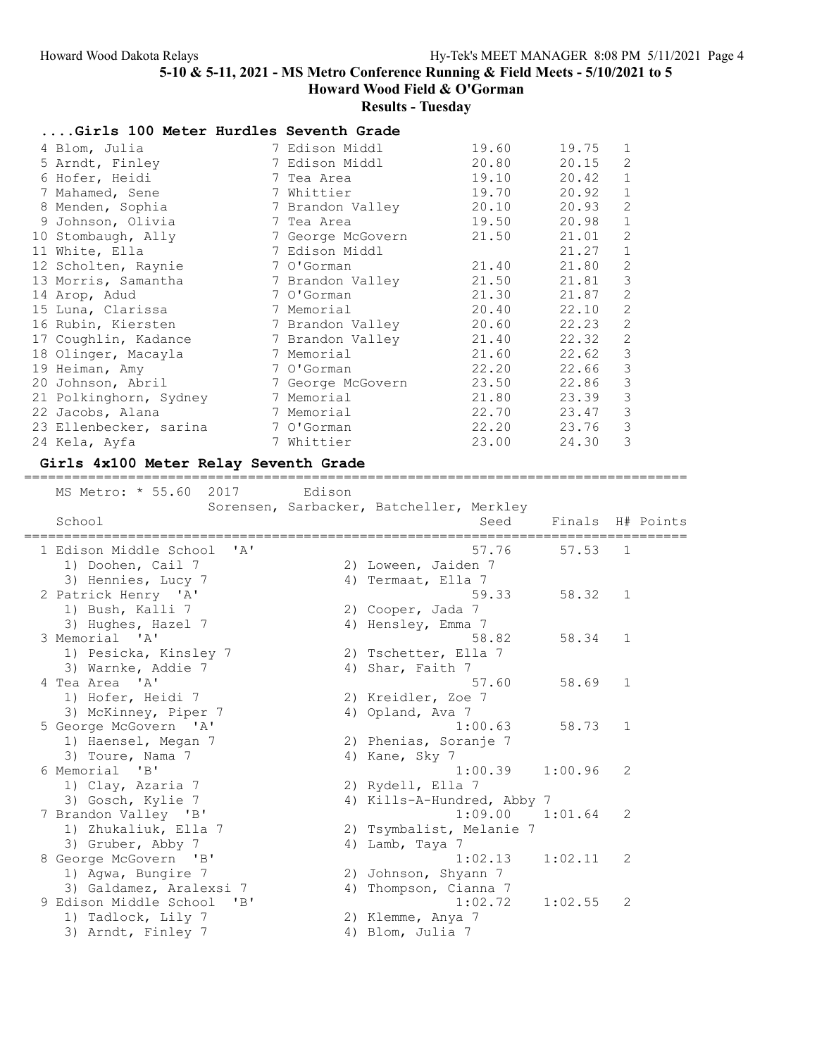## 5-10 & 5-11, 2021 - MS Metro Conference Running & Field Meets - 5/10/2021 to 5

## Howard Wood Field & O'Gorman

## Results - Tuesday

### ....Girls 100 Meter Hurdles Seventh Grade

| Place | Name | Yr | School | Seed | Finals | H# |
|---|---|---|---|---|---|---|
| 4 | Blom, Julia | 7 | Edison Middl | 19.60 | 19.75 | 1 |
| 5 | Arndt, Finley | 7 | Edison Middl | 20.80 | 20.15 | 2 |
| 6 | Hofer, Heidi | 7 | Tea Area | 19.10 | 20.42 | 1 |
| 7 | Mahamed, Sene | 7 | Whittier | 19.70 | 20.92 | 1 |
| 8 | Menden, Sophia | 7 | Brandon Valley | 20.10 | 20.93 | 2 |
| 9 | Johnson, Olivia | 7 | Tea Area | 19.50 | 20.98 | 1 |
| 10 | Stombaugh, Ally | 7 | George McGovern | 21.50 | 21.01 | 2 |
| 11 | White, Ella | 7 | Edison Middl | | 21.27 | 1 |
| 12 | Scholten, Raynie | 7 | O'Gorman | 21.40 | 21.80 | 2 |
| 13 | Morris, Samantha | 7 | Brandon Valley | 21.50 | 21.81 | 3 |
| 14 | Arop, Adud | 7 | O'Gorman | 21.30 | 21.87 | 2 |
| 15 | Luna, Clarissa | 7 | Memorial | 20.40 | 22.10 | 2 |
| 16 | Rubin, Kiersten | 7 | Brandon Valley | 20.60 | 22.23 | 2 |
| 17 | Coughlin, Kadance | 7 | Brandon Valley | 21.40 | 22.32 | 2 |
| 18 | Olinger, Macayla | 7 | Memorial | 21.60 | 22.62 | 3 |
| 19 | Heiman, Amy | 7 | O'Gorman | 22.20 | 22.66 | 3 |
| 20 | Johnson, Abril | 7 | George McGovern | 23.50 | 22.86 | 3 |
| 21 | Polkinghorn, Sydney | 7 | Memorial | 21.80 | 23.39 | 3 |
| 22 | Jacobs, Alana | 7 | Memorial | 22.70 | 23.47 | 3 |
| 23 | Ellenbecker, sarina | 7 | O'Gorman | 22.20 | 23.76 | 3 |
| 24 | Kela, Ayfa | 7 | Whittier | 23.00 | 24.30 | 3 |

### Girls 4x100 Meter Relay Seventh Grade

MS Metro: * 55.60 2017 Edison
Sorensen, Sarbacker, Batcheller, Merkley

| Place | School | Seed | Finals | H# | Points |
|---|---|---|---|---|---|
| 1 | Edison Middle School 'A' | 57.76 | 57.53 | 1 | |
| | 1) Doohen, Cail 7; 2) Loween, Jaiden 7; 3) Hennies, Lucy 7; 4) Termaat, Ella 7 | | | | |
| 2 | Patrick Henry 'A' | 59.33 | 58.32 | 1 | |
| | 1) Bush, Kalli 7; 2) Cooper, Jada 7; 3) Hughes, Hazel 7; 4) Hensley, Emma 7 | | | | |
| 3 | Memorial 'A' | 58.82 | 58.34 | 1 | |
| | 1) Pesicka, Kinsley 7; 2) Tschetter, Ella 7; 3) Warnke, Addie 7; 4) Shar, Faith 7 | | | | |
| 4 | Tea Area 'A' | 57.60 | 58.69 | 1 | |
| | 1) Hofer, Heidi 7; 2) Kreidler, Zoe 7; 3) McKinney, Piper 7; 4) Opland, Ava 7 | | | | |
| 5 | George McGovern 'A' | 1:00.63 | 58.73 | 1 | |
| | 1) Haensel, Megan 7; 2) Phenias, Soranje 7; 3) Toure, Nama 7; 4) Kane, Sky 7 | | | | |
| 6 | Memorial 'B' | 1:00.39 | 1:00.96 | 2 | |
| | 1) Clay, Azaria 7; 2) Rydell, Ella 7; 3) Gosch, Kylie 7; 4) Kills-A-Hundred, Abby 7 | | | | |
| 7 | Brandon Valley 'B' | 1:09.00 | 1:01.64 | 2 | |
| | 1) Zhukaliuk, Ella 7; 2) Tsymbalist, Melanie 7; 3) Gruber, Abby 7; 4) Lamb, Taya 7 | | | | |
| 8 | George McGovern 'B' | 1:02.13 | 1:02.11 | 2 | |
| | 1) Agwa, Bungire 7; 2) Johnson, Shyann 7; 3) Galdamez, Aralexsi 7; 4) Thompson, Cianna 7 | | | | |
| 9 | Edison Middle School 'B' | 1:02.72 | 1:02.55 | 2 | |
| | 1) Tadlock, Lily 7; 2) Klemme, Anya 7; 3) Arndt, Finley 7; 4) Blom, Julia 7 | | | | |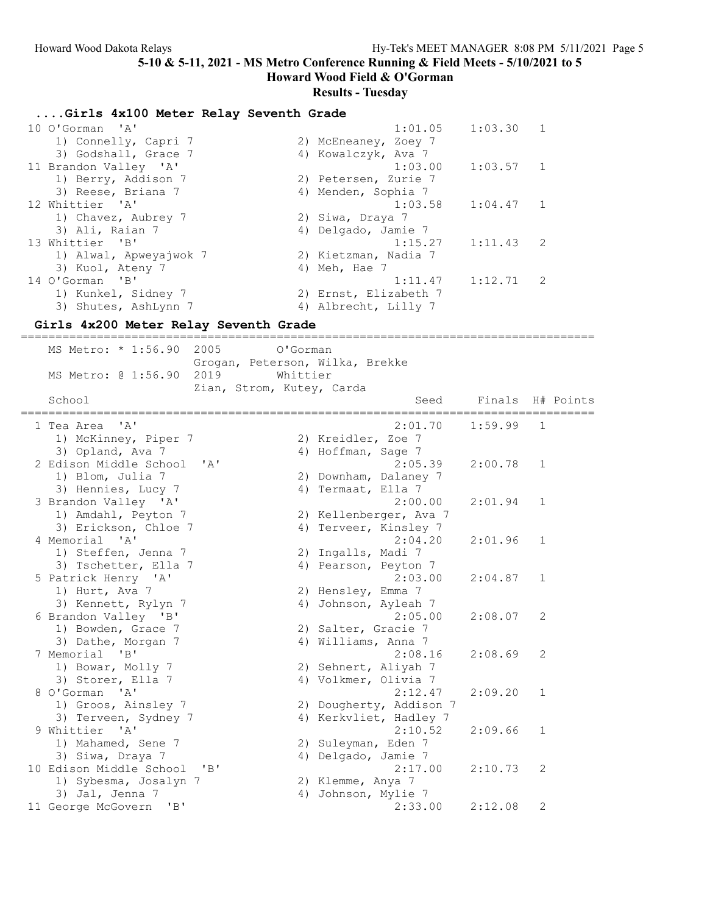## 5-10 & 5-11, 2021 - MS Metro Conference Running & Field Meets - 5/10/2021 to 5
## Howard Wood Field & O'Gorman
### Results - Tuesday

### ....Girls 4x100 Meter Relay Seventh Grade

| Place | School | Seed | Finals | H# |
|---|---|---|---|---|
| 10 | O'Gorman 'A' | 1:01.05 | 1:03.30 | 1 |
| | 1) Connelly, Capri 7; 2) McEneaney, Zoey 7; 3) Godshall, Grace 7; 4) Kowalczyk, Ava 7 | | | |
| 11 | Brandon Valley 'A' | 1:03.00 | 1:03.57 | 1 |
| | 1) Berry, Addison 7; 2) Petersen, Zurie 7; 3) Reese, Briana 7; 4) Menden, Sophia 7 | | | |
| 12 | Whittier 'A' | 1:03.58 | 1:04.47 | 1 |
| | 1) Chavez, Aubrey 7; 2) Siwa, Draya 7; 3) Ali, Raian 7; 4) Delgado, Jamie 7 | | | |
| 13 | Whittier 'B' | 1:15.27 | 1:11.43 | 2 |
| | 1) Alwal, Apweyajwok 7; 2) Kietzman, Nadia 7; 3) Kuol, Ateny 7; 4) Meh, Hae 7 | | | |
| 14 | O'Gorman 'B' | 1:11.47 | 1:12.71 | 2 |
| | 1) Kunkel, Sidney 7; 2) Ernst, Elizabeth 7; 3) Shutes, AshLynn 7; 4) Albrecht, Lilly 7 | | | |

### Girls 4x200 Meter Relay Seventh Grade

MS Metro: * 1:56.90 2005 O'Gorman
Grogan, Peterson, Wilka, Brekke

MS Metro: @ 1:56.90 2019 Whittier
Zian, Strom, Kutey, Carda

| Place | School | Seed | Finals | H# | Points |
|---|---|---|---|---|---|
| 1 | Tea Area 'A' | 2:01.70 | 1:59.99 | 1 | |
| | 1) McKinney, Piper 7; 2) Kreidler, Zoe 7; 3) Opland, Ava 7; 4) Hoffman, Sage 7 | | | | |
| 2 | Edison Middle School 'A' | 2:05.39 | 2:00.78 | 1 | |
| | 1) Blom, Julia 7; 2) Downham, Dalaney 7; 3) Hennies, Lucy 7; 4) Termaat, Ella 7 | | | | |
| 3 | Brandon Valley 'A' | 2:00.00 | 2:01.94 | 1 | |
| | 1) Amdahl, Peyton 7; 2) Kellenberger, Ava 7; 3) Erickson, Chloe 7; 4) Terveer, Kinsley 7 | | | | |
| 4 | Memorial 'A' | 2:04.20 | 2:01.96 | 1 | |
| | 1) Steffen, Jenna 7; 2) Ingalls, Madi 7; 3) Tschetter, Ella 7; 4) Pearson, Peyton 7 | | | | |
| 5 | Patrick Henry 'A' | 2:03.00 | 2:04.87 | 1 | |
| | 1) Hurt, Ava 7; 2) Hensley, Emma 7; 3) Kennett, Rylyn 7; 4) Johnson, Ayleah 7 | | | | |
| 6 | Brandon Valley 'B' | 2:05.00 | 2:08.07 | 2 | |
| | 1) Bowden, Grace 7; 2) Salter, Gracie 7; 3) Dathe, Morgan 7; 4) Williams, Anna 7 | | | | |
| 7 | Memorial 'B' | 2:08.16 | 2:08.69 | 2 | |
| | 1) Bowar, Molly 7; 2) Sehnert, Aliyah 7; 3) Storer, Ella 7; 4) Volkmer, Olivia 7 | | | | |
| 8 | O'Gorman 'A' | 2:12.47 | 2:09.20 | 1 | |
| | 1) Groos, Ainsley 7; 2) Dougherty, Addison 7; 3) Terveen, Sydney 7; 4) Kerkvliet, Hadley 7 | | | | |
| 9 | Whittier 'A' | 2:10.52 | 2:09.66 | 1 | |
| | 1) Mahamed, Sene 7; 2) Suleyman, Eden 7; 3) Siwa, Draya 7; 4) Delgado, Jamie 7 | | | | |
| 10 | Edison Middle School 'B' | 2:17.00 | 2:10.73 | 2 | |
| | 1) Sybesma, Josalyn 7; 2) Klemme, Anya 7; 3) Jal, Jenna 7; 4) Johnson, Mylie 7 | | | | |
| 11 | George McGovern 'B' | 2:33.00 | 2:12.08 | 2 | |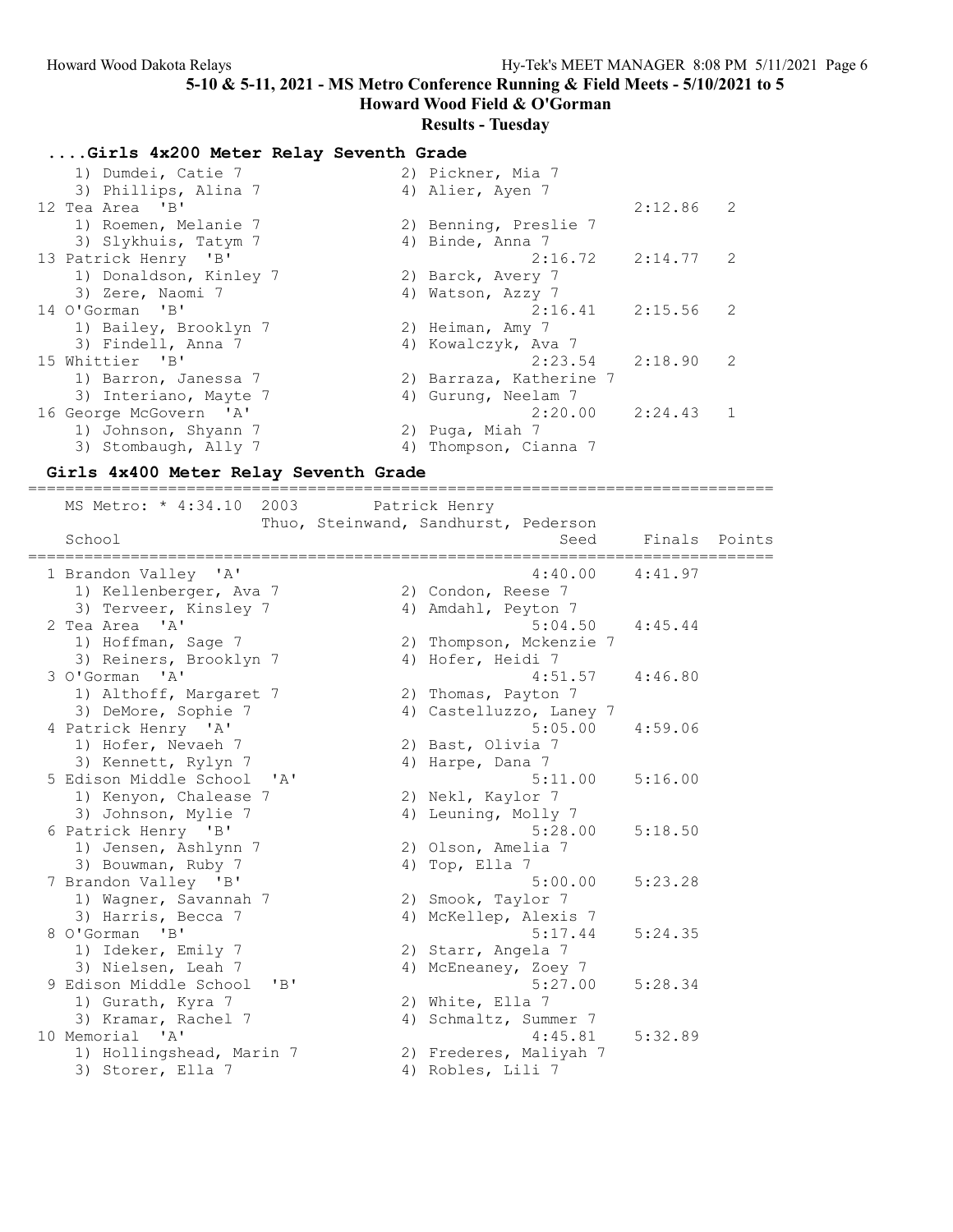# 5-10 & 5-11, 2021 - MS Metro Conference Running & Field Meets - 5/10/2021 to 5

## Howard Wood Field & O'Gorman

### Results - Tuesday

### ....Girls 4x200 Meter Relay Seventh Grade

```
    1) Dumdei, Catie 7                 2) Pickner, Mia 7
    3) Phillips, Alina 7               4) Alier, Ayen 7
 12 Tea Area  'B'                                          2:12.86   2
    1) Roemen, Melanie 7               2) Benning, Preslie 7
    3) Slykhuis, Tatym 7               4) Binde, Anna 7
 13 Patrick Henry  'B'                            2:16.72    2:14.77   2
    1) Donaldson, Kinley 7             2) Barck, Avery 7
    3) Zere, Naomi 7                   4) Watson, Azzy 7
 14 O'Gorman  'B'                                 2:16.41    2:15.56   2
    1) Bailey, Brooklyn 7              2) Heiman, Amy 7
    3) Findell, Anna 7                 4) Kowalczyk, Ava 7
 15 Whittier  'B'                                 2:23.54    2:18.90   2
    1) Barron, Janessa 7               2) Barraza, Katherine 7
    3) Interiano, Mayte 7              4) Gurung, Neelam 7
 16 George McGovern  'A'                          2:20.00    2:24.43   1
    1) Johnson, Shyann 7               2) Puga, Miah 7
    3) Stombaugh, Ally 7               4) Thompson, Cianna 7
```

### Girls 4x400 Meter Relay Seventh Grade

```
================================================================================
    MS Metro: * 4:34.10  2003        Patrick Henry
                        Thuo, Steinwand, Sandhurst, Pederson
    School                                           Seed    Finals  Points
================================================================================
  1 Brandon Valley  'A'                           4:40.00    4:41.97
    1) Kellenberger, Ava 7             2) Condon, Reese 7
    3) Terveer, Kinsley 7              4) Amdahl, Peyton 7
  2 Tea Area  'A'                                 5:04.50    4:45.44
    1) Hoffman, Sage 7                 2) Thompson, Mckenzie 7
    3) Reiners, Brooklyn 7             4) Hofer, Heidi 7
  3 O'Gorman  'A'                                 4:51.57    4:46.80
    1) Althoff, Margaret 7             2) Thomas, Payton 7
    3) DeMore, Sophie 7                4) Castelluzzo, Laney 7
  4 Patrick Henry  'A'                            5:05.00    4:59.06
    1) Hofer, Nevaeh 7                 2) Bast, Olivia 7
    3) Kennett, Rylyn 7                4) Harpe, Dana 7
  5 Edison Middle School  'A'                     5:11.00    5:16.00
    1) Kenyon, Chalease 7              2) Nekl, Kaylor 7
    3) Johnson, Mylie 7                4) Leuning, Molly 7
  6 Patrick Henry  'B'                            5:28.00    5:18.50
    1) Jensen, Ashlynn 7               2) Olson, Amelia 7
    3) Bouwman, Ruby 7                 4) Top, Ella 7
  7 Brandon Valley  'B'                           5:00.00    5:23.28
    1) Wagner, Savannah 7              2) Smook, Taylor 7
    3) Harris, Becca 7                 4) McKellep, Alexis 7
  8 O'Gorman  'B'                                 5:17.44    5:24.35
    1) Ideker, Emily 7                 2) Starr, Angela 7
    3) Nielsen, Leah 7                 4) McEneaney, Zoey 7
  9 Edison Middle School  'B'                     5:27.00    5:28.34
    1) Gurath, Kyra 7                  2) White, Ella 7
    3) Kramar, Rachel 7                4) Schmaltz, Summer 7
 10 Memorial  'A'                                 4:45.81    5:32.89
    1) Hollingshead, Marin 7           2) Frederes, Maliyah 7
    3) Storer, Ella 7                  4) Robles, Lili 7
```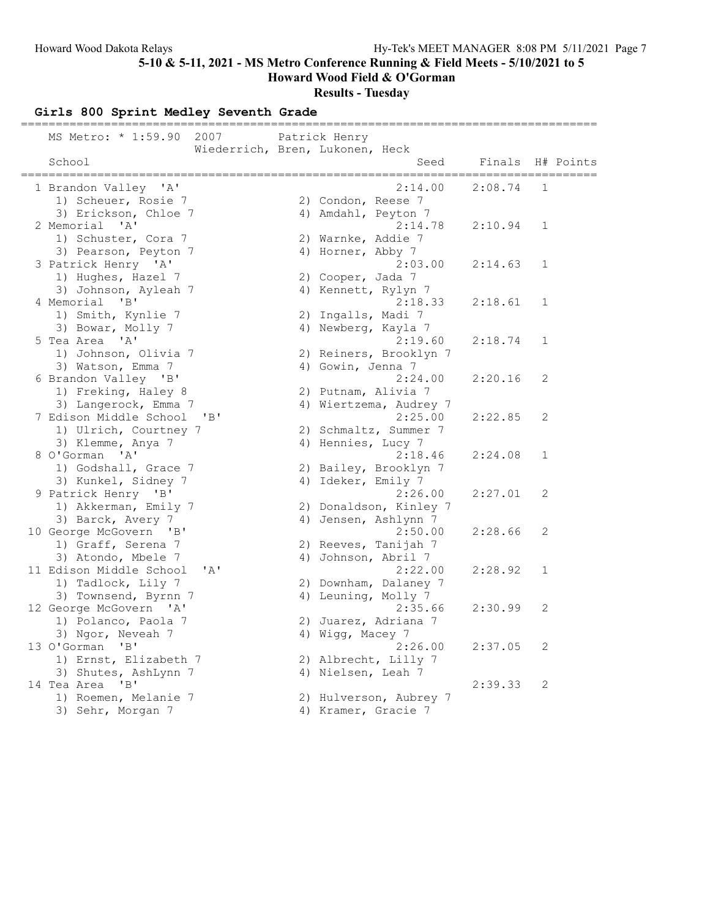5-10 & 5-11, 2021 - MS Metro Conference Running & Field Meets - 5/10/2021 to 5

Howard Wood Field & O'Gorman

**Results - Tuesday**

## Girls 800 Sprint Medley Seventh Grade

MS Metro: * 1:59.90 2007 Patrick Henry
Wiederrich, Bren, Lukonen, Heck

| School | Seed | Finals | H# | Points |
|---|---|---|---|---|
| 1 Brandon Valley 'A' | 2:14.00 | 2:08.74 | 1 | |
| 1) Scheuer, Rosie 7; 2) Condon, Reese 7; 3) Erickson, Chloe 7; 4) Amdahl, Peyton 7 | | | | |
| 2 Memorial 'A' | 2:14.78 | 2:10.94 | 1 | |
| 1) Schuster, Cora 7; 2) Warnke, Addie 7; 3) Pearson, Peyton 7; 4) Horner, Abby 7 | | | | |
| 3 Patrick Henry 'A' | 2:03.00 | 2:14.63 | 1 | |
| 1) Hughes, Hazel 7; 2) Cooper, Jada 7; 3) Johnson, Ayleah 7; 4) Kennett, Rylyn 7 | | | | |
| 4 Memorial 'B' | 2:18.33 | 2:18.61 | 1 | |
| 1) Smith, Kynlie 7; 2) Ingalls, Madi 7; 3) Bowar, Molly 7; 4) Newberg, Kayla 7 | | | | |
| 5 Tea Area 'A' | 2:19.60 | 2:18.74 | 1 | |
| 1) Johnson, Olivia 7; 2) Reiners, Brooklyn 7; 3) Watson, Emma 7; 4) Gowin, Jenna 7 | | | | |
| 6 Brandon Valley 'B' | 2:24.00 | 2:20.16 | 2 | |
| 1) Freking, Haley 8; 2) Putnam, Alivia 7; 3) Langerock, Emma 7; 4) Wiertzema, Audrey 7 | | | | |
| 7 Edison Middle School 'B' | 2:25.00 | 2:22.85 | 2 | |
| 1) Ulrich, Courtney 7; 2) Schmaltz, Summer 7; 3) Klemme, Anya 7; 4) Hennies, Lucy 7 | | | | |
| 8 O'Gorman 'A' | 2:18.46 | 2:24.08 | 1 | |
| 1) Godshall, Grace 7; 2) Bailey, Brooklyn 7; 3) Kunkel, Sidney 7; 4) Ideker, Emily 7 | | | | |
| 9 Patrick Henry 'B' | 2:26.00 | 2:27.01 | 2 | |
| 1) Akkerman, Emily 7; 2) Donaldson, Kinley 7; 3) Barck, Avery 7; 4) Jensen, Ashlynn 7 | | | | |
| 10 George McGovern 'B' | 2:50.00 | 2:28.66 | 2 | |
| 1) Graff, Serena 7; 2) Reeves, Tanijah 7; 3) Atondo, Mbele 7; 4) Johnson, Abril 7 | | | | |
| 11 Edison Middle School 'A' | 2:22.00 | 2:28.92 | 1 | |
| 1) Tadlock, Lily 7; 2) Downham, Dalaney 7; 3) Townsend, Byrnn 7; 4) Leuning, Molly 7 | | | | |
| 12 George McGovern 'A' | 2:35.66 | 2:30.99 | 2 | |
| 1) Polanco, Paola 7; 2) Juarez, Adriana 7; 3) Ngor, Neveah 7; 4) Wigg, Macey 7 | | | | |
| 13 O'Gorman 'B' | 2:26.00 | 2:37.05 | 2 | |
| 1) Ernst, Elizabeth 7; 2) Albrecht, Lilly 7; 3) Shutes, AshLynn 7; 4) Nielsen, Leah 7 | | | | |
| 14 Tea Area 'B' | | 2:39.33 | 2 | |
| 1) Roemen, Melanie 7; 2) Hulverson, Aubrey 7; 3) Sehr, Morgan 7; 4) Kramer, Gracie 7 | | | | |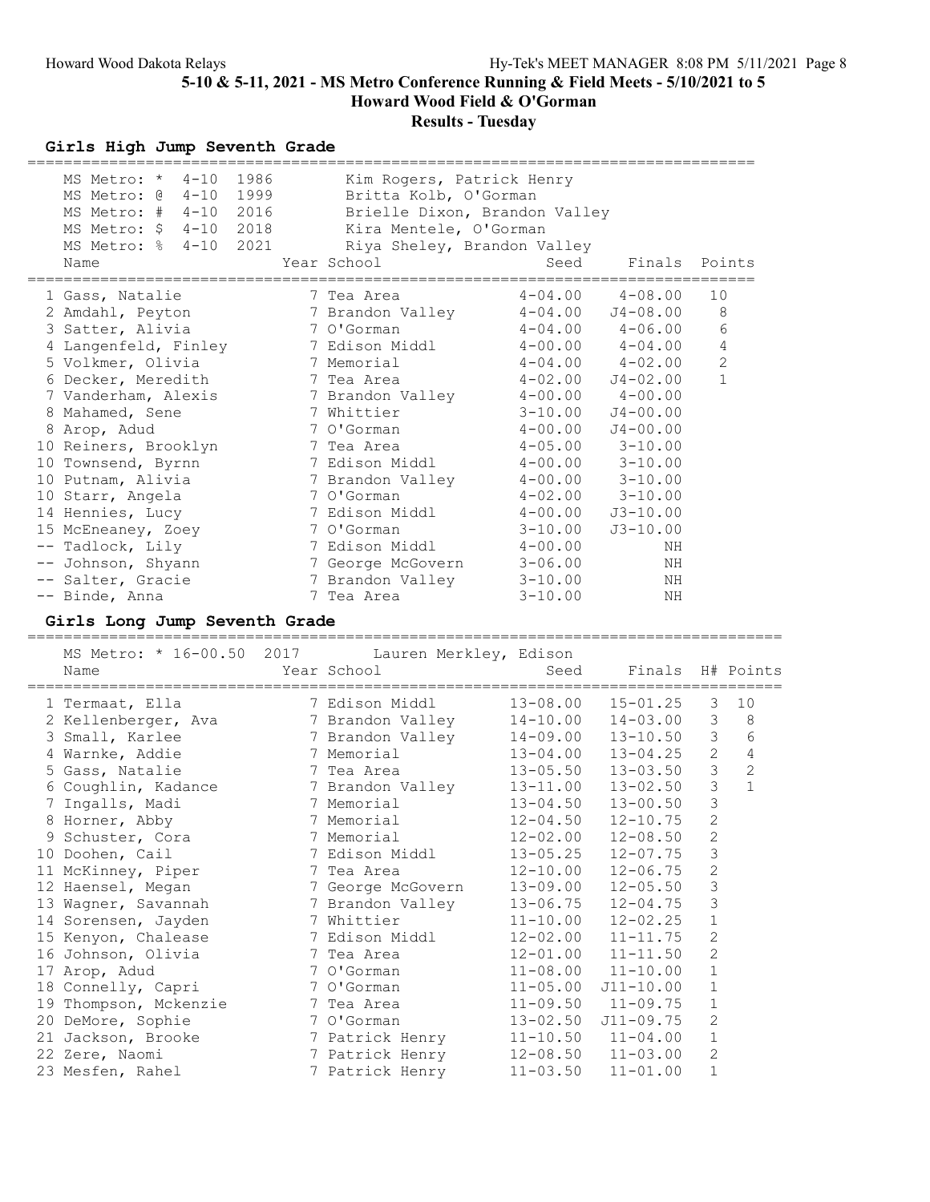# 5-10 & 5-11, 2021 - MS Metro Conference Running & Field Meets - 5/10/2021 to 5

## Howard Wood Field & O'Gorman

## Results - Tuesday

### Girls High Jump Seventh Grade

MS Metro: * 4-10 1986 Kim Rogers, Patrick Henry
MS Metro: @ 4-10 1999 Britta Kolb, O'Gorman
MS Metro: # 4-10 2016 Brielle Dixon, Brandon Valley
MS Metro: $ 4-10 2018 Kira Mentele, O'Gorman
MS Metro: % 4-10 2021 Riya Sheley, Brandon Valley

| | Name | Year | School | Seed | Finals | Points |
|---|---|---|---|---|---|---|
| 1 | Gass, Natalie | 7 | Tea Area | 4-04.00 | 4-08.00 | 10 |
| 2 | Amdahl, Peyton | 7 | Brandon Valley | 4-04.00 | J4-08.00 | 8 |
| 3 | Satter, Alivia | 7 | O'Gorman | 4-04.00 | 4-06.00 | 6 |
| 4 | Langenfeld, Finley | 7 | Edison Middl | 4-00.00 | 4-04.00 | 4 |
| 5 | Volkmer, Olivia | 7 | Memorial | 4-04.00 | 4-02.00 | 2 |
| 6 | Decker, Meredith | 7 | Tea Area | 4-02.00 | J4-02.00 | 1 |
| 7 | Vanderham, Alexis | 7 | Brandon Valley | 4-00.00 | 4-00.00 | |
| 8 | Mahamed, Sene | 7 | Whittier | 3-10.00 | J4-00.00 | |
| 8 | Arop, Adud | 7 | O'Gorman | 4-00.00 | J4-00.00 | |
| 10 | Reiners, Brooklyn | 7 | Tea Area | 4-05.00 | 3-10.00 | |
| 10 | Townsend, Byrnn | 7 | Edison Middl | 4-00.00 | 3-10.00 | |
| 10 | Putnam, Alivia | 7 | Brandon Valley | 4-00.00 | 3-10.00 | |
| 10 | Starr, Angela | 7 | O'Gorman | 4-02.00 | 3-10.00 | |
| 14 | Hennies, Lucy | 7 | Edison Middl | 4-00.00 | J3-10.00 | |
| 15 | McEneaney, Zoey | 7 | O'Gorman | 3-10.00 | J3-10.00 | |
| -- | Tadlock, Lily | 7 | Edison Middl | 4-00.00 | NH | |
| -- | Johnson, Shyann | 7 | George McGovern | 3-06.00 | NH | |
| -- | Salter, Gracie | 7 | Brandon Valley | 3-10.00 | NH | |
| -- | Binde, Anna | 7 | Tea Area | 3-10.00 | NH | |

### Girls Long Jump Seventh Grade

MS Metro: * 16-00.50 2017 Lauren Merkley, Edison

| | Name | Year | School | Seed | Finals | H# | Points |
|---|---|---|---|---|---|---|---|
| 1 | Termaat, Ella | 7 | Edison Middl | 13-08.00 | 15-01.25 | 3 | 10 |
| 2 | Kellenberger, Ava | 7 | Brandon Valley | 14-10.00 | 14-03.00 | 3 | 8 |
| 3 | Small, Karlee | 7 | Brandon Valley | 14-09.00 | 13-10.50 | 3 | 6 |
| 4 | Warnke, Addie | 7 | Memorial | 13-04.00 | 13-04.25 | 2 | 4 |
| 5 | Gass, Natalie | 7 | Tea Area | 13-05.50 | 13-03.50 | 3 | 2 |
| 6 | Coughlin, Kadance | 7 | Brandon Valley | 13-11.00 | 13-02.50 | 3 | 1 |
| 7 | Ingalls, Madi | 7 | Memorial | 13-04.50 | 13-00.50 | 3 | |
| 8 | Horner, Abby | 7 | Memorial | 12-04.50 | 12-10.75 | 2 | |
| 9 | Schuster, Cora | 7 | Memorial | 12-02.00 | 12-08.50 | 2 | |
| 10 | Doohen, Cail | 7 | Edison Middl | 13-05.25 | 12-07.75 | 3 | |
| 11 | McKinney, Piper | 7 | Tea Area | 12-10.00 | 12-06.75 | 2 | |
| 12 | Haensel, Megan | 7 | George McGovern | 13-09.00 | 12-05.50 | 3 | |
| 13 | Wagner, Savannah | 7 | Brandon Valley | 13-06.75 | 12-04.75 | 3 | |
| 14 | Sorensen, Jayden | 7 | Whittier | 11-10.00 | 12-02.25 | 1 | |
| 15 | Kenyon, Chalease | 7 | Edison Middl | 12-02.00 | 11-11.75 | 2 | |
| 16 | Johnson, Olivia | 7 | Tea Area | 12-01.00 | 11-11.50 | 2 | |
| 17 | Arop, Adud | 7 | O'Gorman | 11-08.00 | 11-10.00 | 1 | |
| 18 | Connelly, Capri | 7 | O'Gorman | 11-05.00 | J11-10.00 | 1 | |
| 19 | Thompson, Mckenzie | 7 | Tea Area | 11-09.50 | 11-09.75 | 1 | |
| 20 | DeMore, Sophie | 7 | O'Gorman | 13-02.50 | J11-09.75 | 2 | |
| 21 | Jackson, Brooke | 7 | Patrick Henry | 11-10.50 | 11-04.00 | 1 | |
| 22 | Zere, Naomi | 7 | Patrick Henry | 12-08.50 | 11-03.00 | 2 | |
| 23 | Mesfen, Rahel | 7 | Patrick Henry | 11-03.50 | 11-01.00 | 1 | |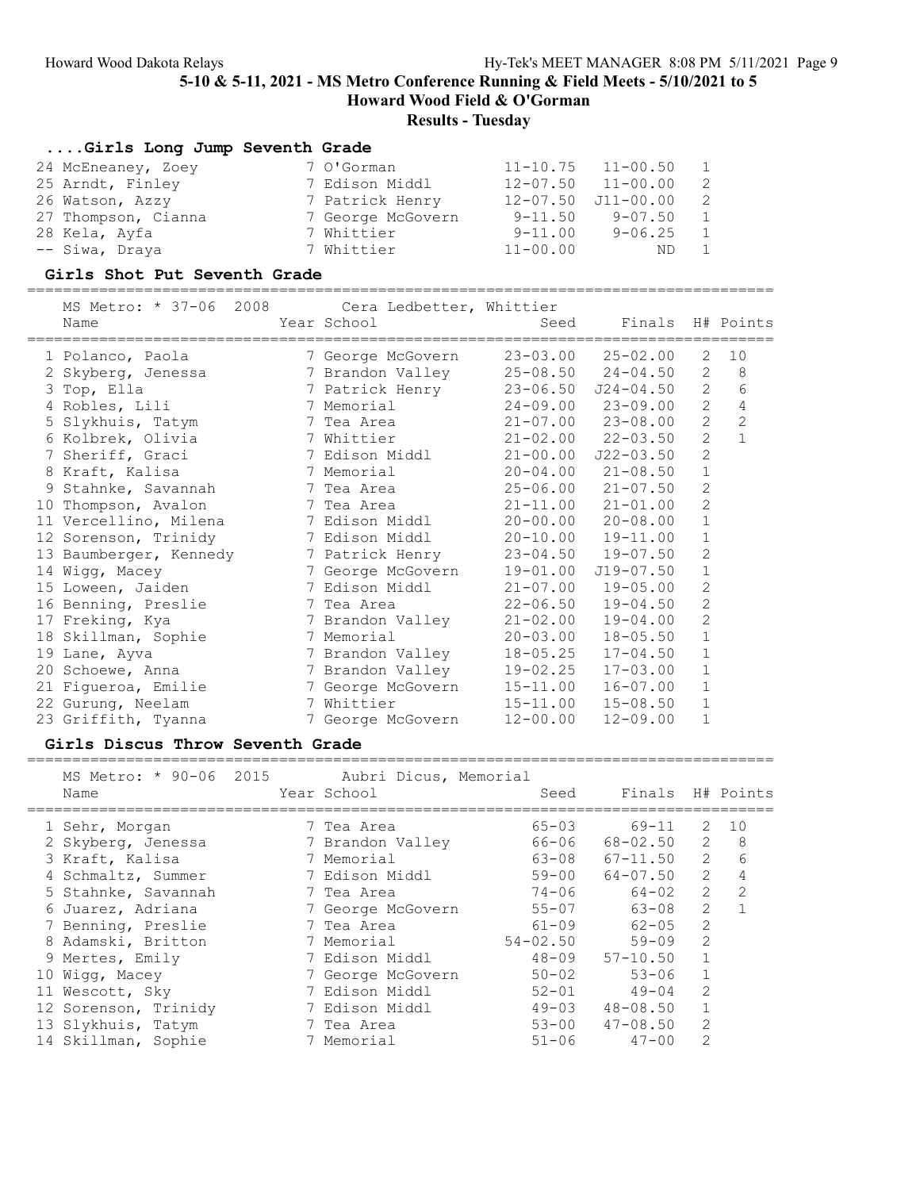## 5-10 & 5-11, 2021 - MS Metro Conference Running & Field Meets - 5/10/2021 to 5

### Howard Wood Field & O'Gorman

### Results - Tuesday

### ....Girls Long Jump Seventh Grade

| Place | Name | Year | School | Seed | Finals | H# |
|---|---|---|---|---|---|---|
| 24 | McEneaney, Zoey | 7 | O'Gorman | 11-10.75 | 11-00.50 | 1 |
| 25 | Arndt, Finley | 7 | Edison Middl | 12-07.50 | 11-00.00 | 2 |
| 26 | Watson, Azzy | 7 | Patrick Henry | 12-07.50 | J11-00.00 | 2 |
| 27 | Thompson, Cianna | 7 | George McGovern | 9-11.50 | 9-07.50 | 1 |
| 28 | Kela, Ayfa | 7 | Whittier | 9-11.00 | 9-06.25 | 1 |
| -- | Siwa, Draya | 7 | Whittier | 11-00.00 | ND | 1 |

### Girls Shot Put Seventh Grade

MS Metro: * 37-06 2008 Cera Ledbetter, Whittier

| Place | Name | Year | School | Seed | Finals | H# | Points |
|---|---|---|---|---|---|---|---|
| 1 | Polanco, Paola | 7 | George McGovern | 23-03.00 | 25-02.00 | 2 | 10 |
| 2 | Skyberg, Jenessa | 7 | Brandon Valley | 25-08.50 | 24-04.50 | 2 | 8 |
| 3 | Top, Ella | 7 | Patrick Henry | 23-06.50 | J24-04.50 | 2 | 6 |
| 4 | Robles, Lili | 7 | Memorial | 24-09.00 | 23-09.00 | 2 | 4 |
| 5 | Slykhuis, Tatym | 7 | Tea Area | 21-07.00 | 23-08.00 | 2 | 2 |
| 6 | Kolbrek, Olivia | 7 | Whittier | 21-02.00 | 22-03.50 | 2 | 1 |
| 7 | Sheriff, Graci | 7 | Edison Middl | 21-00.00 | J22-03.50 | 2 | |
| 8 | Kraft, Kalisa | 7 | Memorial | 20-04.00 | 21-08.50 | 1 | |
| 9 | Stahnke, Savannah | 7 | Tea Area | 25-06.00 | 21-07.50 | 2 | |
| 10 | Thompson, Avalon | 7 | Tea Area | 21-11.00 | 21-01.00 | 2 | |
| 11 | Vercellino, Milena | 7 | Edison Middl | 20-00.00 | 20-08.00 | 1 | |
| 12 | Sorenson, Trinidy | 7 | Edison Middl | 20-10.00 | 19-11.00 | 1 | |
| 13 | Baumberger, Kennedy | 7 | Patrick Henry | 23-04.50 | 19-07.50 | 2 | |
| 14 | Wigg, Macey | 7 | George McGovern | 19-01.00 | J19-07.50 | 1 | |
| 15 | Loween, Jaiden | 7 | Edison Middl | 21-07.00 | 19-05.00 | 2 | |
| 16 | Benning, Preslie | 7 | Tea Area | 22-06.50 | 19-04.50 | 2 | |
| 17 | Freking, Kya | 7 | Brandon Valley | 21-02.00 | 19-04.00 | 2 | |
| 18 | Skillman, Sophie | 7 | Memorial | 20-03.00 | 18-05.50 | 1 | |
| 19 | Lane, Ayva | 7 | Brandon Valley | 18-05.25 | 17-04.50 | 1 | |
| 20 | Schoewe, Anna | 7 | Brandon Valley | 19-02.25 | 17-03.00 | 1 | |
| 21 | Figueroa, Emilie | 7 | George McGovern | 15-11.00 | 16-07.00 | 1 | |
| 22 | Gurung, Neelam | 7 | Whittier | 15-11.00 | 15-08.50 | 1 | |
| 23 | Griffith, Tyanna | 7 | George McGovern | 12-00.00 | 12-09.00 | 1 | |

### Girls Discus Throw Seventh Grade

MS Metro: * 90-06 2015 Aubri Dicus, Memorial

| Place | Name | Year | School | Seed | Finals | H# | Points |
|---|---|---|---|---|---|---|---|
| 1 | Sehr, Morgan | 7 | Tea Area | 65-03 | 69-11 | 2 | 10 |
| 2 | Skyberg, Jenessa | 7 | Brandon Valley | 66-06 | 68-02.50 | 2 | 8 |
| 3 | Kraft, Kalisa | 7 | Memorial | 63-08 | 67-11.50 | 2 | 6 |
| 4 | Schmaltz, Summer | 7 | Edison Middl | 59-00 | 64-07.50 | 2 | 4 |
| 5 | Stahnke, Savannah | 7 | Tea Area | 74-06 | 64-02 | 2 | 2 |
| 6 | Juarez, Adriana | 7 | George McGovern | 55-07 | 63-08 | 2 | 1 |
| 7 | Benning, Preslie | 7 | Tea Area | 61-09 | 62-05 | 2 | |
| 8 | Adamski, Britton | 7 | Memorial | 54-02.50 | 59-09 | 2 | |
| 9 | Mertes, Emily | 7 | Edison Middl | 48-09 | 57-10.50 | 1 | |
| 10 | Wigg, Macey | 7 | George McGovern | 50-02 | 53-06 | 1 | |
| 11 | Wescott, Sky | 7 | Edison Middl | 52-01 | 49-04 | 2 | |
| 12 | Sorenson, Trinidy | 7 | Edison Middl | 49-03 | 48-08.50 | 1 | |
| 13 | Slykhuis, Tatym | 7 | Tea Area | 53-00 | 47-08.50 | 2 | |
| 14 | Skillman, Sophie | 7 | Memorial | 51-06 | 47-00 | 2 | |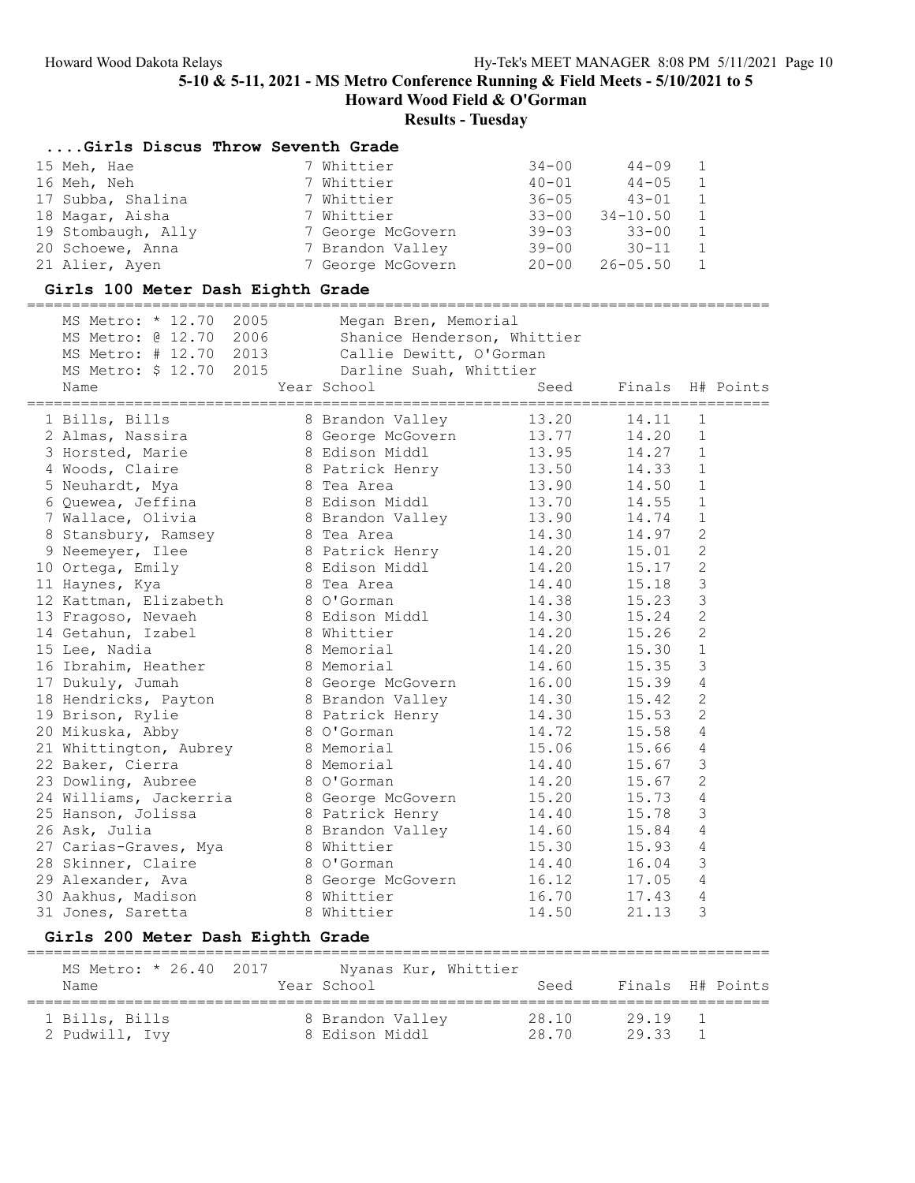## 5-10 & 5-11, 2021 - MS Metro Conference Running & Field Meets - 5/10/2021 to 5
## Howard Wood Field & O'Gorman
## Results - Tuesday

### ....Girls Discus Throw Seventh Grade

| Name | Year | School | Seed | Finals | H# | Points |
|---|---|---|---|---|---|---|
| 15 Meh, Hae | 7 | Whittier | 34-00 | 44-09 | 1 | |
| 16 Meh, Neh | 7 | Whittier | 40-01 | 44-05 | 1 | |
| 17 Subba, Shalina | 7 | Whittier | 36-05 | 43-01 | 1 | |
| 18 Magar, Aisha | 7 | Whittier | 33-00 | 34-10.50 | 1 | |
| 19 Stombaugh, Ally | 7 | George McGovern | 39-03 | 33-00 | 1 | |
| 20 Schoewe, Anna | 7 | Brandon Valley | 39-00 | 30-11 | 1 | |
| 21 Alier, Ayen | 7 | George McGovern | 20-00 | 26-05.50 | 1 | |

### Girls 100 Meter Dash Eighth Grade

MS Metro: * 12.70 2005 Megan Bren, Memorial
MS Metro: @ 12.70 2006 Shanice Henderson, Whittier
MS Metro: # 12.70 2013 Callie Dewitt, O'Gorman
MS Metro: $ 12.70 2015 Darline Suah, Whittier

| Name | Year | School | Seed | Finals | H# | Points |
|---|---|---|---|---|---|---|
| 1 Bills, Bills | 8 | Brandon Valley | 13.20 | 14.11 | 1 | |
| 2 Almas, Nassira | 8 | George McGovern | 13.77 | 14.20 | 1 | |
| 3 Horsted, Marie | 8 | Edison Middl | 13.95 | 14.27 | 1 | |
| 4 Woods, Claire | 8 | Patrick Henry | 13.50 | 14.33 | 1 | |
| 5 Neuhardt, Mya | 8 | Tea Area | 13.90 | 14.50 | 1 | |
| 6 Quewea, Jeffina | 8 | Edison Middl | 13.70 | 14.55 | 1 | |
| 7 Wallace, Olivia | 8 | Brandon Valley | 13.90 | 14.74 | 1 | |
| 8 Stansbury, Ramsey | 8 | Tea Area | 14.30 | 14.97 | 2 | |
| 9 Neemeyer, Ilee | 8 | Patrick Henry | 14.20 | 15.01 | 2 | |
| 10 Ortega, Emily | 8 | Edison Middl | 14.20 | 15.17 | 2 | |
| 11 Haynes, Kya | 8 | Tea Area | 14.40 | 15.18 | 3 | |
| 12 Kattman, Elizabeth | 8 | O'Gorman | 14.38 | 15.23 | 3 | |
| 13 Fragoso, Nevaeh | 8 | Edison Middl | 14.30 | 15.24 | 2 | |
| 14 Getahun, Izabel | 8 | Whittier | 14.20 | 15.26 | 2 | |
| 15 Lee, Nadia | 8 | Memorial | 14.20 | 15.30 | 1 | |
| 16 Ibrahim, Heather | 8 | Memorial | 14.60 | 15.35 | 3 | |
| 17 Dukuly, Jumah | 8 | George McGovern | 16.00 | 15.39 | 4 | |
| 18 Hendricks, Payton | 8 | Brandon Valley | 14.30 | 15.42 | 2 | |
| 19 Brison, Rylie | 8 | Patrick Henry | 14.30 | 15.53 | 2 | |
| 20 Mikuska, Abby | 8 | O'Gorman | 14.72 | 15.58 | 4 | |
| 21 Whittington, Aubrey | 8 | Memorial | 15.06 | 15.66 | 4 | |
| 22 Baker, Cierra | 8 | Memorial | 14.40 | 15.67 | 3 | |
| 23 Dowling, Aubree | 8 | O'Gorman | 14.20 | 15.67 | 2 | |
| 24 Williams, Jackerria | 8 | George McGovern | 15.20 | 15.73 | 4 | |
| 25 Hanson, Jolissa | 8 | Patrick Henry | 14.40 | 15.78 | 3 | |
| 26 Ask, Julia | 8 | Brandon Valley | 14.60 | 15.84 | 4 | |
| 27 Carias-Graves, Mya | 8 | Whittier | 15.30 | 15.93 | 4 | |
| 28 Skinner, Claire | 8 | O'Gorman | 14.40 | 16.04 | 3 | |
| 29 Alexander, Ava | 8 | George McGovern | 16.12 | 17.05 | 4 | |
| 30 Aakhus, Madison | 8 | Whittier | 16.70 | 17.43 | 4 | |
| 31 Jones, Saretta | 8 | Whittier | 14.50 | 21.13 | 3 | |

### Girls 200 Meter Dash Eighth Grade

MS Metro: * 26.40 2017 Nyanas Kur, Whittier

| Name | Year | School | Seed | Finals | H# | Points |
|---|---|---|---|---|---|---|
| 1 Bills, Bills | 8 | Brandon Valley | 28.10 | 29.19 | 1 | |
| 2 Pudwill, Ivy | 8 | Edison Middl | 28.70 | 29.33 | 1 | |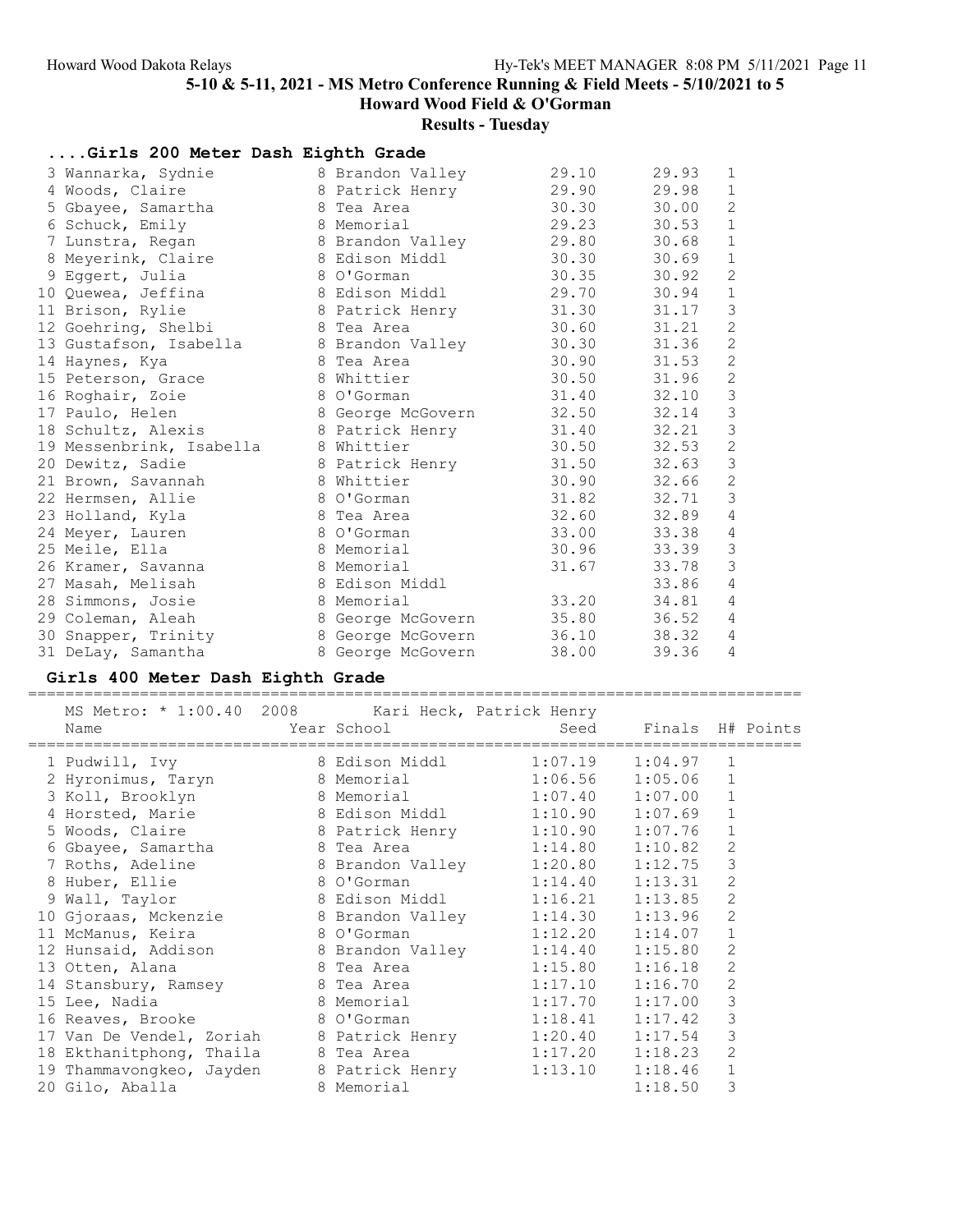## 5-10 & 5-11, 2021 - MS Metro Conference Running & Field Meets - 5/10/2021 to 5

**Howard Wood Field & O'Gorman**

**Results - Tuesday**

### ....Girls 200 Meter Dash Eighth Grade

| Place | Name | Year | School | Seed | Finals | H# | Points |
|---|---|---|---|---|---|---|---|
| 3 | Wannarka, Sydnie | 8 | Brandon Valley | 29.10 | 29.93 | 1 | |
| 4 | Woods, Claire | 8 | Patrick Henry | 29.90 | 29.98 | 1 | |
| 5 | Gbayee, Samartha | 8 | Tea Area | 30.30 | 30.00 | 2 | |
| 6 | Schuck, Emily | 8 | Memorial | 29.23 | 30.53 | 1 | |
| 7 | Lunstra, Regan | 8 | Brandon Valley | 29.80 | 30.68 | 1 | |
| 8 | Meyerink, Claire | 8 | Edison Middl | 30.30 | 30.69 | 1 | |
| 9 | Eggert, Julia | 8 | O'Gorman | 30.35 | 30.92 | 2 | |
| 10 | Quewea, Jeffina | 8 | Edison Middl | 29.70 | 30.94 | 1 | |
| 11 | Brison, Rylie | 8 | Patrick Henry | 31.30 | 31.17 | 3 | |
| 12 | Goehring, Shelbi | 8 | Tea Area | 30.60 | 31.21 | 2 | |
| 13 | Gustafson, Isabella | 8 | Brandon Valley | 30.30 | 31.36 | 2 | |
| 14 | Haynes, Kya | 8 | Tea Area | 30.90 | 31.53 | 2 | |
| 15 | Peterson, Grace | 8 | Whittier | 30.50 | 31.96 | 2 | |
| 16 | Roghair, Zoie | 8 | O'Gorman | 31.40 | 32.10 | 3 | |
| 17 | Paulo, Helen | 8 | George McGovern | 32.50 | 32.14 | 3 | |
| 18 | Schultz, Alexis | 8 | Patrick Henry | 31.40 | 32.21 | 3 | |
| 19 | Messenbrink, Isabella | 8 | Whittier | 30.50 | 32.53 | 2 | |
| 20 | Dewitz, Sadie | 8 | Patrick Henry | 31.50 | 32.63 | 3 | |
| 21 | Brown, Savannah | 8 | Whittier | 30.90 | 32.66 | 2 | |
| 22 | Hermsen, Allie | 8 | O'Gorman | 31.82 | 32.71 | 3 | |
| 23 | Holland, Kyla | 8 | Tea Area | 32.60 | 32.89 | 4 | |
| 24 | Meyer, Lauren | 8 | O'Gorman | 33.00 | 33.38 | 4 | |
| 25 | Meile, Ella | 8 | Memorial | 30.96 | 33.39 | 3 | |
| 26 | Kramer, Savanna | 8 | Memorial | 31.67 | 33.78 | 3 | |
| 27 | Masah, Melisah | 8 | Edison Middl | | 33.86 | 4 | |
| 28 | Simmons, Josie | 8 | Memorial | 33.20 | 34.81 | 4 | |
| 29 | Coleman, Aleah | 8 | George McGovern | 35.80 | 36.52 | 4 | |
| 30 | Snapper, Trinity | 8 | George McGovern | 36.10 | 38.32 | 4 | |
| 31 | DeLay, Samantha | 8 | George McGovern | 38.00 | 39.36 | 4 | |

### Girls 400 Meter Dash Eighth Grade

MS Metro: * 1:00.40 2008 Kari Heck, Patrick Henry

| Place | Name | Year | School | Seed | Finals | H# | Points |
|---|---|---|---|---|---|---|---|
| 1 | Pudwill, Ivy | 8 | Edison Middl | 1:07.19 | 1:04.97 | 1 | |
| 2 | Hyronimus, Taryn | 8 | Memorial | 1:06.56 | 1:05.06 | 1 | |
| 3 | Koll, Brooklyn | 8 | Memorial | 1:07.40 | 1:07.00 | 1 | |
| 4 | Horsted, Marie | 8 | Edison Middl | 1:10.90 | 1:07.69 | 1 | |
| 5 | Woods, Claire | 8 | Patrick Henry | 1:10.90 | 1:07.76 | 1 | |
| 6 | Gbayee, Samartha | 8 | Tea Area | 1:14.80 | 1:10.82 | 2 | |
| 7 | Roths, Adeline | 8 | Brandon Valley | 1:20.80 | 1:12.75 | 3 | |
| 8 | Huber, Ellie | 8 | O'Gorman | 1:14.40 | 1:13.31 | 2 | |
| 9 | Wall, Taylor | 8 | Edison Middl | 1:16.21 | 1:13.85 | 2 | |
| 10 | Gjoraas, Mckenzie | 8 | Brandon Valley | 1:14.30 | 1:13.96 | 2 | |
| 11 | McManus, Keira | 8 | O'Gorman | 1:12.20 | 1:14.07 | 1 | |
| 12 | Hunsaid, Addison | 8 | Brandon Valley | 1:14.40 | 1:15.80 | 2 | |
| 13 | Otten, Alana | 8 | Tea Area | 1:15.80 | 1:16.18 | 2 | |
| 14 | Stansbury, Ramsey | 8 | Tea Area | 1:17.10 | 1:16.70 | 2 | |
| 15 | Lee, Nadia | 8 | Memorial | 1:17.70 | 1:17.00 | 3 | |
| 16 | Reaves, Brooke | 8 | O'Gorman | 1:18.41 | 1:17.42 | 3 | |
| 17 | Van De Vendel, Zoriah | 8 | Patrick Henry | 1:20.40 | 1:17.54 | 3 | |
| 18 | Ekthanitphong, Thaila | 8 | Tea Area | 1:17.20 | 1:18.23 | 2 | |
| 19 | Thammavongkeo, Jayden | 8 | Patrick Henry | 1:13.10 | 1:18.46 | 1 | |
| 20 | Gilo, Aballa | 8 | Memorial | | 1:18.50 | 3 | |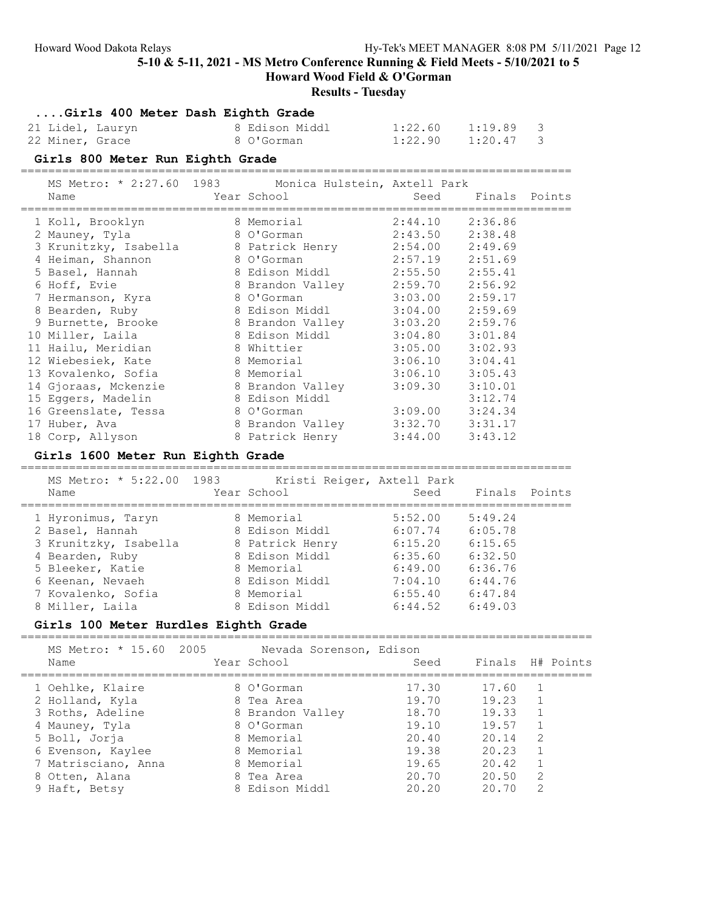## 5-10 & 5-11, 2021 - MS Metro Conference Running & Field Meets - 5/10/2021 to 5

### Howard Wood Field & O'Gorman

### Results - Tuesday

### ....Girls 400 Meter Dash Eighth Grade

| Name | Year | School | Seed | Finals | H# |
|---|---|---|---|---|---|
| 21 Lidel, Lauryn | 8 | Edison Middl | 1:22.60 | 1:19.89 | 3 |
| 22 Miner, Grace | 8 | O'Gorman | 1:22.90 | 1:20.47 | 3 |

### Girls 800 Meter Run Eighth Grade

MS Metro: * 2:27.60 1983 Monica Hulstein, Axtell Park

| Name | Year | School | Seed | Finals | Points |
|---|---|---|---|---|---|
| 1 Koll, Brooklyn | 8 | Memorial | 2:44.10 | 2:36.86 | |
| 2 Mauney, Tyla | 8 | O'Gorman | 2:43.50 | 2:38.48 | |
| 3 Krunitzky, Isabella | 8 | Patrick Henry | 2:54.00 | 2:49.69 | |
| 4 Heiman, Shannon | 8 | O'Gorman | 2:57.19 | 2:51.69 | |
| 5 Basel, Hannah | 8 | Edison Middl | 2:55.50 | 2:55.41 | |
| 6 Hoff, Evie | 8 | Brandon Valley | 2:59.70 | 2:56.92 | |
| 7 Hermanson, Kyra | 8 | O'Gorman | 3:03.00 | 2:59.17 | |
| 8 Bearden, Ruby | 8 | Edison Middl | 3:04.00 | 2:59.69 | |
| 9 Burnette, Brooke | 8 | Brandon Valley | 3:03.20 | 2:59.76 | |
| 10 Miller, Laila | 8 | Edison Middl | 3:04.80 | 3:01.84 | |
| 11 Hailu, Meridian | 8 | Whittier | 3:05.00 | 3:02.93 | |
| 12 Wiebesiek, Kate | 8 | Memorial | 3:06.10 | 3:04.41 | |
| 13 Kovalenko, Sofia | 8 | Memorial | 3:06.10 | 3:05.43 | |
| 14 Gjoraas, Mckenzie | 8 | Brandon Valley | 3:09.30 | 3:10.01 | |
| 15 Eggers, Madelin | 8 | Edison Middl | | 3:12.74 | |
| 16 Greenslate, Tessa | 8 | O'Gorman | 3:09.00 | 3:24.34 | |
| 17 Huber, Ava | 8 | Brandon Valley | 3:32.70 | 3:31.17 | |
| 18 Corp, Allyson | 8 | Patrick Henry | 3:44.00 | 3:43.12 | |

### Girls 1600 Meter Run Eighth Grade

MS Metro: * 5:22.00 1983 Kristi Reiger, Axtell Park

| Name | Year | School | Seed | Finals | Points |
|---|---|---|---|---|---|
| 1 Hyronimus, Taryn | 8 | Memorial | 5:52.00 | 5:49.24 | |
| 2 Basel, Hannah | 8 | Edison Middl | 6:07.74 | 6:05.78 | |
| 3 Krunitzky, Isabella | 8 | Patrick Henry | 6:15.20 | 6:15.65 | |
| 4 Bearden, Ruby | 8 | Edison Middl | 6:35.60 | 6:32.50 | |
| 5 Bleeker, Katie | 8 | Memorial | 6:49.00 | 6:36.76 | |
| 6 Keenan, Nevaeh | 8 | Edison Middl | 7:04.10 | 6:44.76 | |
| 7 Kovalenko, Sofia | 8 | Memorial | 6:55.40 | 6:47.84 | |
| 8 Miller, Laila | 8 | Edison Middl | 6:44.52 | 6:49.03 | |

### Girls 100 Meter Hurdles Eighth Grade

MS Metro: * 15.60 2005 Nevada Sorenson, Edison

| Name | Year | School | Seed | Finals | H# | Points |
|---|---|---|---|---|---|---|
| 1 Oehlke, Klaire | 8 | O'Gorman | 17.30 | 17.60 | 1 | |
| 2 Holland, Kyla | 8 | Tea Area | 19.70 | 19.23 | 1 | |
| 3 Roths, Adeline | 8 | Brandon Valley | 18.70 | 19.33 | 1 | |
| 4 Mauney, Tyla | 8 | O'Gorman | 19.10 | 19.57 | 1 | |
| 5 Boll, Jorja | 8 | Memorial | 20.40 | 20.14 | 2 | |
| 6 Evenson, Kaylee | 8 | Memorial | 19.38 | 20.23 | 1 | |
| 7 Matrisciano, Anna | 8 | Memorial | 19.65 | 20.42 | 1 | |
| 8 Otten, Alana | 8 | Tea Area | 20.70 | 20.50 | 2 | |
| 9 Haft, Betsy | 8 | Edison Middl | 20.20 | 20.70 | 2 | |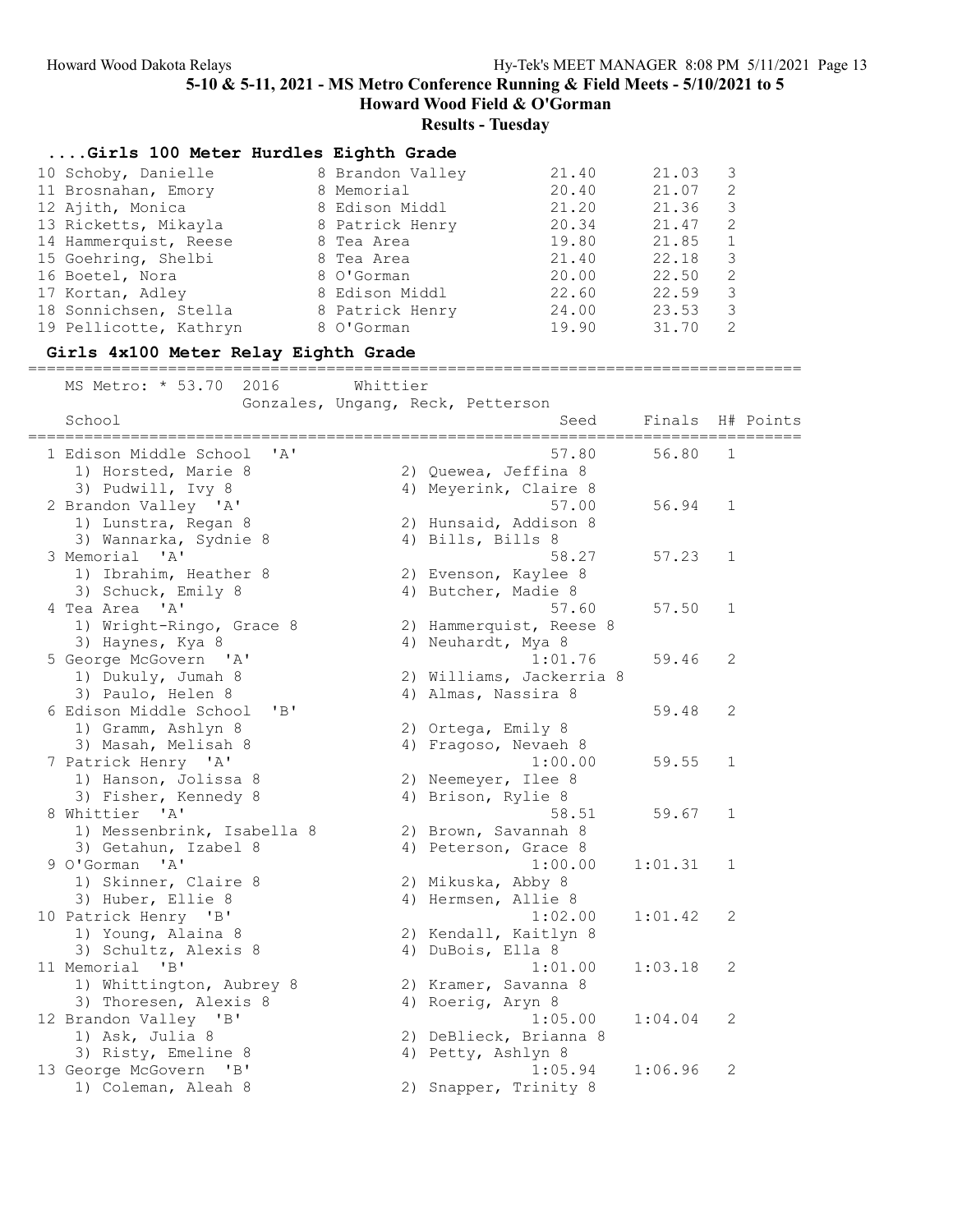## ....Girls 100 Meter Hurdles Eighth Grade

| Place | Name | Yr | School | Seed | Finals | H# |
|---|---|---|---|---|---|---|
| 10 | Schoby, Danielle | 8 | Brandon Valley | 21.40 | 21.03 | 3 |
| 11 | Brosnahan, Emory | 8 | Memorial | 20.40 | 21.07 | 2 |
| 12 | Ajith, Monica | 8 | Edison Middl | 21.20 | 21.36 | 3 |
| 13 | Ricketts, Mikayla | 8 | Patrick Henry | 20.34 | 21.47 | 2 |
| 14 | Hammerquist, Reese | 8 | Tea Area | 19.80 | 21.85 | 1 |
| 15 | Goehring, Shelbi | 8 | Tea Area | 21.40 | 22.18 | 3 |
| 16 | Boetel, Nora | 8 | O'Gorman | 20.00 | 22.50 | 2 |
| 17 | Kortan, Adley | 8 | Edison Middl | 22.60 | 22.59 | 3 |
| 18 | Sonnichsen, Stella | 8 | Patrick Henry | 24.00 | 23.53 | 3 |
| 19 | Pellicotte, Kathryn | 8 | O'Gorman | 19.90 | 31.70 | 2 |

## Girls 4x100 Meter Relay Eighth Grade

MS Metro: * 53.70 2016 Whittier
Gonzales, Ungang, Reck, Petterson

| Place | School | Seed | Finals | H# | Points |
|---|---|---|---|---|---|
| 1 | Edison Middle School 'A' | 57.80 | 56.80 | 1 | |
| | 1) Horsted, Marie 8; 2) Quewea, Jeffina 8; 3) Pudwill, Ivy 8; 4) Meyerink, Claire 8 | | | | |
| 2 | Brandon Valley 'A' | 57.00 | 56.94 | 1 | |
| | 1) Lunstra, Regan 8; 2) Hunsaid, Addison 8; 3) Wannarka, Sydnie 8; 4) Bills, Bills 8 | | | | |
| 3 | Memorial 'A' | 58.27 | 57.23 | 1 | |
| | 1) Ibrahim, Heather 8; 2) Evenson, Kaylee 8; 3) Schuck, Emily 8; 4) Butcher, Madie 8 | | | | |
| 4 | Tea Area 'A' | 57.60 | 57.50 | 1 | |
| | 1) Wright-Ringo, Grace 8; 2) Hammerquist, Reese 8; 3) Haynes, Kya 8; 4) Neuhardt, Mya 8 | | | | |
| 5 | George McGovern 'A' | 1:01.76 | 59.46 | 2 | |
| | 1) Dukuly, Jumah 8; 2) Williams, Jackerria 8; 3) Paulo, Helen 8; 4) Almas, Nassira 8 | | | | |
| 6 | Edison Middle School 'B' | | 59.48 | 2 | |
| | 1) Gramm, Ashlyn 8; 2) Ortega, Emily 8; 3) Masah, Melisah 8; 4) Fragoso, Nevaeh 8 | | | | |
| 7 | Patrick Henry 'A' | 1:00.00 | 59.55 | 1 | |
| | 1) Hanson, Jolissa 8; 2) Neemeyer, Ilee 8; 3) Fisher, Kennedy 8; 4) Brison, Rylie 8 | | | | |
| 8 | Whittier 'A' | 58.51 | 59.67 | 1 | |
| | 1) Messenbrink, Isabella 8; 2) Brown, Savannah 8; 3) Getahun, Izabel 8; 4) Peterson, Grace 8 | | | | |
| 9 | O'Gorman 'A' | 1:00.00 | 1:01.31 | 1 | |
| | 1) Skinner, Claire 8; 2) Mikuska, Abby 8; 3) Huber, Ellie 8; 4) Hermsen, Allie 8 | | | | |
| 10 | Patrick Henry 'B' | 1:02.00 | 1:01.42 | 2 | |
| | 1) Young, Alaina 8; 2) Kendall, Kaitlyn 8; 3) Schultz, Alexis 8; 4) DuBois, Ella 8 | | | | |
| 11 | Memorial 'B' | 1:01.00 | 1:03.18 | 2 | |
| | 1) Whittington, Aubrey 8; 2) Kramer, Savanna 8; 3) Thoresen, Alexis 8; 4) Roerig, Aryn 8 | | | | |
| 12 | Brandon Valley 'B' | 1:05.00 | 1:04.04 | 2 | |
| | 1) Ask, Julia 8; 2) DeBlieck, Brianna 8; 3) Risty, Emeline 8; 4) Petty, Ashlyn 8 | | | | |
| 13 | George McGovern 'B' | 1:05.94 | 1:06.96 | 2 | |
| | 1) Coleman, Aleah 8; 2) Snapper, Trinity 8 | | | | |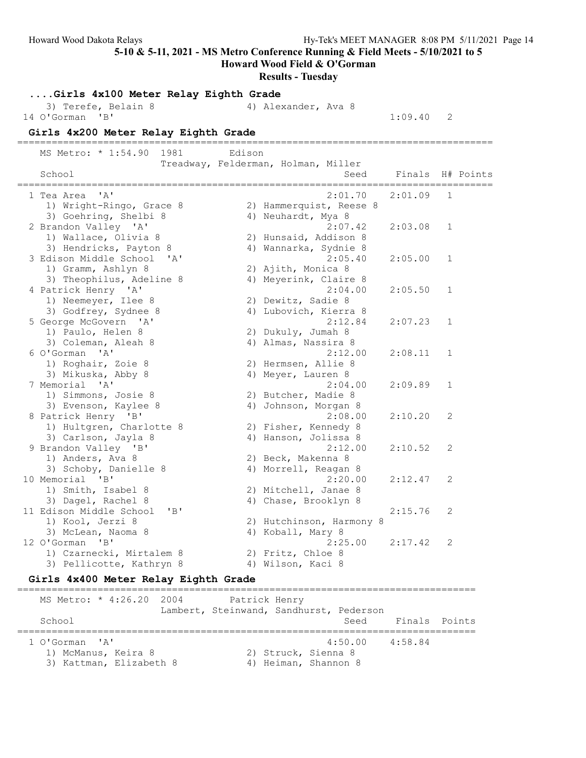5-10 & 5-11, 2021 - MS Metro Conference Running & Field Meets - 5/10/2021 to 5

Howard Wood Field & O'Gorman

Results - Tuesday

## ....Girls 4x100 Meter Relay Eighth Grade

```
   3) Terefe, Belain 8              4) Alexander, Ava 8
14 O'Gorman  'B'                                        1:09.40   2
```

## Girls 4x200 Meter Relay Eighth Grade

```
================================================================================
   MS Metro: * 1:54.90  1981       Edison
                      Treadway, Felderman, Holman, Miller
   School                                          Seed    Finals  H# Points
================================================================================
  1 Tea Area  'A'                                2:01.70   2:01.09   1
     1) Wright-Ringo, Grace 8         2) Hammerquist, Reese 8
     3) Goehring, Shelbi 8            4) Neuhardt, Mya 8
  2 Brandon Valley  'A'                          2:07.42   2:03.08   1
     1) Wallace, Olivia 8             2) Hunsaid, Addison 8
     3) Hendricks, Payton 8           4) Wannarka, Sydnie 8
  3 Edison Middle School  'A'                    2:05.40   2:05.00   1
     1) Gramm, Ashlyn 8               2) Ajith, Monica 8
     3) Theophilus, Adeline 8         4) Meyerink, Claire 8
  4 Patrick Henry  'A'                           2:04.00   2:05.50   1
     1) Neemeyer, Ilee 8              2) Dewitz, Sadie 8
     3) Godfrey, Sydnee 8             4) Lubovich, Kierra 8
  5 George McGovern  'A'                         2:12.84   2:07.23   1
     1) Paulo, Helen 8                2) Dukuly, Jumah 8
     3) Coleman, Aleah 8              4) Almas, Nassira 8
  6 O'Gorman  'A'                                2:12.00   2:08.11   1
     1) Roghair, Zoie 8               2) Hermsen, Allie 8
     3) Mikuska, Abby 8               4) Meyer, Lauren 8
  7 Memorial  'A'                                2:04.00   2:09.89   1
     1) Simmons, Josie 8              2) Butcher, Madie 8
     3) Evenson, Kaylee 8             4) Johnson, Morgan 8
  8 Patrick Henry  'B'                           2:08.00   2:10.20   2
     1) Hultgren, Charlotte 8         2) Fisher, Kennedy 8
     3) Carlson, Jayla 8              4) Hanson, Jolissa 8
  9 Brandon Valley  'B'                          2:12.00   2:10.52   2
     1) Anders, Ava 8                 2) Beck, Makenna 8
     3) Schoby, Danielle 8            4) Morrell, Reagan 8
 10 Memorial  'B'                                2:20.00   2:12.47   2
     1) Smith, Isabel 8               2) Mitchell, Janae 8
     3) Dagel, Rachel 8               4) Chase, Brooklyn 8
 11 Edison Middle School  'B'                              2:15.76   2
     1) Kool, Jerzi 8                 2) Hutchinson, Harmony 8
     3) McLean, Naoma 8               4) Koball, Mary 8
 12 O'Gorman  'B'                                2:25.00   2:17.42   2
     1) Czarnecki, Mirtalem 8         2) Fritz, Chloe 8
     3) Pellicotte, Kathryn 8         4) Wilson, Kaci 8
```

## Girls 4x400 Meter Relay Eighth Grade

```
=============================================================================
   MS Metro: * 4:26.20  2004       Patrick Henry
                      Lambert, Steinwand, Sandhurst, Pederson
   School                                          Seed    Finals  Points
=============================================================================
  1 O'Gorman  'A'                                4:50.00   4:58.84
     1) McManus, Keira 8              2) Struck, Sienna 8
     3) Kattman, Elizabeth 8          4) Heiman, Shannon 8
```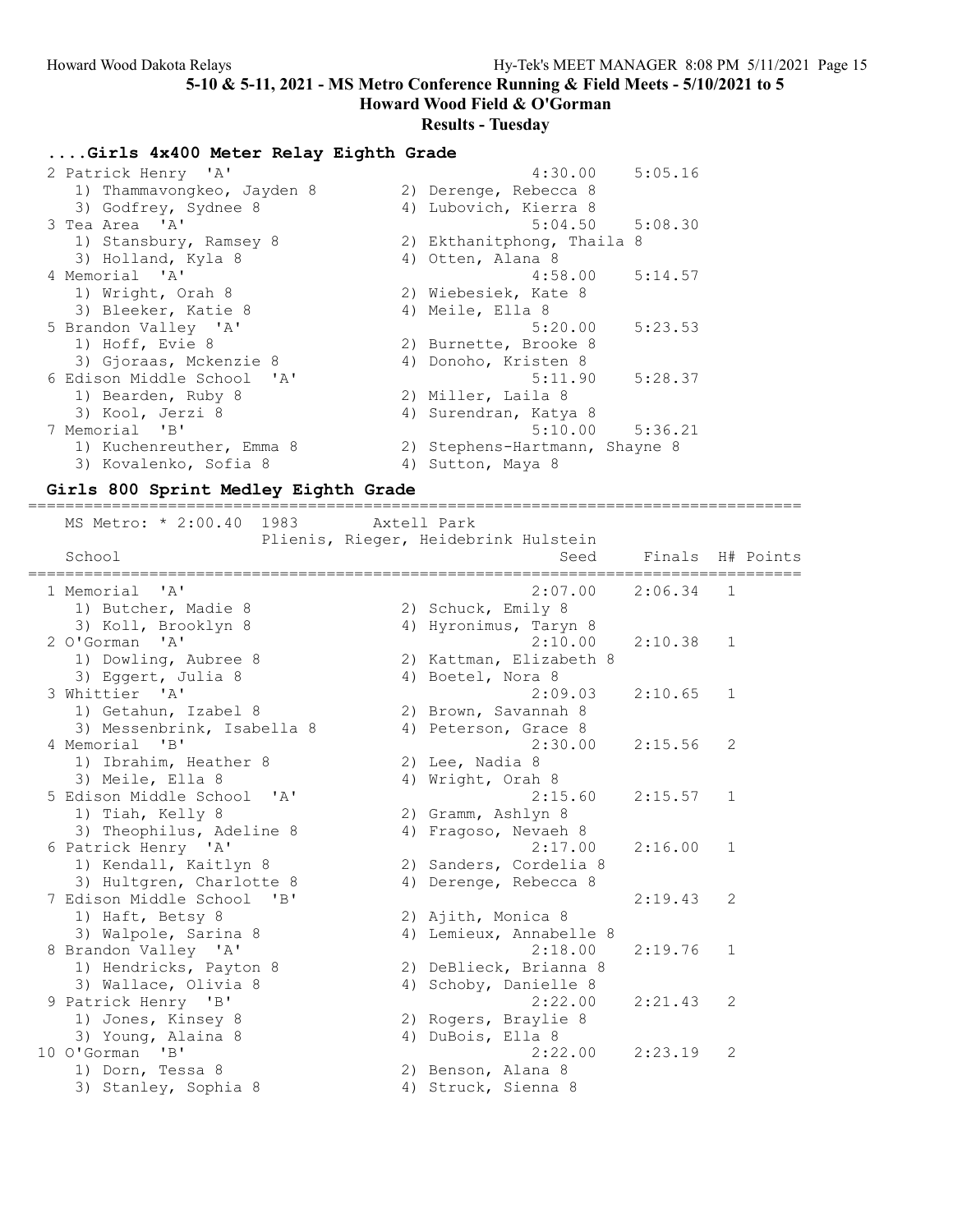## ....Girls 4x400 Meter Relay Eighth Grade

| Place | School | Seed | Finals |
|---|---|---|---|
| 2 | Patrick Henry 'A' | 4:30.00 | 5:05.16 |
| | 1) Thammavongkeo, Jayden 8; 2) Derenge, Rebecca 8; 3) Godfrey, Sydnee 8; 4) Lubovich, Kierra 8 | | |
| 3 | Tea Area 'A' | 5:04.50 | 5:08.30 |
| | 1) Stansbury, Ramsey 8; 2) Ekthanitphong, Thaila 8; 3) Holland, Kyla 8; 4) Otten, Alana 8 | | |
| 4 | Memorial 'A' | 4:58.00 | 5:14.57 |
| | 1) Wright, Orah 8; 2) Wiebesiek, Kate 8; 3) Bleeker, Katie 8; 4) Meile, Ella 8 | | |
| 5 | Brandon Valley 'A' | 5:20.00 | 5:23.53 |
| | 1) Hoff, Evie 8; 2) Burnette, Brooke 8; 3) Gjoraas, Mckenzie 8; 4) Donoho, Kristen 8 | | |
| 6 | Edison Middle School 'A' | 5:11.90 | 5:28.37 |
| | 1) Bearden, Ruby 8; 2) Miller, Laila 8; 3) Kool, Jerzi 8; 4) Surendran, Katya 8 | | |
| 7 | Memorial 'B' | 5:10.00 | 5:36.21 |
| | 1) Kuchenreuther, Emma 8; 2) Stephens-Hartmann, Shayne 8; 3) Kovalenko, Sofia 8; 4) Sutton, Maya 8 | | |

## Girls 800 Sprint Medley Eighth Grade

MS Metro: * 2:00.40 1983 Axtell Park
Plienis, Rieger, Heidebrink Hulstein

| Place | School | Seed | Finals | H# | Points |
|---|---|---|---|---|---|
| 1 | Memorial 'A' | 2:07.00 | 2:06.34 | 1 | |
| | 1) Butcher, Madie 8; 2) Schuck, Emily 8; 3) Koll, Brooklyn 8; 4) Hyronimus, Taryn 8 | | | | |
| 2 | O'Gorman 'A' | 2:10.00 | 2:10.38 | 1 | |
| | 1) Dowling, Aubree 8; 2) Kattman, Elizabeth 8; 3) Eggert, Julia 8; 4) Boetel, Nora 8 | | | | |
| 3 | Whittier 'A' | 2:09.03 | 2:10.65 | 1 | |
| | 1) Getahun, Izabel 8; 2) Brown, Savannah 8; 3) Messenbrink, Isabella 8; 4) Peterson, Grace 8 | | | | |
| 4 | Memorial 'B' | 2:30.00 | 2:15.56 | 2 | |
| | 1) Ibrahim, Heather 8; 2) Lee, Nadia 8; 3) Meile, Ella 8; 4) Wright, Orah 8 | | | | |
| 5 | Edison Middle School 'A' | 2:15.60 | 2:15.57 | 1 | |
| | 1) Tiah, Kelly 8; 2) Gramm, Ashlyn 8; 3) Theophilus, Adeline 8; 4) Fragoso, Nevaeh 8 | | | | |
| 6 | Patrick Henry 'A' | 2:17.00 | 2:16.00 | 1 | |
| | 1) Kendall, Kaitlyn 8; 2) Sanders, Cordelia 8; 3) Hultgren, Charlotte 8; 4) Derenge, Rebecca 8 | | | | |
| 7 | Edison Middle School 'B' | | 2:19.43 | 2 | |
| | 1) Haft, Betsy 8; 2) Ajith, Monica 8; 3) Walpole, Sarina 8; 4) Lemieux, Annabelle 8 | | | | |
| 8 | Brandon Valley 'A' | 2:18.00 | 2:19.76 | 1 | |
| | 1) Hendricks, Payton 8; 2) DeBlieck, Brianna 8; 3) Wallace, Olivia 8; 4) Schoby, Danielle 8 | | | | |
| 9 | Patrick Henry 'B' | 2:22.00 | 2:21.43 | 2 | |
| | 1) Jones, Kinsey 8; 2) Rogers, Braylie 8; 3) Young, Alaina 8; 4) DuBois, Ella 8 | | | | |
| 10 | O'Gorman 'B' | 2:22.00 | 2:23.19 | 2 | |
| | 1) Dorn, Tessa 8; 2) Benson, Alana 8; 3) Stanley, Sophia 8; 4) Struck, Sienna 8 | | | | |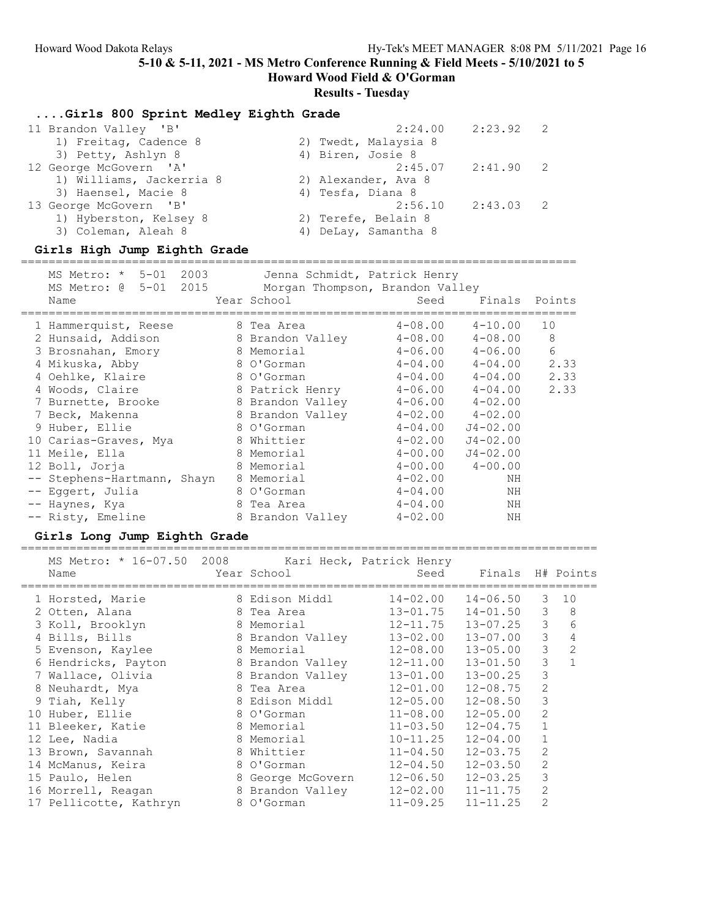## 5-10 & 5-11, 2021 - MS Metro Conference Running & Field Meets - 5/10/2021 to 5

**Howard Wood Field & O'Gorman**

**Results - Tuesday**

### ....Girls 800 Sprint Medley Eighth Grade

| Place | Team | Relay | Seed | Finals | H# |
|---|---|---|---|---|---|
| 11 | Brandon Valley | 'B' | 2:24.00 | 2:23.92 | 2 |
| | 1) Freitag, Cadence 8 | 2) Twedt, Malaysia 8 | | | |
| | 3) Petty, Ashlyn 8 | 4) Biren, Josie 8 | | | |
| 12 | George McGovern | 'A' | 2:45.07 | 2:41.90 | 2 |
| | 1) Williams, Jackerria 8 | 2) Alexander, Ava 8 | | | |
| | 3) Haensel, Macie 8 | 4) Tesfa, Diana 8 | | | |
| 13 | George McGovern | 'B' | 2:56.10 | 2:43.03 | 2 |
| | 1) Hyberston, Kelsey 8 | 2) Terefe, Belain 8 | | | |
| | 3) Coleman, Aleah 8 | 4) DeLay, Samantha 8 | | | |

### Girls High Jump Eighth Grade

MS Metro: * 5-01 2003 Jenna Schmidt, Patrick Henry
MS Metro: @ 5-01 2015 Morgan Thompson, Brandon Valley

| Place | Name | Year | School | Seed | Finals | Points |
|---|---|---|---|---|---|---|
| 1 | Hammerquist, Reese | 8 | Tea Area | 4-08.00 | 4-10.00 | 10 |
| 2 | Hunsaid, Addison | 8 | Brandon Valley | 4-08.00 | 4-08.00 | 8 |
| 3 | Brosnahan, Emory | 8 | Memorial | 4-06.00 | 4-06.00 | 6 |
| 4 | Mikuska, Abby | 8 | O'Gorman | 4-04.00 | 4-04.00 | 2.33 |
| 4 | Oehlke, Klaire | 8 | O'Gorman | 4-04.00 | 4-04.00 | 2.33 |
| 4 | Woods, Claire | 8 | Patrick Henry | 4-06.00 | 4-04.00 | 2.33 |
| 7 | Burnette, Brooke | 8 | Brandon Valley | 4-06.00 | 4-02.00 | |
| 7 | Beck, Makenna | 8 | Brandon Valley | 4-02.00 | 4-02.00 | |
| 9 | Huber, Ellie | 8 | O'Gorman | 4-04.00 | J4-02.00 | |
| 10 | Carias-Graves, Mya | 8 | Whittier | 4-02.00 | J4-02.00 | |
| 11 | Meile, Ella | 8 | Memorial | 4-00.00 | J4-02.00 | |
| 12 | Boll, Jorja | 8 | Memorial | 4-00.00 | 4-00.00 | |
| -- | Stephens-Hartmann, Shayn | 8 | Memorial | 4-02.00 | NH | |
| -- | Eggert, Julia | 8 | O'Gorman | 4-04.00 | NH | |
| -- | Haynes, Kya | 8 | Tea Area | 4-04.00 | NH | |
| -- | Risty, Emeline | 8 | Brandon Valley | 4-02.00 | NH | |

### Girls Long Jump Eighth Grade

MS Metro: * 16-07.50 2008 Kari Heck, Patrick Henry

| Place | Name | Year | School | Seed | Finals | H# | Points |
|---|---|---|---|---|---|---|---|
| 1 | Horsted, Marie | 8 | Edison Middl | 14-02.00 | 14-06.50 | 3 | 10 |
| 2 | Otten, Alana | 8 | Tea Area | 13-01.75 | 14-01.50 | 3 | 8 |
| 3 | Koll, Brooklyn | 8 | Memorial | 12-11.75 | 13-07.25 | 3 | 6 |
| 4 | Bills, Bills | 8 | Brandon Valley | 13-02.00 | 13-07.00 | 3 | 4 |
| 5 | Evenson, Kaylee | 8 | Memorial | 12-08.00 | 13-05.00 | 3 | 2 |
| 6 | Hendricks, Payton | 8 | Brandon Valley | 12-11.00 | 13-01.50 | 3 | 1 |
| 7 | Wallace, Olivia | 8 | Brandon Valley | 13-01.00 | 13-00.25 | 3 | |
| 8 | Neuhardt, Mya | 8 | Tea Area | 12-01.00 | 12-08.75 | 2 | |
| 9 | Tiah, Kelly | 8 | Edison Middl | 12-05.00 | 12-08.50 | 3 | |
| 10 | Huber, Ellie | 8 | O'Gorman | 11-08.00 | 12-05.00 | 2 | |
| 11 | Bleeker, Katie | 8 | Memorial | 11-03.50 | 12-04.75 | 1 | |
| 12 | Lee, Nadia | 8 | Memorial | 10-11.25 | 12-04.00 | 1 | |
| 13 | Brown, Savannah | 8 | Whittier | 11-04.50 | 12-03.75 | 2 | |
| 14 | McManus, Keira | 8 | O'Gorman | 12-04.50 | 12-03.50 | 2 | |
| 15 | Paulo, Helen | 8 | George McGovern | 12-06.50 | 12-03.25 | 3 | |
| 16 | Morrell, Reagan | 8 | Brandon Valley | 12-02.00 | 11-11.75 | 2 | |
| 17 | Pellicotte, Kathryn | 8 | O'Gorman | 11-09.25 | 11-11.25 | 2 | |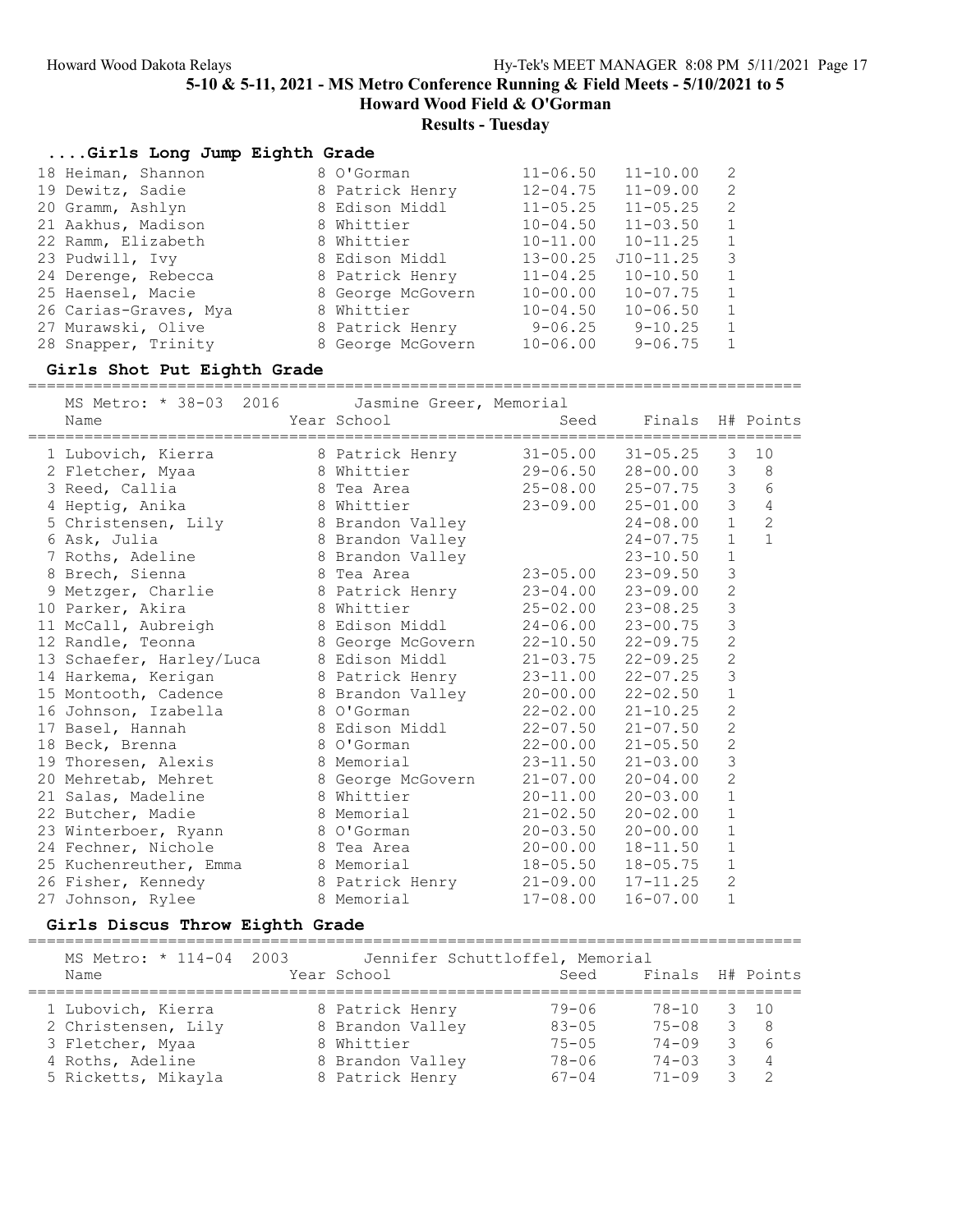## 5-10 & 5-11, 2021 - MS Metro Conference Running & Field Meets - 5/10/2021 to 5

## Howard Wood Field & O'Gorman

## Results - Tuesday

### ....Girls Long Jump Eighth Grade

| Place | Name | Year | School | Seed | Finals | H# | Points |
|---|---|---|---|---|---|---|---|
| 18 | Heiman, Shannon | 8 | O'Gorman | 11-06.50 | 11-10.00 | 2 | |
| 19 | Dewitz, Sadie | 8 | Patrick Henry | 12-04.75 | 11-09.00 | 2 | |
| 20 | Gramm, Ashlyn | 8 | Edison Middl | 11-05.25 | 11-05.25 | 2 | |
| 21 | Aakhus, Madison | 8 | Whittier | 10-04.50 | 11-03.50 | 1 | |
| 22 | Ramm, Elizabeth | 8 | Whittier | 10-11.00 | 10-11.25 | 1 | |
| 23 | Pudwill, Ivy | 8 | Edison Middl | 13-00.25 | J10-11.25 | 3 | |
| 24 | Derenge, Rebecca | 8 | Patrick Henry | 11-04.25 | 10-10.50 | 1 | |
| 25 | Haensel, Macie | 8 | George McGovern | 10-00.00 | 10-07.75 | 1 | |
| 26 | Carias-Graves, Mya | 8 | Whittier | 10-04.50 | 10-06.50 | 1 | |
| 27 | Murawski, Olive | 8 | Patrick Henry | 9-06.25 | 9-10.25 | 1 | |
| 28 | Snapper, Trinity | 8 | George McGovern | 10-06.00 | 9-06.75 | 1 | |

### Girls Shot Put Eighth Grade

MS Metro: * 38-03 2016 Jasmine Greer, Memorial

| Place | Name | Year | School | Seed | Finals | H# | Points |
|---|---|---|---|---|---|---|---|
| 1 | Lubovich, Kierra | 8 | Patrick Henry | 31-05.00 | 31-05.25 | 3 | 10 |
| 2 | Fletcher, Myaa | 8 | Whittier | 29-06.50 | 28-00.00 | 3 | 8 |
| 3 | Reed, Callia | 8 | Tea Area | 25-08.00 | 25-07.75 | 3 | 6 |
| 4 | Heptig, Anika | 8 | Whittier | 23-09.00 | 25-01.00 | 3 | 4 |
| 5 | Christensen, Lily | 8 | Brandon Valley | | 24-08.00 | 1 | 2 |
| 6 | Ask, Julia | 8 | Brandon Valley | | 24-07.75 | 1 | 1 |
| 7 | Roths, Adeline | 8 | Brandon Valley | | 23-10.50 | 1 | |
| 8 | Brech, Sienna | 8 | Tea Area | 23-05.00 | 23-09.50 | 3 | |
| 9 | Metzger, Charlie | 8 | Patrick Henry | 23-04.00 | 23-09.00 | 2 | |
| 10 | Parker, Akira | 8 | Whittier | 25-02.00 | 23-08.25 | 3 | |
| 11 | McCall, Aubreigh | 8 | Edison Middl | 24-06.00 | 23-00.75 | 3 | |
| 12 | Randle, Teonna | 8 | George McGovern | 22-10.50 | 22-09.75 | 2 | |
| 13 | Schaefer, Harley/Luca | 8 | Edison Middl | 21-03.75 | 22-09.25 | 2 | |
| 14 | Harkema, Kerigan | 8 | Patrick Henry | 23-11.00 | 22-07.25 | 3 | |
| 15 | Montooth, Cadence | 8 | Brandon Valley | 20-00.00 | 22-02.50 | 1 | |
| 16 | Johnson, Izabella | 8 | O'Gorman | 22-02.00 | 21-10.25 | 2 | |
| 17 | Basel, Hannah | 8 | Edison Middl | 22-07.50 | 21-07.50 | 2 | |
| 18 | Beck, Brenna | 8 | O'Gorman | 22-00.00 | 21-05.50 | 2 | |
| 19 | Thoresen, Alexis | 8 | Memorial | 23-11.50 | 21-03.00 | 3 | |
| 20 | Mehretab, Mehret | 8 | George McGovern | 21-07.00 | 20-04.00 | 2 | |
| 21 | Salas, Madeline | 8 | Whittier | 20-11.00 | 20-03.00 | 1 | |
| 22 | Butcher, Madie | 8 | Memorial | 21-02.50 | 20-02.00 | 1 | |
| 23 | Winterboer, Ryann | 8 | O'Gorman | 20-03.50 | 20-00.00 | 1 | |
| 24 | Fechner, Nichole | 8 | Tea Area | 20-00.00 | 18-11.50 | 1 | |
| 25 | Kuchenreuther, Emma | 8 | Memorial | 18-05.50 | 18-05.75 | 1 | |
| 26 | Fisher, Kennedy | 8 | Patrick Henry | 21-09.00 | 17-11.25 | 2 | |
| 27 | Johnson, Rylee | 8 | Memorial | 17-08.00 | 16-07.00 | 1 | |

### Girls Discus Throw Eighth Grade

MS Metro: * 114-04 2003 Jennifer Schuttloffel, Memorial

| Place | Name | Year | School | Seed | Finals | H# | Points |
|---|---|---|---|---|---|---|---|
| 1 | Lubovich, Kierra | 8 | Patrick Henry | 79-06 | 78-10 | 3 | 10 |
| 2 | Christensen, Lily | 8 | Brandon Valley | 83-05 | 75-08 | 3 | 8 |
| 3 | Fletcher, Myaa | 8 | Whittier | 75-05 | 74-09 | 3 | 6 |
| 4 | Roths, Adeline | 8 | Brandon Valley | 78-06 | 74-03 | 3 | 4 |
| 5 | Ricketts, Mikayla | 8 | Patrick Henry | 67-04 | 71-09 | 3 | 2 |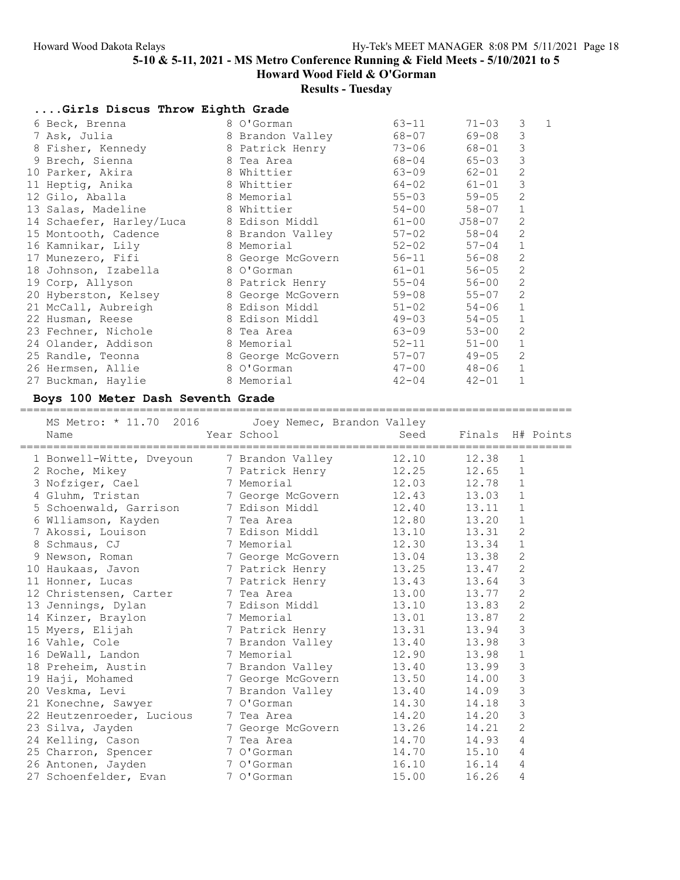## ....Girls Discus Throw Eighth Grade

| Place | Name | Year | School | Seed | Finals | H# | Points |
|---|---|---|---|---|---|---|---|
| 6 | Beck, Brenna | 8 | O'Gorman | 63-11 | 71-03 | 3 | 1 |
| 7 | Ask, Julia | 8 | Brandon Valley | 68-07 | 69-08 | 3 | |
| 8 | Fisher, Kennedy | 8 | Patrick Henry | 73-06 | 68-01 | 3 | |
| 9 | Brech, Sienna | 8 | Tea Area | 68-04 | 65-03 | 3 | |
| 10 | Parker, Akira | 8 | Whittier | 63-09 | 62-01 | 2 | |
| 11 | Heptig, Anika | 8 | Whittier | 64-02 | 61-01 | 3 | |
| 12 | Gilo, Aballa | 8 | Memorial | 55-03 | 59-05 | 2 | |
| 13 | Salas, Madeline | 8 | Whittier | 54-00 | 58-07 | 1 | |
| 14 | Schaefer, Harley/Luca | 8 | Edison Middl | 61-00 | J58-07 | 2 | |
| 15 | Montooth, Cadence | 8 | Brandon Valley | 57-02 | 58-04 | 2 | |
| 16 | Kamnikar, Lily | 8 | Memorial | 52-02 | 57-04 | 1 | |
| 17 | Munezero, Fifi | 8 | George McGovern | 56-11 | 56-08 | 2 | |
| 18 | Johnson, Izabella | 8 | O'Gorman | 61-01 | 56-05 | 2 | |
| 19 | Corp, Allyson | 8 | Patrick Henry | 55-04 | 56-00 | 2 | |
| 20 | Hyberston, Kelsey | 8 | George McGovern | 59-08 | 55-07 | 2 | |
| 21 | McCall, Aubreigh | 8 | Edison Middl | 51-02 | 54-06 | 1 | |
| 22 | Husman, Reese | 8 | Edison Middl | 49-03 | 54-05 | 1 | |
| 23 | Fechner, Nichole | 8 | Tea Area | 63-09 | 53-00 | 2 | |
| 24 | Olander, Addison | 8 | Memorial | 52-11 | 51-00 | 1 | |
| 25 | Randle, Teonna | 8 | George McGovern | 57-07 | 49-05 | 2 | |
| 26 | Hermsen, Allie | 8 | O'Gorman | 47-00 | 48-06 | 1 | |
| 27 | Buckman, Haylie | 8 | Memorial | 42-04 | 42-01 | 1 | |

## Boys 100 Meter Dash Seventh Grade

MS Metro: * 11.70 2016 Joey Nemec, Brandon Valley

| Place | Name | Year | School | Seed | Finals | H# | Points |
|---|---|---|---|---|---|---|---|
| 1 | Bonwell-Witte, Dveyoun | 7 | Brandon Valley | 12.10 | 12.38 | 1 | |
| 2 | Roche, Mikey | 7 | Patrick Henry | 12.25 | 12.65 | 1 | |
| 3 | Nofziger, Cael | 7 | Memorial | 12.03 | 12.78 | 1 | |
| 4 | Gluhm, Tristan | 7 | George McGovern | 12.43 | 13.03 | 1 | |
| 5 | Schoenwald, Garrison | 7 | Edison Middl | 12.40 | 13.11 | 1 | |
| 6 | Wlliamson, Kayden | 7 | Tea Area | 12.80 | 13.20 | 1 | |
| 7 | Akossi, Louison | 7 | Edison Middl | 13.10 | 13.31 | 2 | |
| 8 | Schmaus, CJ | 7 | Memorial | 12.30 | 13.34 | 1 | |
| 9 | Newson, Roman | 7 | George McGovern | 13.04 | 13.38 | 2 | |
| 10 | Haukaas, Javon | 7 | Patrick Henry | 13.25 | 13.47 | 2 | |
| 11 | Honner, Lucas | 7 | Patrick Henry | 13.43 | 13.64 | 3 | |
| 12 | Christensen, Carter | 7 | Tea Area | 13.00 | 13.77 | 2 | |
| 13 | Jennings, Dylan | 7 | Edison Middl | 13.10 | 13.83 | 2 | |
| 14 | Kinzer, Braylon | 7 | Memorial | 13.01 | 13.87 | 2 | |
| 15 | Myers, Elijah | 7 | Patrick Henry | 13.31 | 13.94 | 3 | |
| 16 | Vahle, Cole | 7 | Brandon Valley | 13.40 | 13.98 | 3 | |
| 16 | DeWall, Landon | 7 | Memorial | 12.90 | 13.98 | 1 | |
| 18 | Preheim, Austin | 7 | Brandon Valley | 13.40 | 13.99 | 3 | |
| 19 | Haji, Mohamed | 7 | George McGovern | 13.50 | 14.00 | 3 | |
| 20 | Veskma, Levi | 7 | Brandon Valley | 13.40 | 14.09 | 3 | |
| 21 | Konechne, Sawyer | 7 | O'Gorman | 14.30 | 14.18 | 3 | |
| 22 | Heutzenroeder, Lucious | 7 | Tea Area | 14.20 | 14.20 | 3 | |
| 23 | Silva, Jayden | 7 | George McGovern | 13.26 | 14.21 | 2 | |
| 24 | Kelling, Cason | 7 | Tea Area | 14.70 | 14.93 | 4 | |
| 25 | Charron, Spencer | 7 | O'Gorman | 14.70 | 15.10 | 4 | |
| 26 | Antonen, Jayden | 7 | O'Gorman | 16.10 | 16.14 | 4 | |
| 27 | Schoenfelder, Evan | 7 | O'Gorman | 15.00 | 16.26 | 4 | |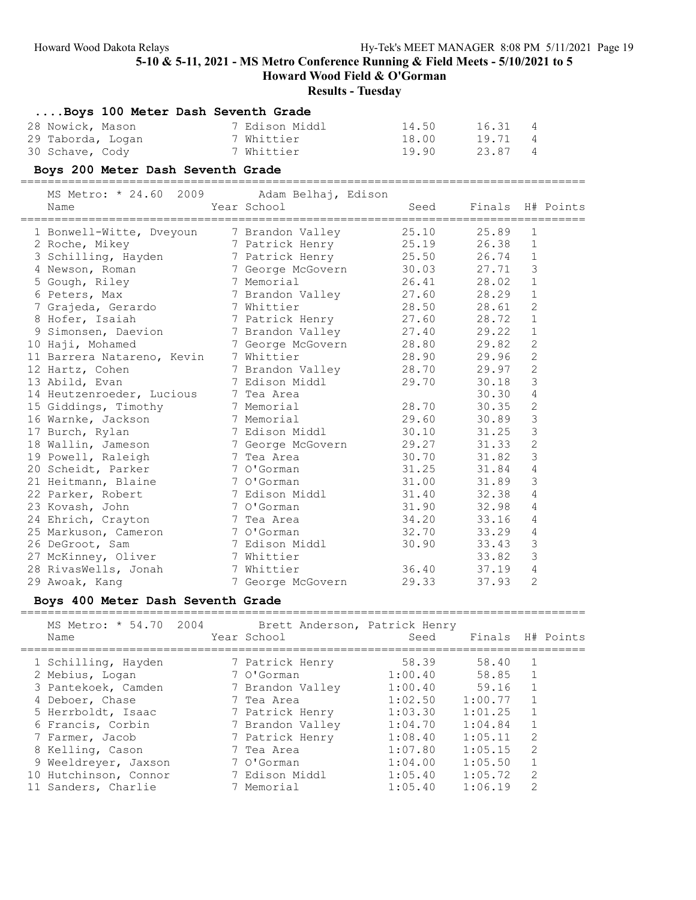# 5-10 & 5-11, 2021 - MS Metro Conference Running & Field Meets - 5/10/2021 to 5

## Howard Wood Field & O'Gorman

### Results - Tuesday

### ....Boys 100 Meter Dash Seventh Grade

| Name | Year | School | Seed | Finals | H# | Points |
|---|---|---|---|---|---|---|
| 28 Nowick, Mason | 7 | Edison Middl | 14.50 | 16.31 | 4 | |
| 29 Taborda, Logan | 7 | Whittier | 18.00 | 19.71 | 4 | |
| 30 Schave, Cody | 7 | Whittier | 19.90 | 23.87 | 4 | |

### Boys 200 Meter Dash Seventh Grade

MS Metro: * 24.60 2009 Adam Belhaj, Edison

| Name | Year | School | Seed | Finals | H# | Points |
|---|---|---|---|---|---|---|
| 1 Bonwell-Witte, Dveyoun | 7 | Brandon Valley | 25.10 | 25.89 | 1 | |
| 2 Roche, Mikey | 7 | Patrick Henry | 25.19 | 26.38 | 1 | |
| 3 Schilling, Hayden | 7 | Patrick Henry | 25.50 | 26.74 | 1 | |
| 4 Newson, Roman | 7 | George McGovern | 30.03 | 27.71 | 3 | |
| 5 Gough, Riley | 7 | Memorial | 26.41 | 28.02 | 1 | |
| 6 Peters, Max | 7 | Brandon Valley | 27.60 | 28.29 | 1 | |
| 7 Grajeda, Gerardo | 7 | Whittier | 28.50 | 28.61 | 2 | |
| 8 Hofer, Isaiah | 7 | Patrick Henry | 27.60 | 28.72 | 1 | |
| 9 Simonsen, Daevion | 7 | Brandon Valley | 27.40 | 29.22 | 1 | |
| 10 Haji, Mohamed | 7 | George McGovern | 28.80 | 29.82 | 2 | |
| 11 Barrera Natareno, Kevin | 7 | Whittier | 28.90 | 29.96 | 2 | |
| 12 Hartz, Cohen | 7 | Brandon Valley | 28.70 | 29.97 | 2 | |
| 13 Abild, Evan | 7 | Edison Middl | 29.70 | 30.18 | 3 | |
| 14 Heutzenroeder, Lucious | 7 | Tea Area | | 30.30 | 4 | |
| 15 Giddings, Timothy | 7 | Memorial | 28.70 | 30.35 | 2 | |
| 16 Warnke, Jackson | 7 | Memorial | 29.60 | 30.89 | 3 | |
| 17 Burch, Rylan | 7 | Edison Middl | 30.10 | 31.25 | 3 | |
| 18 Wallin, Jameson | 7 | George McGovern | 29.27 | 31.33 | 2 | |
| 19 Powell, Raleigh | 7 | Tea Area | 30.70 | 31.82 | 3 | |
| 20 Scheidt, Parker | 7 | O'Gorman | 31.25 | 31.84 | 4 | |
| 21 Heitmann, Blaine | 7 | O'Gorman | 31.00 | 31.89 | 3 | |
| 22 Parker, Robert | 7 | Edison Middl | 31.40 | 32.38 | 4 | |
| 23 Kovash, John | 7 | O'Gorman | 31.90 | 32.98 | 4 | |
| 24 Ehrich, Crayton | 7 | Tea Area | 34.20 | 33.16 | 4 | |
| 25 Markuson, Cameron | 7 | O'Gorman | 32.70 | 33.29 | 4 | |
| 26 DeGroot, Sam | 7 | Edison Middl | 30.90 | 33.43 | 3 | |
| 27 McKinney, Oliver | 7 | Whittier | | 33.82 | 3 | |
| 28 RivasWells, Jonah | 7 | Whittier | 36.40 | 37.19 | 4 | |
| 29 Awoak, Kang | 7 | George McGovern | 29.33 | 37.93 | 2 | |

### Boys 400 Meter Dash Seventh Grade

MS Metro: * 54.70 2004 Brett Anderson, Patrick Henry

| Name | Year | School | Seed | Finals | H# | Points |
|---|---|---|---|---|---|---|
| 1 Schilling, Hayden | 7 | Patrick Henry | 58.39 | 58.40 | 1 | |
| 2 Mebius, Logan | 7 | O'Gorman | 1:00.40 | 58.85 | 1 | |
| 3 Pantekoek, Camden | 7 | Brandon Valley | 1:00.40 | 59.16 | 1 | |
| 4 Deboer, Chase | 7 | Tea Area | 1:02.50 | 1:00.77 | 1 | |
| 5 Herrboldt, Isaac | 7 | Patrick Henry | 1:03.30 | 1:01.25 | 1 | |
| 6 Francis, Corbin | 7 | Brandon Valley | 1:04.70 | 1:04.84 | 1 | |
| 7 Farmer, Jacob | 7 | Patrick Henry | 1:08.40 | 1:05.11 | 2 | |
| 8 Kelling, Cason | 7 | Tea Area | 1:07.80 | 1:05.15 | 2 | |
| 9 Weeldreyer, Jaxson | 7 | O'Gorman | 1:04.00 | 1:05.50 | 1 | |
| 10 Hutchinson, Connor | 7 | Edison Middl | 1:05.40 | 1:05.72 | 2 | |
| 11 Sanders, Charlie | 7 | Memorial | 1:05.40 | 1:06.19 | 2 | |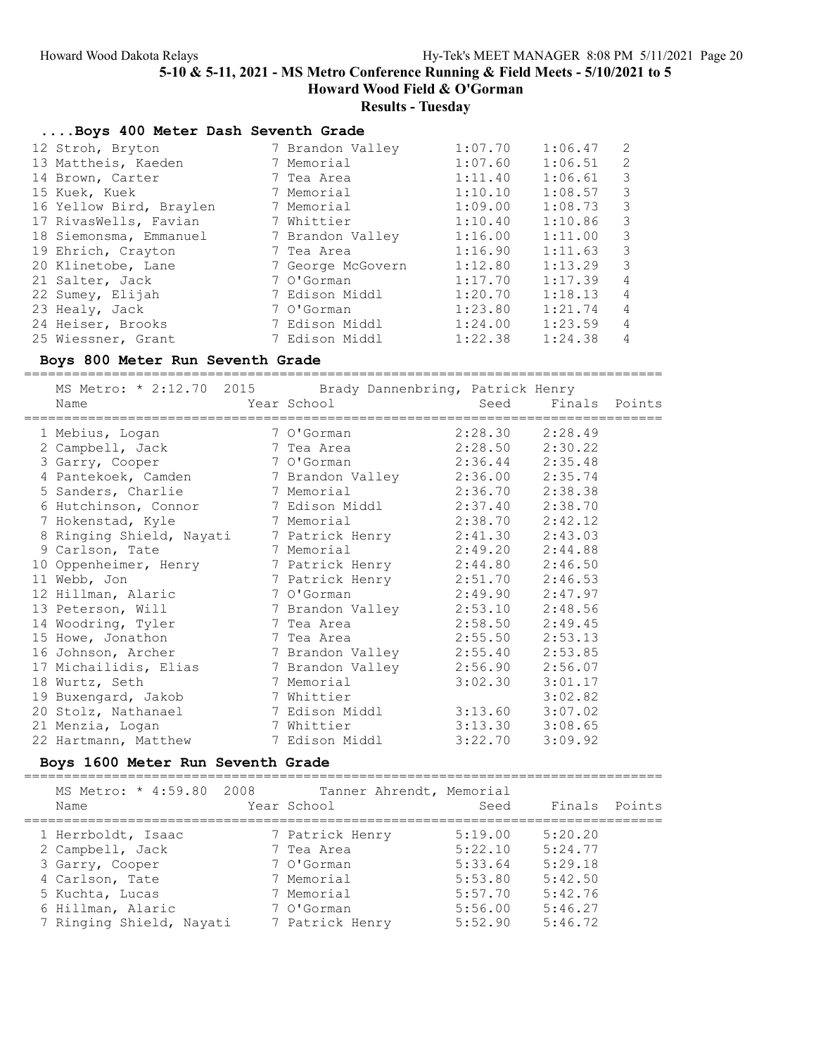## 5-10 & 5-11, 2021 - MS Metro Conference Running & Field Meets - 5/10/2021 to 5

### Howard Wood Field & O'Gorman

### Results - Tuesday

### ....Boys 400 Meter Dash Seventh Grade

| Place | Name | Year | School | Seed | Finals | Heat |
|---|---|---|---|---|---|---|
| 12 | Stroh, Bryton | 7 | Brandon Valley | 1:07.70 | 1:06.47 | 2 |
| 13 | Mattheis, Kaeden | 7 | Memorial | 1:07.60 | 1:06.51 | 2 |
| 14 | Brown, Carter | 7 | Tea Area | 1:11.40 | 1:06.61 | 3 |
| 15 | Kuek, Kuek | 7 | Memorial | 1:10.10 | 1:08.57 | 3 |
| 16 | Yellow Bird, Braylen | 7 | Memorial | 1:09.00 | 1:08.73 | 3 |
| 17 | RivasWells, Favian | 7 | Whittier | 1:10.40 | 1:10.86 | 3 |
| 18 | Siemonsma, Emmanuel | 7 | Brandon Valley | 1:16.00 | 1:11.00 | 3 |
| 19 | Ehrich, Crayton | 7 | Tea Area | 1:16.90 | 1:11.63 | 3 |
| 20 | Klinetobe, Lane | 7 | George McGovern | 1:12.80 | 1:13.29 | 3 |
| 21 | Salter, Jack | 7 | O'Gorman | 1:17.70 | 1:17.39 | 4 |
| 22 | Sumey, Elijah | 7 | Edison Middl | 1:20.70 | 1:18.13 | 4 |
| 23 | Healy, Jack | 7 | O'Gorman | 1:23.80 | 1:21.74 | 4 |
| 24 | Heiser, Brooks | 7 | Edison Middl | 1:24.00 | 1:23.59 | 4 |
| 25 | Wiessner, Grant | 7 | Edison Middl | 1:22.38 | 1:24.38 | 4 |

### Boys 800 Meter Run Seventh Grade

MS Metro: * 2:12.70 2015 Brady Dannenbring, Patrick Henry

| Place | Name | Year | School | Seed | Finals | Points |
|---|---|---|---|---|---|---|
| 1 | Mebius, Logan | 7 | O'Gorman | 2:28.30 | 2:28.49 | |
| 2 | Campbell, Jack | 7 | Tea Area | 2:28.50 | 2:30.22 | |
| 3 | Garry, Cooper | 7 | O'Gorman | 2:36.44 | 2:35.48 | |
| 4 | Pantekoek, Camden | 7 | Brandon Valley | 2:36.00 | 2:35.74 | |
| 5 | Sanders, Charlie | 7 | Memorial | 2:36.70 | 2:38.38 | |
| 6 | Hutchinson, Connor | 7 | Edison Middl | 2:37.40 | 2:38.70 | |
| 7 | Hokenstad, Kyle | 7 | Memorial | 2:38.70 | 2:42.12 | |
| 8 | Ringing Shield, Nayati | 7 | Patrick Henry | 2:41.30 | 2:43.03 | |
| 9 | Carlson, Tate | 7 | Memorial | 2:49.20 | 2:44.88 | |
| 10 | Oppenheimer, Henry | 7 | Patrick Henry | 2:44.80 | 2:46.50 | |
| 11 | Webb, Jon | 7 | Patrick Henry | 2:51.70 | 2:46.53 | |
| 12 | Hillman, Alaric | 7 | O'Gorman | 2:49.90 | 2:47.97 | |
| 13 | Peterson, Will | 7 | Brandon Valley | 2:53.10 | 2:48.56 | |
| 14 | Woodring, Tyler | 7 | Tea Area | 2:58.50 | 2:49.45 | |
| 15 | Howe, Jonathon | 7 | Tea Area | 2:55.50 | 2:53.13 | |
| 16 | Johnson, Archer | 7 | Brandon Valley | 2:55.40 | 2:53.85 | |
| 17 | Michailidis, Elias | 7 | Brandon Valley | 2:56.90 | 2:56.07 | |
| 18 | Wurtz, Seth | 7 | Memorial | 3:02.30 | 3:01.17 | |
| 19 | Buxengard, Jakob | 7 | Whittier | | 3:02.82 | |
| 20 | Stolz, Nathanael | 7 | Edison Middl | 3:13.60 | 3:07.02 | |
| 21 | Menzia, Logan | 7 | Whittier | 3:13.30 | 3:08.65 | |
| 22 | Hartmann, Matthew | 7 | Edison Middl | 3:22.70 | 3:09.92 | |

### Boys 1600 Meter Run Seventh Grade

MS Metro: * 4:59.80 2008 Tanner Ahrendt, Memorial

| Place | Name | Year | School | Seed | Finals | Points |
|---|---|---|---|---|---|---|
| 1 | Herrboldt, Isaac | 7 | Patrick Henry | 5:19.00 | 5:20.20 | |
| 2 | Campbell, Jack | 7 | Tea Area | 5:22.10 | 5:24.77 | |
| 3 | Garry, Cooper | 7 | O'Gorman | 5:33.64 | 5:29.18 | |
| 4 | Carlson, Tate | 7 | Memorial | 5:53.80 | 5:42.50 | |
| 5 | Kuchta, Lucas | 7 | Memorial | 5:57.70 | 5:42.76 | |
| 6 | Hillman, Alaric | 7 | O'Gorman | 5:56.00 | 5:46.27 | |
| 7 | Ringing Shield, Nayati | 7 | Patrick Henry | 5:52.90 | 5:46.72 | |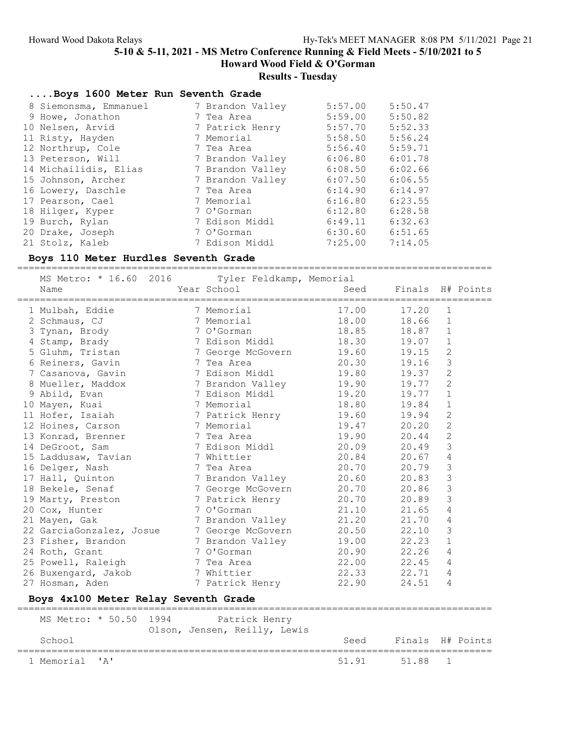**5-10 & 5-11, 2021 - MS Metro Conference Running & Field Meets - 5/10/2021 to 5**
**Howard Wood Field & O'Gorman**
**Results - Tuesday**

### ....Boys 1600 Meter Run Seventh Grade

| Place | Name | Year | School | Seed | Finals |
|---|---|---|---|---|---|
| 8 | Siemonsma, Emmanuel | 7 | Brandon Valley | 5:57.00 | 5:50.47 |
| 9 | Howe, Jonathon | 7 | Tea Area | 5:59.00 | 5:50.82 |
| 10 | Nelsen, Arvid | 7 | Patrick Henry | 5:57.70 | 5:52.33 |
| 11 | Risty, Hayden | 7 | Memorial | 5:58.50 | 5:56.24 |
| 12 | Northrup, Cole | 7 | Tea Area | 5:56.40 | 5:59.71 |
| 13 | Peterson, Will | 7 | Brandon Valley | 6:06.80 | 6:01.78 |
| 14 | Michailidis, Elias | 7 | Brandon Valley | 6:08.50 | 6:02.66 |
| 15 | Johnson, Archer | 7 | Brandon Valley | 6:07.50 | 6:06.55 |
| 16 | Lowery, Daschle | 7 | Tea Area | 6:14.90 | 6:14.97 |
| 17 | Pearson, Cael | 7 | Memorial | 6:16.80 | 6:23.55 |
| 18 | Hilger, Kyper | 7 | O'Gorman | 6:12.80 | 6:28.58 |
| 19 | Burch, Rylan | 7 | Edison Middl | 6:49.11 | 6:32.63 |
| 20 | Drake, Joseph | 7 | O'Gorman | 6:30.60 | 6:51.65 |
| 21 | Stolz, Kaleb | 7 | Edison Middl | 7:25.00 | 7:14.05 |

### Boys 110 Meter Hurdles Seventh Grade

MS Metro: * 16.60 2016 Tyler Feldkamp, Memorial

| Place | Name | Year | School | Seed | Finals | H# | Points |
|---|---|---|---|---|---|---|---|
| 1 | Mulbah, Eddie | 7 | Memorial | 17.00 | 17.20 | 1 | |
| 2 | Schmaus, CJ | 7 | Memorial | 18.00 | 18.66 | 1 | |
| 3 | Tynan, Brody | 7 | O'Gorman | 18.85 | 18.87 | 1 | |
| 4 | Stamp, Brady | 7 | Edison Middl | 18.30 | 19.07 | 1 | |
| 5 | Gluhm, Tristan | 7 | George McGovern | 19.60 | 19.15 | 2 | |
| 6 | Reiners, Gavin | 7 | Tea Area | 20.30 | 19.16 | 3 | |
| 7 | Casanova, Gavin | 7 | Edison Middl | 19.80 | 19.37 | 2 | |
| 8 | Mueller, Maddox | 7 | Brandon Valley | 19.90 | 19.77 | 2 | |
| 9 | Abild, Evan | 7 | Edison Middl | 19.20 | 19.77 | 1 | |
| 10 | Mayen, Kuai | 7 | Memorial | 18.80 | 19.84 | 1 | |
| 11 | Hofer, Isaiah | 7 | Patrick Henry | 19.60 | 19.94 | 2 | |
| 12 | Hoines, Carson | 7 | Memorial | 19.47 | 20.20 | 2 | |
| 13 | Konrad, Brenner | 7 | Tea Area | 19.90 | 20.44 | 2 | |
| 14 | DeGroot, Sam | 7 | Edison Middl | 20.09 | 20.49 | 3 | |
| 15 | Laddusaw, Tavian | 7 | Whittier | 20.84 | 20.67 | 4 | |
| 16 | Delger, Nash | 7 | Tea Area | 20.70 | 20.79 | 3 | |
| 17 | Hall, Quinton | 7 | Brandon Valley | 20.60 | 20.83 | 3 | |
| 18 | Bekele, Senaf | 7 | George McGovern | 20.70 | 20.86 | 3 | |
| 19 | Marty, Preston | 7 | Patrick Henry | 20.70 | 20.89 | 3 | |
| 20 | Cox, Hunter | 7 | O'Gorman | 21.10 | 21.65 | 4 | |
| 21 | Mayen, Gak | 7 | Brandon Valley | 21.20 | 21.70 | 4 | |
| 22 | GarciaGonzalez, Josue | 7 | George McGovern | 20.50 | 22.10 | 3 | |
| 23 | Fisher, Brandon | 7 | Brandon Valley | 19.00 | 22.23 | 1 | |
| 24 | Roth, Grant | 7 | O'Gorman | 20.90 | 22.26 | 4 | |
| 25 | Powell, Raleigh | 7 | Tea Area | 22.00 | 22.45 | 4 | |
| 26 | Buxengard, Jakob | 7 | Whittier | 22.33 | 22.71 | 4 | |
| 27 | Hosman, Aden | 7 | Patrick Henry | 22.90 | 24.51 | 4 | |

### Boys 4x100 Meter Relay Seventh Grade

MS Metro: * 50.50 1994 Patrick Henry
Olson, Jensen, Reilly, Lewis

| Place | School | Seed | Finals | H# | Points |
|---|---|---|---|---|---|
| 1 | Memorial 'A' | 51.91 | 51.88 | 1 | |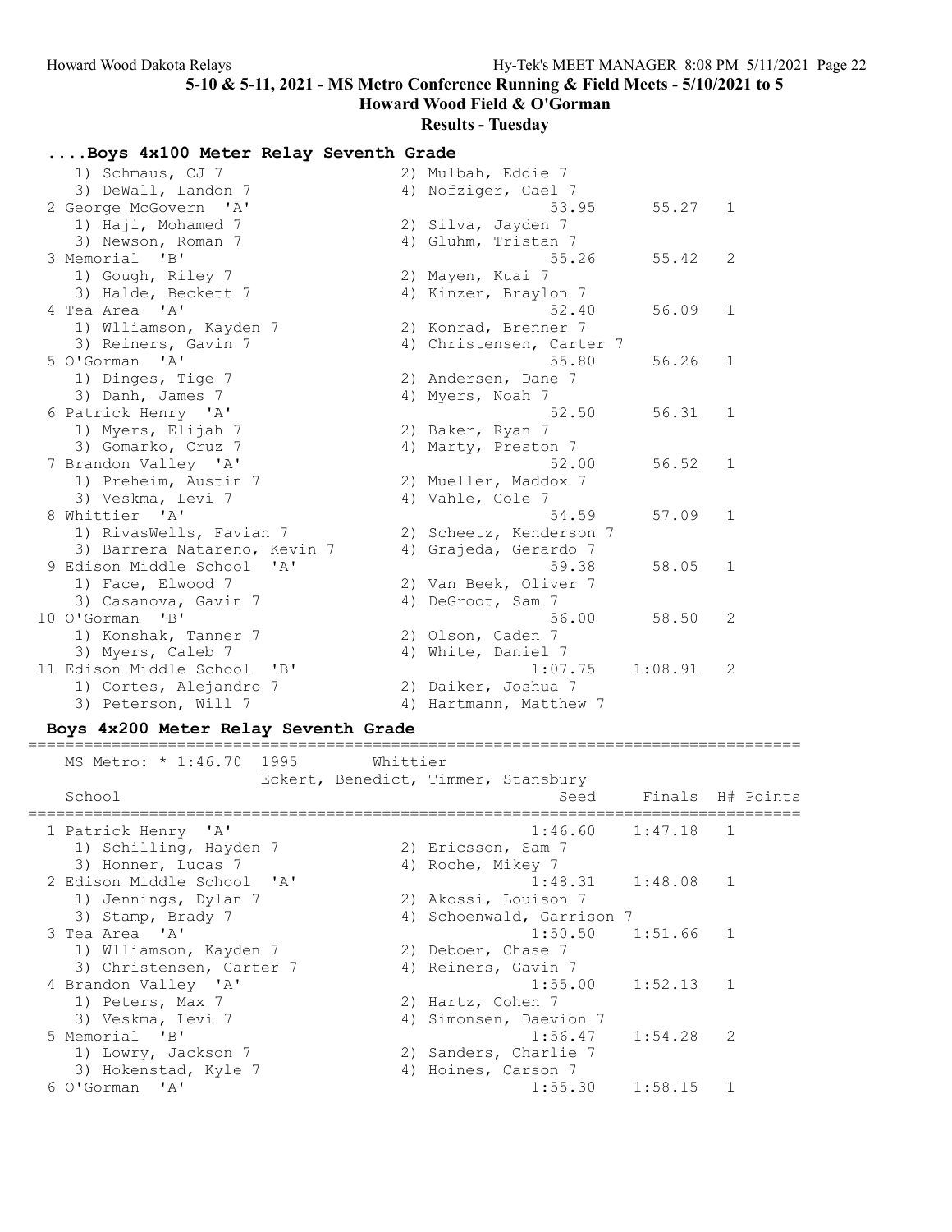5-10 & 5-11, 2021 - MS Metro Conference Running & Field Meets - 5/10/2021 to 5

Howard Wood Field & O'Gorman

**Results - Tuesday**

### ....Boys 4x100 Meter Relay Seventh Grade

```
   1) Schmaus, CJ 7                   2) Mulbah, Eddie 7
   3) DeWall, Landon 7                4) Nofziger, Cael 7
 2 George McGovern  'A'                         53.95      55.27   1
   1) Haji, Mohamed 7                 2) Silva, Jayden 7
   3) Newson, Roman 7                 4) Gluhm, Tristan 7
 3 Memorial  'B'                                55.26      55.42   2
   1) Gough, Riley 7                  2) Mayen, Kuai 7
   3) Halde, Beckett 7                4) Kinzer, Braylon 7
 4 Tea Area  'A'                                52.40      56.09   1
   1) Wlliamson, Kayden 7             2) Konrad, Brenner 7
   3) Reiners, Gavin 7                4) Christensen, Carter 7
 5 O'Gorman  'A'                                55.80      56.26   1
   1) Dinges, Tige 7                  2) Andersen, Dane 7
   3) Danh, James 7                   4) Myers, Noah 7
 6 Patrick Henry  'A'                           52.50      56.31   1
   1) Myers, Elijah 7                 2) Baker, Ryan 7
   3) Gomarko, Cruz 7                 4) Marty, Preston 7
 7 Brandon Valley  'A'                          52.00      56.52   1
   1) Preheim, Austin 7               2) Mueller, Maddox 7
   3) Veskma, Levi 7                  4) Vahle, Cole 7
 8 Whittier  'A'                                54.59      57.09   1
   1) RivasWells, Favian 7            2) Scheetz, Kenderson 7
   3) Barrera Natareno, Kevin 7       4) Grajeda, Gerardo 7
 9 Edison Middle School  'A'                    59.38      58.05   1
   1) Face, Elwood 7                  2) Van Beek, Oliver 7
   3) Casanova, Gavin 7               4) DeGroot, Sam 7
10 O'Gorman  'B'                                56.00      58.50   2
   1) Konshak, Tanner 7               2) Olson, Caden 7
   3) Myers, Caleb 7                  4) White, Daniel 7
11 Edison Middle School  'B'                  1:07.75    1:08.91   2
   1) Cortes, Alejandro 7             2) Daiker, Joshua 7
   3) Peterson, Will 7                4) Hartmann, Matthew 7
```

### Boys 4x200 Meter Relay Seventh Grade

```
=================================================================================
    MS Metro: * 1:46.70  1995       Whittier
                         Eckert, Benedict, Timmer, Stansbury
    School                                       Seed     Finals  H# Points
=================================================================================
  1 Patrick Henry  'A'                         1:46.60    1:47.18   1
    1) Schilling, Hayden 7             2) Ericsson, Sam 7
    3) Honner, Lucas 7                 4) Roche, Mikey 7
  2 Edison Middle School  'A'                  1:48.31    1:48.08   1
    1) Jennings, Dylan 7               2) Akossi, Louison 7
    3) Stamp, Brady 7                  4) Schoenwald, Garrison 7
  3 Tea Area  'A'                              1:50.50    1:51.66   1
    1) Wlliamson, Kayden 7             2) Deboer, Chase 7
    3) Christensen, Carter 7           4) Reiners, Gavin 7
  4 Brandon Valley  'A'                        1:55.00    1:52.13   1
    1) Peters, Max 7                   2) Hartz, Cohen 7
    3) Veskma, Levi 7                  4) Simonsen, Daevion 7
  5 Memorial  'B'                              1:56.47    1:54.28   2
    1) Lowry, Jackson 7                2) Sanders, Charlie 7
    3) Hokenstad, Kyle 7               4) Hoines, Carson 7
  6 O'Gorman  'A'                              1:55.30    1:58.15   1
```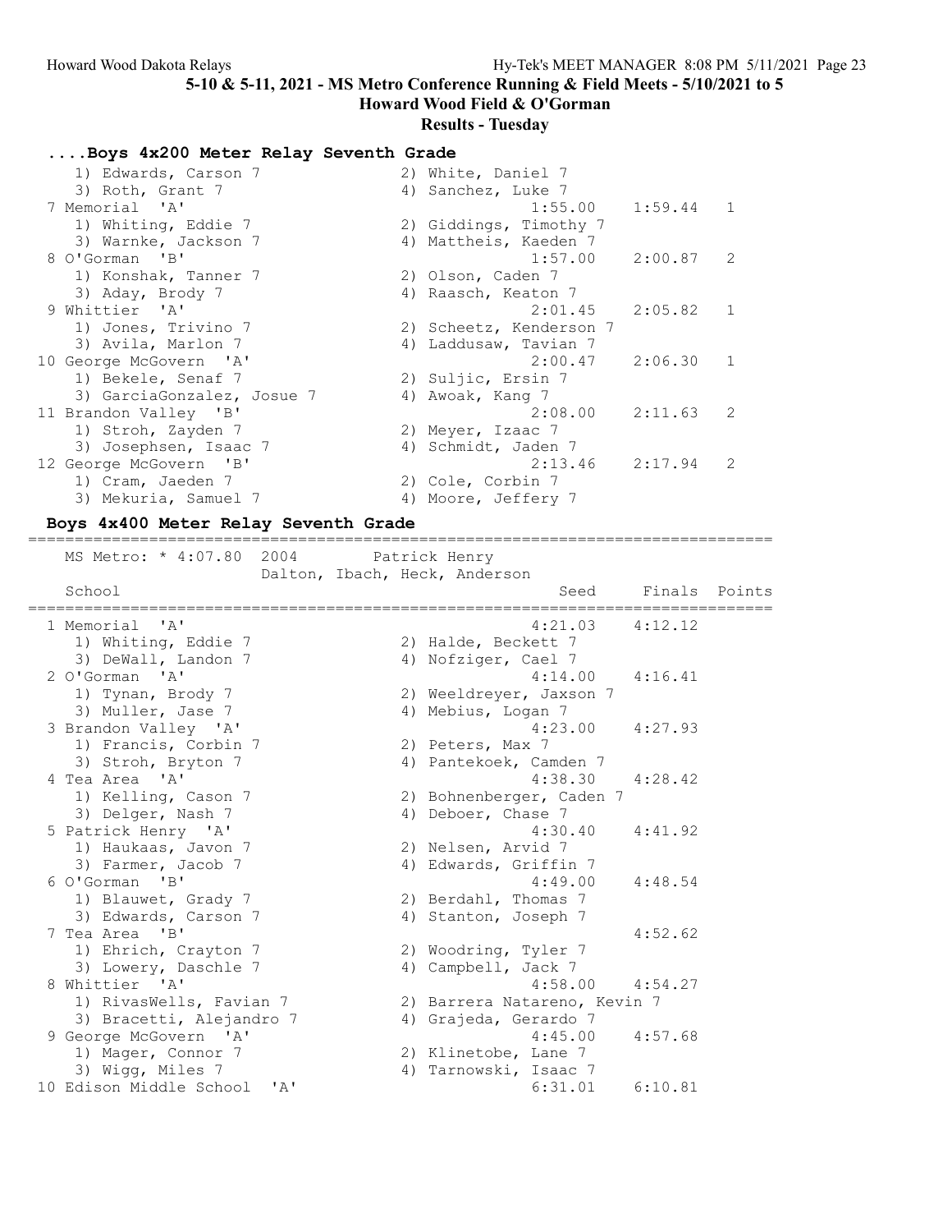5-10 & 5-11, 2021 - MS Metro Conference Running & Field Meets - 5/10/2021 to 5

Howard Wood Field & O'Gorman

**Results - Tuesday**

### ....Boys 4x200 Meter Relay Seventh Grade

| School | Seed | Finals | Points |
|---|---|---|---|
| 1) Edwards, Carson 7 — 2) White, Daniel 7 — 3) Roth, Grant 7 — 4) Sanchez, Luke 7 | | | |
| 7 Memorial 'A' | 1:55.00 | 1:59.44 | 1 |
| 1) Whiting, Eddie 7 — 2) Giddings, Timothy 7 — 3) Warnke, Jackson 7 — 4) Mattheis, Kaeden 7 | | | |
| 8 O'Gorman 'B' | 1:57.00 | 2:00.87 | 2 |
| 1) Konshak, Tanner 7 — 2) Olson, Caden 7 — 3) Aday, Brody 7 — 4) Raasch, Keaton 7 | | | |
| 9 Whittier 'A' | 2:01.45 | 2:05.82 | 1 |
| 1) Jones, Trivino 7 — 2) Scheetz, Kenderson 7 — 3) Avila, Marlon 7 — 4) Laddusaw, Tavian 7 | | | |
| 10 George McGovern 'A' | 2:00.47 | 2:06.30 | 1 |
| 1) Bekele, Senaf 7 — 2) Suljic, Ersin 7 — 3) GarciaGonzalez, Josue 7 — 4) Awoak, Kang 7 | | | |
| 11 Brandon Valley 'B' | 2:08.00 | 2:11.63 | 2 |
| 1) Stroh, Zayden 7 — 2) Meyer, Izaac 7 — 3) Josephsen, Isaac 7 — 4) Schmidt, Jaden 7 | | | |
| 12 George McGovern 'B' | 2:13.46 | 2:17.94 | 2 |
| 1) Cram, Jaeden 7 — 2) Cole, Corbin 7 — 3) Mekuria, Samuel 7 — 4) Moore, Jeffery 7 | | | |

### Boys 4x400 Meter Relay Seventh Grade

MS Metro: * 4:07.80 2004 Patrick Henry
Dalton, Ibach, Heck, Anderson

| School | Seed | Finals | Points |
|---|---|---|---|
| 1 Memorial 'A' | 4:21.03 | 4:12.12 | |
| 1) Whiting, Eddie 7 — 2) Halde, Beckett 7 — 3) DeWall, Landon 7 — 4) Nofziger, Cael 7 | | | |
| 2 O'Gorman 'A' | 4:14.00 | 4:16.41 | |
| 1) Tynan, Brody 7 — 2) Weeldreyer, Jaxson 7 — 3) Muller, Jase 7 — 4) Mebius, Logan 7 | | | |
| 3 Brandon Valley 'A' | 4:23.00 | 4:27.93 | |
| 1) Francis, Corbin 7 — 2) Peters, Max 7 — 3) Stroh, Bryton 7 — 4) Pantekoek, Camden 7 | | | |
| 4 Tea Area 'A' | 4:38.30 | 4:28.42 | |
| 1) Kelling, Cason 7 — 2) Bohnenberger, Caden 7 — 3) Delger, Nash 7 — 4) Deboer, Chase 7 | | | |
| 5 Patrick Henry 'A' | 4:30.40 | 4:41.92 | |
| 1) Haukaas, Javon 7 — 2) Nelsen, Arvid 7 — 3) Farmer, Jacob 7 — 4) Edwards, Griffin 7 | | | |
| 6 O'Gorman 'B' | 4:49.00 | 4:48.54 | |
| 1) Blauwet, Grady 7 — 2) Berdahl, Thomas 7 — 3) Edwards, Carson 7 — 4) Stanton, Joseph 7 | | | |
| 7 Tea Area 'B' | | 4:52.62 | |
| 1) Ehrich, Crayton 7 — 2) Woodring, Tyler 7 — 3) Lowery, Daschle 7 — 4) Campbell, Jack 7 | | | |
| 8 Whittier 'A' | 4:58.00 | 4:54.27 | |
| 1) RivasWells, Favian 7 — 2) Barrera Natareno, Kevin 7 — 3) Bracetti, Alejandro 7 — 4) Grajeda, Gerardo 7 | | | |
| 9 George McGovern 'A' | 4:45.00 | 4:57.68 | |
| 1) Mager, Connor 7 — 2) Klinetobe, Lane 7 — 3) Wigg, Miles 7 — 4) Tarnowski, Isaac 7 | | | |
| 10 Edison Middle School 'A' | 6:31.01 | 6:10.81 | |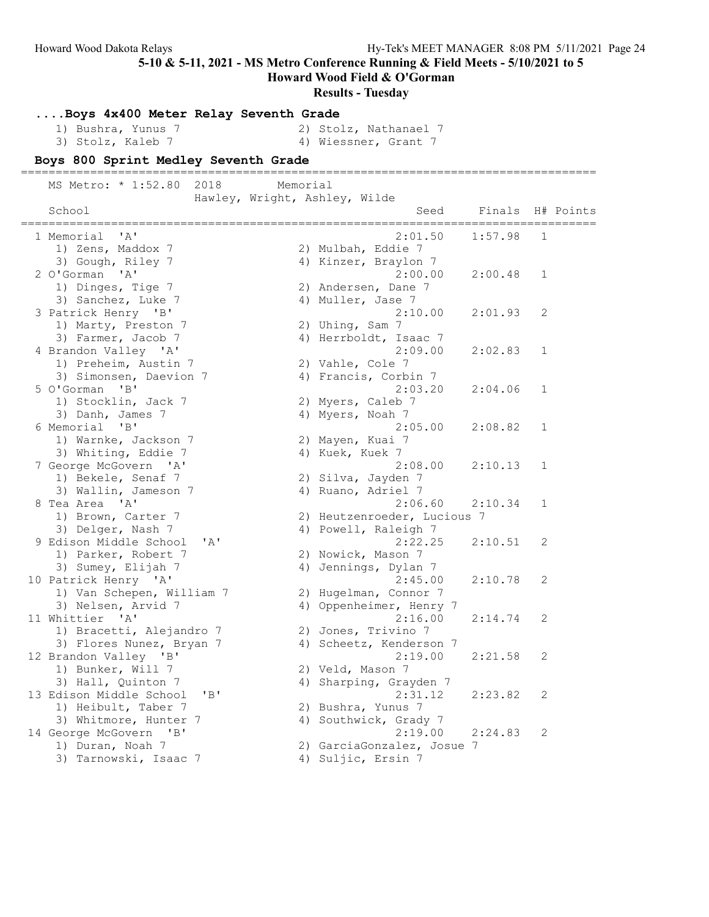5-10 & 5-11, 2021 - MS Metro Conference Running & Field Meets - 5/10/2021 to 5

Howard Wood Field & O'Gorman

**Results - Tuesday**

### ....Boys 4x400 Meter Relay Seventh Grade

1) Bushra, Yunus 7 2) Stolz, Nathanael 7
3) Stolz, Kaleb 7 4) Wiessner, Grant 7

### Boys 800 Sprint Medley Seventh Grade

MS Metro: * 1:52.80 2018 Memorial
Hawley, Wright, Ashley, Wilde

| | School | Seed | Finals | H# | Points |
|---|---|---|---|---|---|
| 1 | Memorial 'A' | 2:01.50 | 1:57.98 | 1 | |
| | 1) Zens, Maddox 7; 2) Mulbah, Eddie 7; 3) Gough, Riley 7; 4) Kinzer, Braylon 7 | | | | |
| 2 | O'Gorman 'A' | 2:00.00 | 2:00.48 | 1 | |
| | 1) Dinges, Tige 7; 2) Andersen, Dane 7; 3) Sanchez, Luke 7; 4) Muller, Jase 7 | | | | |
| 3 | Patrick Henry 'B' | 2:10.00 | 2:01.93 | 2 | |
| | 1) Marty, Preston 7; 2) Uhing, Sam 7; 3) Farmer, Jacob 7; 4) Herrboldt, Isaac 7 | | | | |
| 4 | Brandon Valley 'A' | 2:09.00 | 2:02.83 | 1 | |
| | 1) Preheim, Austin 7; 2) Vahle, Cole 7; 3) Simonsen, Daevion 7; 4) Francis, Corbin 7 | | | | |
| 5 | O'Gorman 'B' | 2:03.20 | 2:04.06 | 1 | |
| | 1) Stocklin, Jack 7; 2) Myers, Caleb 7; 3) Danh, James 7; 4) Myers, Noah 7 | | | | |
| 6 | Memorial 'B' | 2:05.00 | 2:08.82 | 1 | |
| | 1) Warnke, Jackson 7; 2) Mayen, Kuai 7; 3) Whiting, Eddie 7; 4) Kuek, Kuek 7 | | | | |
| 7 | George McGovern 'A' | 2:08.00 | 2:10.13 | 1 | |
| | 1) Bekele, Senaf 7; 2) Silva, Jayden 7; 3) Wallin, Jameson 7; 4) Ruano, Adriel 7 | | | | |
| 8 | Tea Area 'A' | 2:06.60 | 2:10.34 | 1 | |
| | 1) Brown, Carter 7; 2) Heutzenroeder, Lucious 7; 3) Delger, Nash 7; 4) Powell, Raleigh 7 | | | | |
| 9 | Edison Middle School 'A' | 2:22.25 | 2:10.51 | 2 | |
| | 1) Parker, Robert 7; 2) Nowick, Mason 7; 3) Sumey, Elijah 7; 4) Jennings, Dylan 7 | | | | |
| 10 | Patrick Henry 'A' | 2:45.00 | 2:10.78 | 2 | |
| | 1) Van Schepen, William 7; 2) Hugelman, Connor 7; 3) Nelsen, Arvid 7; 4) Oppenheimer, Henry 7 | | | | |
| 11 | Whittier 'A' | 2:16.00 | 2:14.74 | 2 | |
| | 1) Bracetti, Alejandro 7; 2) Jones, Trivino 7; 3) Flores Nunez, Bryan 7; 4) Scheetz, Kenderson 7 | | | | |
| 12 | Brandon Valley 'B' | 2:19.00 | 2:21.58 | 2 | |
| | 1) Bunker, Will 7; 2) Veld, Mason 7; 3) Hall, Quinton 7; 4) Sharping, Grayden 7 | | | | |
| 13 | Edison Middle School 'B' | 2:31.12 | 2:23.82 | 2 | |
| | 1) Heibult, Taber 7; 2) Bushra, Yunus 7; 3) Whitmore, Hunter 7; 4) Southwick, Grady 7 | | | | |
| 14 | George McGovern 'B' | 2:19.00 | 2:24.83 | 2 | |
| | 1) Duran, Noah 7; 2) GarciaGonzalez, Josue 7; 3) Tarnowski, Isaac 7; 4) Suljic, Ersin 7 | | | | |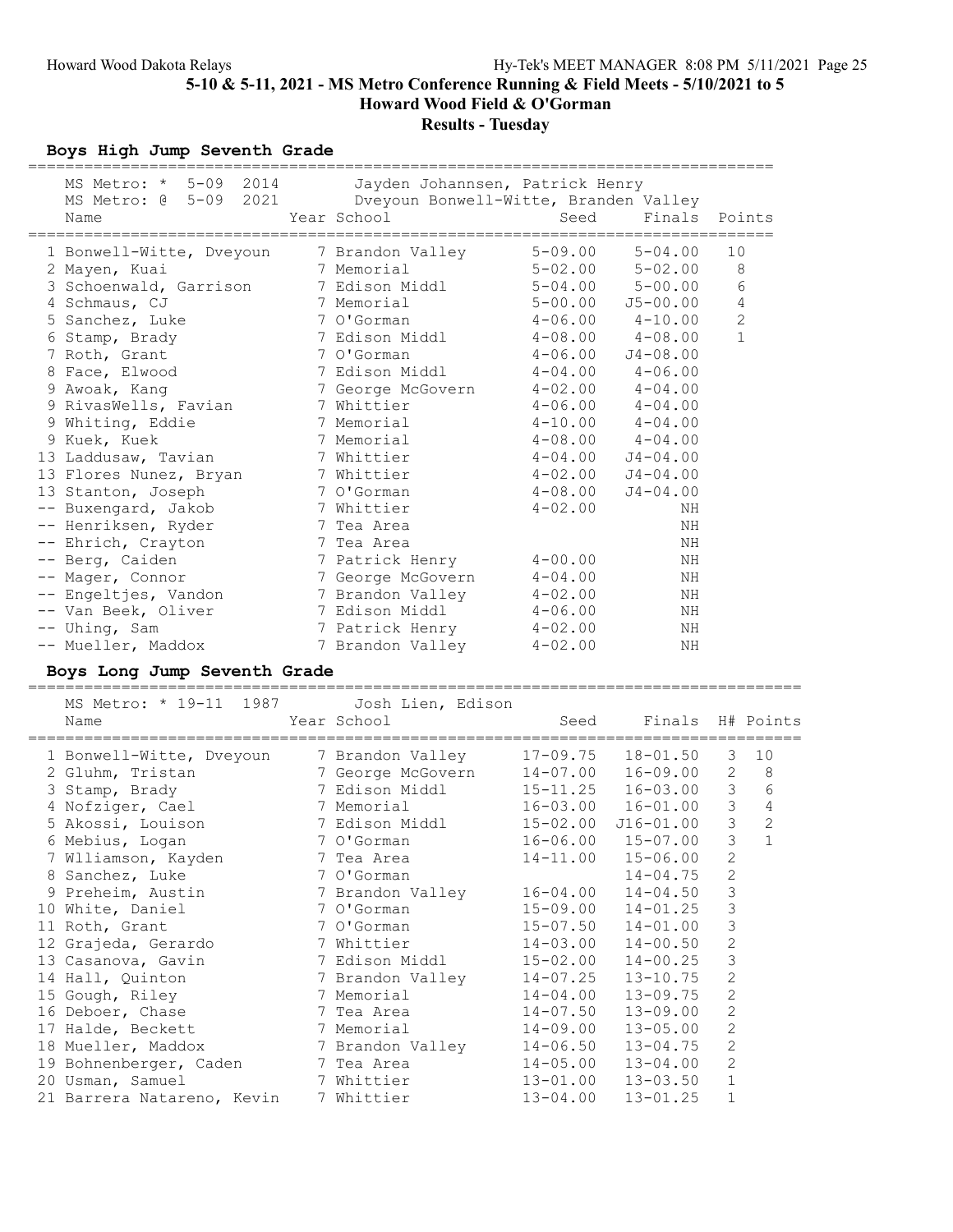## 5-10 & 5-11, 2021 - MS Metro Conference Running & Field Meets - 5/10/2021 to 5
## Howard Wood Field & O'Gorman
## Results - Tuesday

### Boys High Jump Seventh Grade

MS Metro: * 5-09 2014 Jayden Johannsen, Patrick Henry
MS Metro: @ 5-09 2021 Dveyoun Bonwell-Witte, Branden Valley

| | Name | Year | School | Seed | Finals | Points |
|---|---|---|---|---|---|---|
| 1 | Bonwell-Witte, Dveyoun | 7 | Brandon Valley | 5-09.00 | 5-04.00 | 10 |
| 2 | Mayen, Kuai | 7 | Memorial | 5-02.00 | 5-02.00 | 8 |
| 3 | Schoenwald, Garrison | 7 | Edison Middl | 5-04.00 | 5-00.00 | 6 |
| 4 | Schmaus, CJ | 7 | Memorial | 5-00.00 | J5-00.00 | 4 |
| 5 | Sanchez, Luke | 7 | O'Gorman | 4-06.00 | 4-10.00 | 2 |
| 6 | Stamp, Brady | 7 | Edison Middl | 4-08.00 | 4-08.00 | 1 |
| 7 | Roth, Grant | 7 | O'Gorman | 4-06.00 | J4-08.00 | |
| 8 | Face, Elwood | 7 | Edison Middl | 4-04.00 | 4-06.00 | |
| 9 | Awoak, Kang | 7 | George McGovern | 4-02.00 | 4-04.00 | |
| 9 | RivasWells, Favian | 7 | Whittier | 4-06.00 | 4-04.00 | |
| 9 | Whiting, Eddie | 7 | Memorial | 4-10.00 | 4-04.00 | |
| 9 | Kuek, Kuek | 7 | Memorial | 4-08.00 | 4-04.00 | |
| 13 | Laddusaw, Tavian | 7 | Whittier | 4-04.00 | J4-04.00 | |
| 13 | Flores Nunez, Bryan | 7 | Whittier | 4-02.00 | J4-04.00 | |
| 13 | Stanton, Joseph | 7 | O'Gorman | 4-08.00 | J4-04.00 | |
| -- | Buxengard, Jakob | 7 | Whittier | 4-02.00 | NH | |
| -- | Henriksen, Ryder | 7 | Tea Area | | NH | |
| -- | Ehrich, Crayton | 7 | Tea Area | | NH | |
| -- | Berg, Caiden | 7 | Patrick Henry | 4-00.00 | NH | |
| -- | Mager, Connor | 7 | George McGovern | 4-04.00 | NH | |
| -- | Engeltjes, Vandon | 7 | Brandon Valley | 4-02.00 | NH | |
| -- | Van Beek, Oliver | 7 | Edison Middl | 4-06.00 | NH | |
| -- | Uhing, Sam | 7 | Patrick Henry | 4-02.00 | NH | |
| -- | Mueller, Maddox | 7 | Brandon Valley | 4-02.00 | NH | |

### Boys Long Jump Seventh Grade

MS Metro: * 19-11 1987 Josh Lien, Edison

| | Name | Year | School | Seed | Finals | H# | Points |
|---|---|---|---|---|---|---|---|
| 1 | Bonwell-Witte, Dveyoun | 7 | Brandon Valley | 17-09.75 | 18-01.50 | 3 | 10 |
| 2 | Gluhm, Tristan | 7 | George McGovern | 14-07.00 | 16-09.00 | 2 | 8 |
| 3 | Stamp, Brady | 7 | Edison Middl | 15-11.25 | 16-03.00 | 3 | 6 |
| 4 | Nofziger, Cael | 7 | Memorial | 16-03.00 | 16-01.00 | 3 | 4 |
| 5 | Akossi, Louison | 7 | Edison Middl | 15-02.00 | J16-01.00 | 3 | 2 |
| 6 | Mebius, Logan | 7 | O'Gorman | 16-06.00 | 15-07.00 | 3 | 1 |
| 7 | Wlliamson, Kayden | 7 | Tea Area | 14-11.00 | 15-06.00 | 2 | |
| 8 | Sanchez, Luke | 7 | O'Gorman | | 14-04.75 | 2 | |
| 9 | Preheim, Austin | 7 | Brandon Valley | 16-04.00 | 14-04.50 | 3 | |
| 10 | White, Daniel | 7 | O'Gorman | 15-09.00 | 14-01.25 | 3 | |
| 11 | Roth, Grant | 7 | O'Gorman | 15-07.50 | 14-01.00 | 3 | |
| 12 | Grajeda, Gerardo | 7 | Whittier | 14-03.00 | 14-00.50 | 2 | |
| 13 | Casanova, Gavin | 7 | Edison Middl | 15-02.00 | 14-00.25 | 3 | |
| 14 | Hall, Quinton | 7 | Brandon Valley | 14-07.25 | 13-10.75 | 2 | |
| 15 | Gough, Riley | 7 | Memorial | 14-04.00 | 13-09.75 | 2 | |
| 16 | Deboer, Chase | 7 | Tea Area | 14-07.50 | 13-09.00 | 2 | |
| 17 | Halde, Beckett | 7 | Memorial | 14-09.00 | 13-05.00 | 2 | |
| 18 | Mueller, Maddox | 7 | Brandon Valley | 14-06.50 | 13-04.75 | 2 | |
| 19 | Bohnenberger, Caden | 7 | Tea Area | 14-05.00 | 13-04.00 | 2 | |
| 20 | Usman, Samuel | 7 | Whittier | 13-01.00 | 13-03.50 | 1 | |
| 21 | Barrera Natareno, Kevin | 7 | Whittier | 13-04.00 | 13-01.25 | 1 | |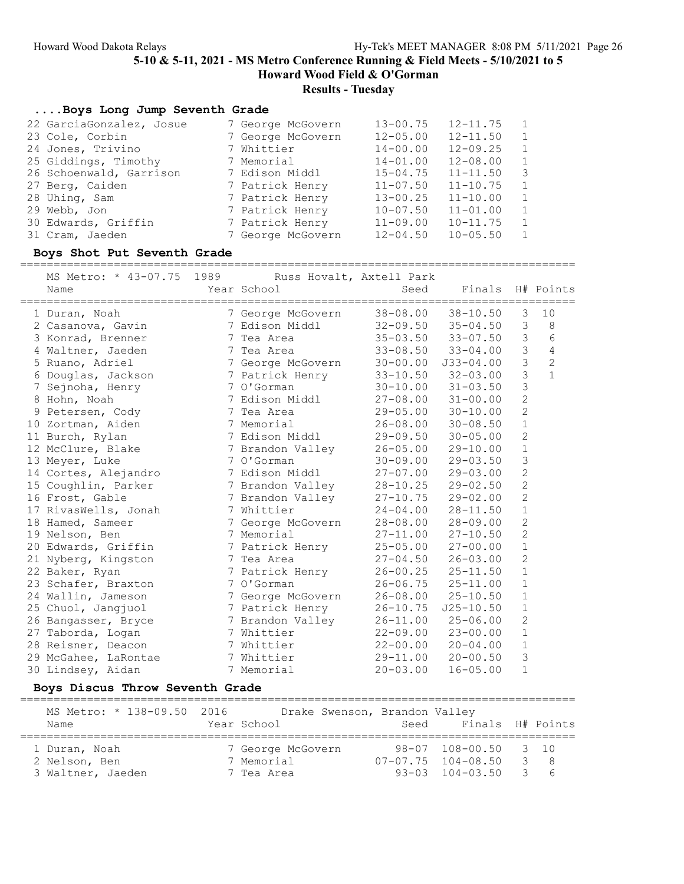5-10 & 5-11, 2021 - MS Metro Conference Running & Field Meets - 5/10/2021 to 5

Howard Wood Field & O'Gorman

Results - Tuesday

### ....Boys Long Jump Seventh Grade

| Place | Name | Year | School | Seed | Finals | H# |
|---|---|---|---|---|---|---|
| 22 | GarciaGonzalez, Josue | 7 | George McGovern | 13-00.75 | 12-11.75 | 1 |
| 23 | Cole, Corbin | 7 | George McGovern | 12-05.00 | 12-11.50 | 1 |
| 24 | Jones, Trivino | 7 | Whittier | 14-00.00 | 12-09.25 | 1 |
| 25 | Giddings, Timothy | 7 | Memorial | 14-01.00 | 12-08.00 | 1 |
| 26 | Schoenwald, Garrison | 7 | Edison Middl | 15-04.75 | 11-11.50 | 3 |
| 27 | Berg, Caiden | 7 | Patrick Henry | 11-07.50 | 11-10.75 | 1 |
| 28 | Uhing, Sam | 7 | Patrick Henry | 13-00.25 | 11-10.00 | 1 |
| 29 | Webb, Jon | 7 | Patrick Henry | 10-07.50 | 11-01.00 | 1 |
| 30 | Edwards, Griffin | 7 | Patrick Henry | 11-09.00 | 10-11.75 | 1 |
| 31 | Cram, Jaeden | 7 | George McGovern | 12-04.50 | 10-05.50 | 1 |

### Boys Shot Put Seventh Grade

MS Metro: * 43-07.75 1989 Russ Hovalt, Axtell Park

| Place | Name | Year | School | Seed | Finals | H# | Points |
|---|---|---|---|---|---|---|---|
| 1 | Duran, Noah | 7 | George McGovern | 38-08.00 | 38-10.50 | 3 | 10 |
| 2 | Casanova, Gavin | 7 | Edison Middl | 32-09.50 | 35-04.50 | 3 | 8 |
| 3 | Konrad, Brenner | 7 | Tea Area | 35-03.50 | 33-07.50 | 3 | 6 |
| 4 | Waltner, Jaeden | 7 | Tea Area | 33-08.50 | 33-04.00 | 3 | 4 |
| 5 | Ruano, Adriel | 7 | George McGovern | 30-00.00 | J33-04.00 | 3 | 2 |
| 6 | Douglas, Jackson | 7 | Patrick Henry | 33-10.50 | 32-03.00 | 3 | 1 |
| 7 | Sejnoha, Henry | 7 | O'Gorman | 30-10.00 | 31-03.50 | 3 | |
| 8 | Hohn, Noah | 7 | Edison Middl | 27-08.00 | 31-00.00 | 2 | |
| 9 | Petersen, Cody | 7 | Tea Area | 29-05.00 | 30-10.00 | 2 | |
| 10 | Zortman, Aiden | 7 | Memorial | 26-08.00 | 30-08.50 | 1 | |
| 11 | Burch, Rylan | 7 | Edison Middl | 29-09.50 | 30-05.00 | 2 | |
| 12 | McClure, Blake | 7 | Brandon Valley | 26-05.00 | 29-10.00 | 1 | |
| 13 | Meyer, Luke | 7 | O'Gorman | 30-09.00 | 29-03.50 | 3 | |
| 14 | Cortes, Alejandro | 7 | Edison Middl | 27-07.00 | 29-03.00 | 2 | |
| 15 | Coughlin, Parker | 7 | Brandon Valley | 28-10.25 | 29-02.50 | 2 | |
| 16 | Frost, Gable | 7 | Brandon Valley | 27-10.75 | 29-02.00 | 2 | |
| 17 | RivasWells, Jonah | 7 | Whittier | 24-04.00 | 28-11.50 | 1 | |
| 18 | Hamed, Sameer | 7 | George McGovern | 28-08.00 | 28-09.00 | 2 | |
| 19 | Nelson, Ben | 7 | Memorial | 27-11.00 | 27-10.50 | 2 | |
| 20 | Edwards, Griffin | 7 | Patrick Henry | 25-05.00 | 27-00.00 | 1 | |
| 21 | Nyberg, Kingston | 7 | Tea Area | 27-04.50 | 26-03.00 | 2 | |
| 22 | Baker, Ryan | 7 | Patrick Henry | 26-00.25 | 25-11.50 | 1 | |
| 23 | Schafer, Braxton | 7 | O'Gorman | 26-06.75 | 25-11.00 | 1 | |
| 24 | Wallin, Jameson | 7 | George McGovern | 26-08.00 | 25-10.50 | 1 | |
| 25 | Chuol, Jangjuol | 7 | Patrick Henry | 26-10.75 | J25-10.50 | 1 | |
| 26 | Bangasser, Bryce | 7 | Brandon Valley | 26-11.00 | 25-06.00 | 2 | |
| 27 | Taborda, Logan | 7 | Whittier | 22-09.00 | 23-00.00 | 1 | |
| 28 | Reisner, Deacon | 7 | Whittier | 22-00.00 | 20-04.00 | 1 | |
| 29 | McGahee, LaRontae | 7 | Whittier | 29-11.00 | 20-00.50 | 3 | |
| 30 | Lindsey, Aidan | 7 | Memorial | 20-03.00 | 16-05.00 | 1 | |

### Boys Discus Throw Seventh Grade

MS Metro: * 138-09.50 2016 Drake Swenson, Brandon Valley

| Place | Name | Year | School | Seed | Finals | H# | Points |
|---|---|---|---|---|---|---|---|
| 1 | Duran, Noah | 7 | George McGovern | 98-07 | 108-00.50 | 3 | 10 |
| 2 | Nelson, Ben | 7 | Memorial | 07-07.75 | 104-08.50 | 3 | 8 |
| 3 | Waltner, Jaeden | 7 | Tea Area | 93-03 | 104-03.50 | 3 | 6 |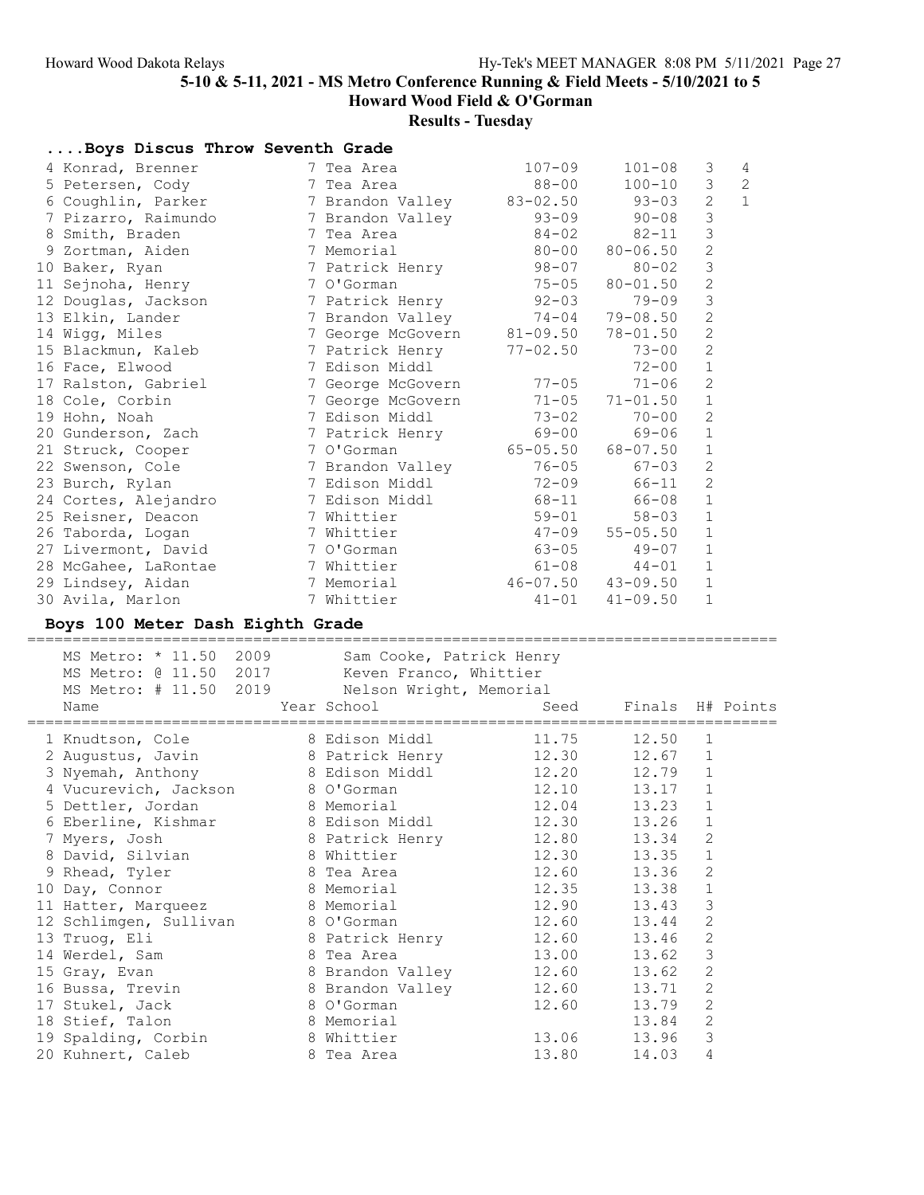## ....Boys Discus Throw Seventh Grade

| Place | Name | Year | School | Seed | Finals | H# | Points |
|---|---|---|---|---|---|---|---|
| 4 | Konrad, Brenner | 7 | Tea Area | 107-09 | 101-08 | 3 | 4 |
| 5 | Petersen, Cody | 7 | Tea Area | 88-00 | 100-10 | 3 | 2 |
| 6 | Coughlin, Parker | 7 | Brandon Valley | 83-02.50 | 93-03 | 2 | 1 |
| 7 | Pizarro, Raimundo | 7 | Brandon Valley | 93-09 | 90-08 | 3 | |
| 8 | Smith, Braden | 7 | Tea Area | 84-02 | 82-11 | 3 | |
| 9 | Zortman, Aiden | 7 | Memorial | 80-00 | 80-06.50 | 2 | |
| 10 | Baker, Ryan | 7 | Patrick Henry | 98-07 | 80-02 | 3 | |
| 11 | Sejnoha, Henry | 7 | O'Gorman | 75-05 | 80-01.50 | 2 | |
| 12 | Douglas, Jackson | 7 | Patrick Henry | 92-03 | 79-09 | 3 | |
| 13 | Elkin, Lander | 7 | Brandon Valley | 74-04 | 79-08.50 | 2 | |
| 14 | Wigg, Miles | 7 | George McGovern | 81-09.50 | 78-01.50 | 2 | |
| 15 | Blackmun, Kaleb | 7 | Patrick Henry | 77-02.50 | 73-00 | 2 | |
| 16 | Face, Elwood | 7 | Edison Middl | | 72-00 | 1 | |
| 17 | Ralston, Gabriel | 7 | George McGovern | 77-05 | 71-06 | 2 | |
| 18 | Cole, Corbin | 7 | George McGovern | 71-05 | 71-01.50 | 1 | |
| 19 | Hohn, Noah | 7 | Edison Middl | 73-02 | 70-00 | 2 | |
| 20 | Gunderson, Zach | 7 | Patrick Henry | 69-00 | 69-06 | 1 | |
| 21 | Struck, Cooper | 7 | O'Gorman | 65-05.50 | 68-07.50 | 1 | |
| 22 | Swenson, Cole | 7 | Brandon Valley | 76-05 | 67-03 | 2 | |
| 23 | Burch, Rylan | 7 | Edison Middl | 72-09 | 66-11 | 2 | |
| 24 | Cortes, Alejandro | 7 | Edison Middl | 68-11 | 66-08 | 1 | |
| 25 | Reisner, Deacon | 7 | Whittier | 59-01 | 58-03 | 1 | |
| 26 | Taborda, Logan | 7 | Whittier | 47-09 | 55-05.50 | 1 | |
| 27 | Livermont, David | 7 | O'Gorman | 63-05 | 49-07 | 1 | |
| 28 | McGahee, LaRontae | 7 | Whittier | 61-08 | 44-01 | 1 | |
| 29 | Lindsey, Aidan | 7 | Memorial | 46-07.50 | 43-09.50 | 1 | |
| 30 | Avila, Marlon | 7 | Whittier | 41-01 | 41-09.50 | 1 | |

## Boys 100 Meter Dash Eighth Grade

MS Metro: * 11.50 2009 Sam Cooke, Patrick Henry
MS Metro: @ 11.50 2017 Keven Franco, Whittier
MS Metro: # 11.50 2019 Nelson Wright, Memorial

| Place | Name | Year | School | Seed | Finals | H# | Points |
|---|---|---|---|---|---|---|---|
| 1 | Knudtson, Cole | 8 | Edison Middl | 11.75 | 12.50 | 1 | |
| 2 | Augustus, Javin | 8 | Patrick Henry | 12.30 | 12.67 | 1 | |
| 3 | Nyemah, Anthony | 8 | Edison Middl | 12.20 | 12.79 | 1 | |
| 4 | Vucurevich, Jackson | 8 | O'Gorman | 12.10 | 13.17 | 1 | |
| 5 | Dettler, Jordan | 8 | Memorial | 12.04 | 13.23 | 1 | |
| 6 | Eberline, Kishmar | 8 | Edison Middl | 12.30 | 13.26 | 1 | |
| 7 | Myers, Josh | 8 | Patrick Henry | 12.80 | 13.34 | 2 | |
| 8 | David, Silvian | 8 | Whittier | 12.30 | 13.35 | 1 | |
| 9 | Rhead, Tyler | 8 | Tea Area | 12.60 | 13.36 | 2 | |
| 10 | Day, Connor | 8 | Memorial | 12.35 | 13.38 | 1 | |
| 11 | Hatter, Marqueez | 8 | Memorial | 12.90 | 13.43 | 3 | |
| 12 | Schlimgen, Sullivan | 8 | O'Gorman | 12.60 | 13.44 | 2 | |
| 13 | Truog, Eli | 8 | Patrick Henry | 12.60 | 13.46 | 2 | |
| 14 | Werdel, Sam | 8 | Tea Area | 13.00 | 13.62 | 3 | |
| 15 | Gray, Evan | 8 | Brandon Valley | 12.60 | 13.62 | 2 | |
| 16 | Bussa, Trevin | 8 | Brandon Valley | 12.60 | 13.71 | 2 | |
| 17 | Stukel, Jack | 8 | O'Gorman | 12.60 | 13.79 | 2 | |
| 18 | Stief, Talon | 8 | Memorial | | 13.84 | 2 | |
| 19 | Spalding, Corbin | 8 | Whittier | 13.06 | 13.96 | 3 | |
| 20 | Kuhnert, Caleb | 8 | Tea Area | 13.80 | 14.03 | 4 | |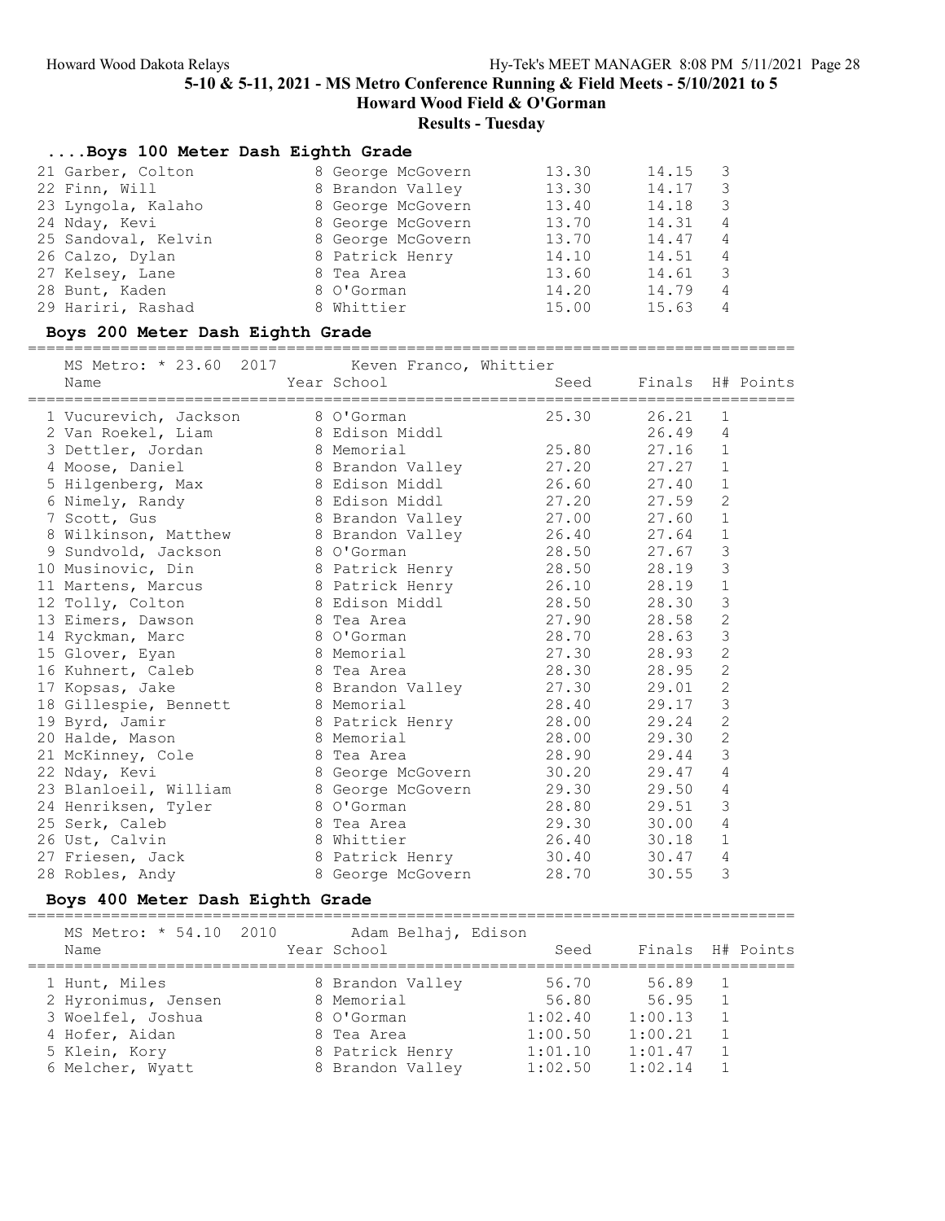## 5-10 & 5-11, 2021 - MS Metro Conference Running & Field Meets - 5/10/2021 to 5

**Howard Wood Field & O'Gorman**

**Results - Tuesday**

### ....Boys 100 Meter Dash Eighth Grade

| Place | Name | Year | School | Seed | Finals | H# |
|---|---|---|---|---|---|---|
| 21 | Garber, Colton | 8 | George McGovern | 13.30 | 14.15 | 3 |
| 22 | Finn, Will | 8 | Brandon Valley | 13.30 | 14.17 | 3 |
| 23 | Lyngola, Kalaho | 8 | George McGovern | 13.40 | 14.18 | 3 |
| 24 | Nday, Kevi | 8 | George McGovern | 13.70 | 14.31 | 4 |
| 25 | Sandoval, Kelvin | 8 | George McGovern | 13.70 | 14.47 | 4 |
| 26 | Calzo, Dylan | 8 | Patrick Henry | 14.10 | 14.51 | 4 |
| 27 | Kelsey, Lane | 8 | Tea Area | 13.60 | 14.61 | 3 |
| 28 | Bunt, Kaden | 8 | O'Gorman | 14.20 | 14.79 | 4 |
| 29 | Hariri, Rashad | 8 | Whittier | 15.00 | 15.63 | 4 |

### Boys 200 Meter Dash Eighth Grade

MS Metro: * 23.60 2017 Keven Franco, Whittier

| Place | Name | Year | School | Seed | Finals | H# | Points |
|---|---|---|---|---|---|---|---|
| 1 | Vucurevich, Jackson | 8 | O'Gorman | 25.30 | 26.21 | 1 | |
| 2 | Van Roekel, Liam | 8 | Edison Middl | | 26.49 | 4 | |
| 3 | Dettler, Jordan | 8 | Memorial | 25.80 | 27.16 | 1 | |
| 4 | Moose, Daniel | 8 | Brandon Valley | 27.20 | 27.27 | 1 | |
| 5 | Hilgenberg, Max | 8 | Edison Middl | 26.60 | 27.40 | 1 | |
| 6 | Nimely, Randy | 8 | Edison Middl | 27.20 | 27.59 | 2 | |
| 7 | Scott, Gus | 8 | Brandon Valley | 27.00 | 27.60 | 1 | |
| 8 | Wilkinson, Matthew | 8 | Brandon Valley | 26.40 | 27.64 | 1 | |
| 9 | Sundvold, Jackson | 8 | O'Gorman | 28.50 | 27.67 | 3 | |
| 10 | Musinovic, Din | 8 | Patrick Henry | 28.50 | 28.19 | 3 | |
| 11 | Martens, Marcus | 8 | Patrick Henry | 26.10 | 28.19 | 1 | |
| 12 | Tolly, Colton | 8 | Edison Middl | 28.50 | 28.30 | 3 | |
| 13 | Eimers, Dawson | 8 | Tea Area | 27.90 | 28.58 | 2 | |
| 14 | Ryckman, Marc | 8 | O'Gorman | 28.70 | 28.63 | 3 | |
| 15 | Glover, Eyan | 8 | Memorial | 27.30 | 28.93 | 2 | |
| 16 | Kuhnert, Caleb | 8 | Tea Area | 28.30 | 28.95 | 2 | |
| 17 | Kopsas, Jake | 8 | Brandon Valley | 27.30 | 29.01 | 2 | |
| 18 | Gillespie, Bennett | 8 | Memorial | 28.40 | 29.17 | 3 | |
| 19 | Byrd, Jamir | 8 | Patrick Henry | 28.00 | 29.24 | 2 | |
| 20 | Halde, Mason | 8 | Memorial | 28.00 | 29.30 | 2 | |
| 21 | McKinney, Cole | 8 | Tea Area | 28.90 | 29.44 | 3 | |
| 22 | Nday, Kevi | 8 | George McGovern | 30.20 | 29.47 | 4 | |
| 23 | Blanloeil, William | 8 | George McGovern | 29.30 | 29.50 | 4 | |
| 24 | Henriksen, Tyler | 8 | O'Gorman | 28.80 | 29.51 | 3 | |
| 25 | Serk, Caleb | 8 | Tea Area | 29.30 | 30.00 | 4 | |
| 26 | Ust, Calvin | 8 | Whittier | 26.40 | 30.18 | 1 | |
| 27 | Friesen, Jack | 8 | Patrick Henry | 30.40 | 30.47 | 4 | |
| 28 | Robles, Andy | 8 | George McGovern | 28.70 | 30.55 | 3 | |

### Boys 400 Meter Dash Eighth Grade

MS Metro: * 54.10 2010 Adam Belhaj, Edison

| Place | Name | Year | School | Seed | Finals | H# | Points |
|---|---|---|---|---|---|---|---|
| 1 | Hunt, Miles | 8 | Brandon Valley | 56.70 | 56.89 | 1 | |
| 2 | Hyronimus, Jensen | 8 | Memorial | 56.80 | 56.95 | 1 | |
| 3 | Woelfel, Joshua | 8 | O'Gorman | 1:02.40 | 1:00.13 | 1 | |
| 4 | Hofer, Aidan | 8 | Tea Area | 1:00.50 | 1:00.21 | 1 | |
| 5 | Klein, Kory | 8 | Patrick Henry | 1:01.10 | 1:01.47 | 1 | |
| 6 | Melcher, Wyatt | 8 | Brandon Valley | 1:02.50 | 1:02.14 | 1 | |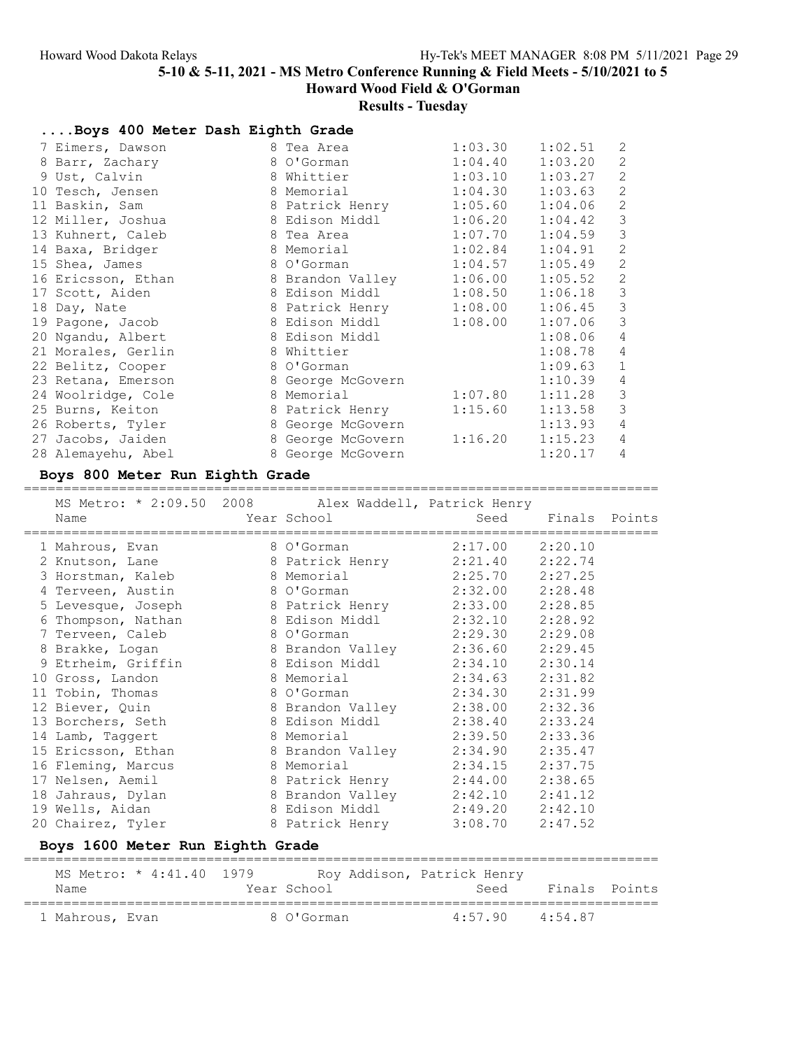## 5-10 & 5-11, 2021 - MS Metro Conference Running & Field Meets - 5/10/2021 to 5

### Howard Wood Field & O'Gorman

### Results - Tuesday

### ....Boys 400 Meter Dash Eighth Grade

| Place | Name | Year | School | Seed | Finals | H# |
|---|---|---|---|---|---|---|
| 7 | Eimers, Dawson | 8 | Tea Area | 1:03.30 | 1:02.51 | 2 |
| 8 | Barr, Zachary | 8 | O'Gorman | 1:04.40 | 1:03.20 | 2 |
| 9 | Ust, Calvin | 8 | Whittier | 1:03.10 | 1:03.27 | 2 |
| 10 | Tesch, Jensen | 8 | Memorial | 1:04.30 | 1:03.63 | 2 |
| 11 | Baskin, Sam | 8 | Patrick Henry | 1:05.60 | 1:04.06 | 2 |
| 12 | Miller, Joshua | 8 | Edison Middl | 1:06.20 | 1:04.42 | 3 |
| 13 | Kuhnert, Caleb | 8 | Tea Area | 1:07.70 | 1:04.59 | 3 |
| 14 | Baxa, Bridger | 8 | Memorial | 1:02.84 | 1:04.91 | 2 |
| 15 | Shea, James | 8 | O'Gorman | 1:04.57 | 1:05.49 | 2 |
| 16 | Ericsson, Ethan | 8 | Brandon Valley | 1:06.00 | 1:05.52 | 2 |
| 17 | Scott, Aiden | 8 | Edison Middl | 1:08.50 | 1:06.18 | 3 |
| 18 | Day, Nate | 8 | Patrick Henry | 1:08.00 | 1:06.45 | 3 |
| 19 | Pagone, Jacob | 8 | Edison Middl | 1:08.00 | 1:07.06 | 3 |
| 20 | Ngandu, Albert | 8 | Edison Middl | | 1:08.06 | 4 |
| 21 | Morales, Gerlin | 8 | Whittier | | 1:08.78 | 4 |
| 22 | Belitz, Cooper | 8 | O'Gorman | | 1:09.63 | 1 |
| 23 | Retana, Emerson | 8 | George McGovern | | 1:10.39 | 4 |
| 24 | Woolridge, Cole | 8 | Memorial | 1:07.80 | 1:11.28 | 3 |
| 25 | Burns, Keiton | 8 | Patrick Henry | 1:15.60 | 1:13.58 | 3 |
| 26 | Roberts, Tyler | 8 | George McGovern | | 1:13.93 | 4 |
| 27 | Jacobs, Jaiden | 8 | George McGovern | 1:16.20 | 1:15.23 | 4 |
| 28 | Alemayehu, Abel | 8 | George McGovern | | 1:20.17 | 4 |

### Boys 800 Meter Run Eighth Grade

MS Metro: * 2:09.50 2008 Alex Waddell, Patrick Henry

| Place | Name | Year | School | Seed | Finals | Points |
|---|---|---|---|---|---|---|
| 1 | Mahrous, Evan | 8 | O'Gorman | 2:17.00 | 2:20.10 | |
| 2 | Knutson, Lane | 8 | Patrick Henry | 2:21.40 | 2:22.74 | |
| 3 | Horstman, Kaleb | 8 | Memorial | 2:25.70 | 2:27.25 | |
| 4 | Terveen, Austin | 8 | O'Gorman | 2:32.00 | 2:28.48 | |
| 5 | Levesque, Joseph | 8 | Patrick Henry | 2:33.00 | 2:28.85 | |
| 6 | Thompson, Nathan | 8 | Edison Middl | 2:32.10 | 2:28.92 | |
| 7 | Terveen, Caleb | 8 | O'Gorman | 2:29.30 | 2:29.08 | |
| 8 | Brakke, Logan | 8 | Brandon Valley | 2:36.60 | 2:29.45 | |
| 9 | Etrheim, Griffin | 8 | Edison Middl | 2:34.10 | 2:30.14 | |
| 10 | Gross, Landon | 8 | Memorial | 2:34.63 | 2:31.82 | |
| 11 | Tobin, Thomas | 8 | O'Gorman | 2:34.30 | 2:31.99 | |
| 12 | Biever, Quin | 8 | Brandon Valley | 2:38.00 | 2:32.36 | |
| 13 | Borchers, Seth | 8 | Edison Middl | 2:38.40 | 2:33.24 | |
| 14 | Lamb, Taggert | 8 | Memorial | 2:39.50 | 2:33.36 | |
| 15 | Ericsson, Ethan | 8 | Brandon Valley | 2:34.90 | 2:35.47 | |
| 16 | Fleming, Marcus | 8 | Memorial | 2:34.15 | 2:37.75 | |
| 17 | Nelsen, Aemil | 8 | Patrick Henry | 2:44.00 | 2:38.65 | |
| 18 | Jahraus, Dylan | 8 | Brandon Valley | 2:42.10 | 2:41.12 | |
| 19 | Wells, Aidan | 8 | Edison Middl | 2:49.20 | 2:42.10 | |
| 20 | Chairez, Tyler | 8 | Patrick Henry | 3:08.70 | 2:47.52 | |

### Boys 1600 Meter Run Eighth Grade

MS Metro: * 4:41.40 1979 Roy Addison, Patrick Henry

| Place | Name | Year | School | Seed | Finals | Points |
|---|---|---|---|---|---|---|
| 1 | Mahrous, Evan | 8 | O'Gorman | 4:57.90 | 4:54.87 | |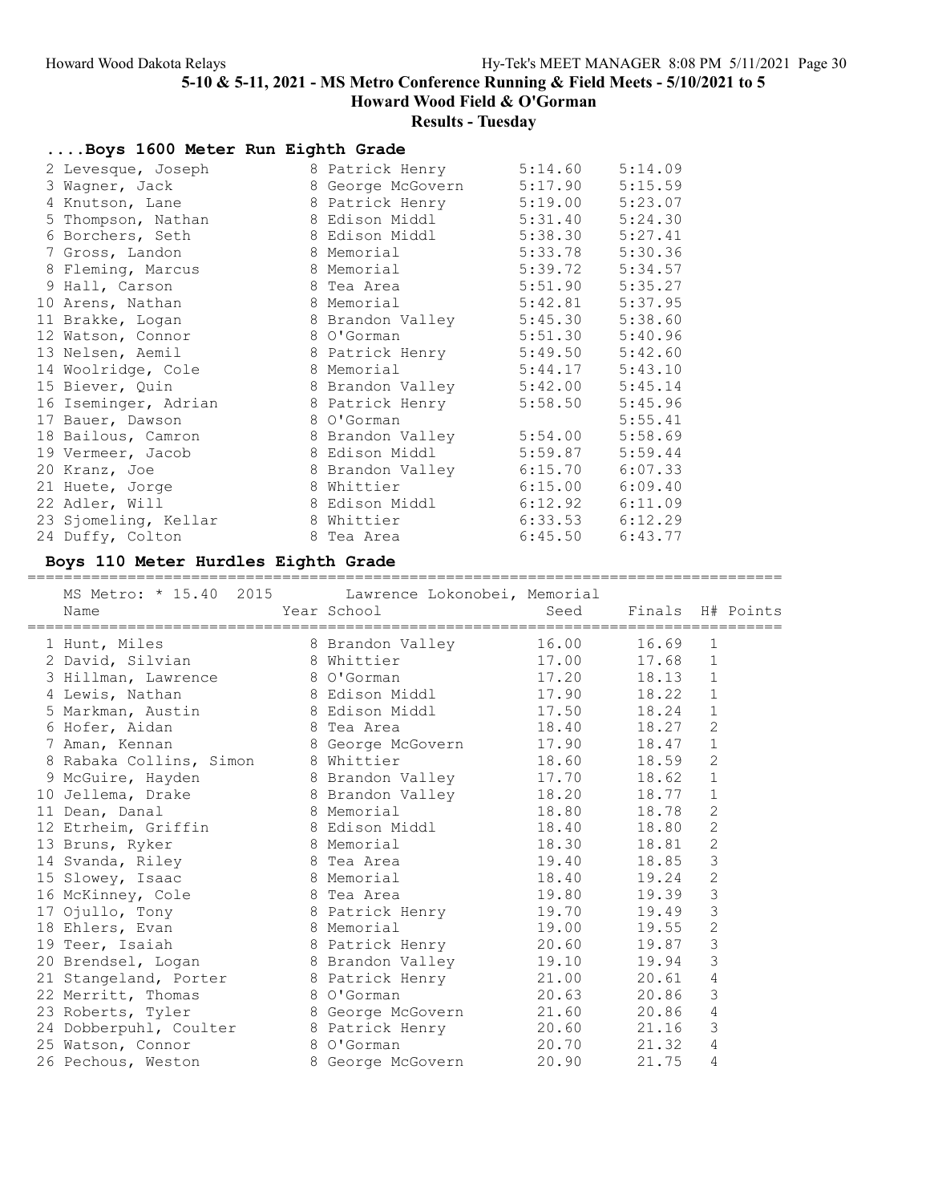5-10 & 5-11, 2021 - MS Metro Conference Running & Field Meets - 5/10/2021 to 5

Howard Wood Field & O'Gorman

Results - Tuesday

## ....Boys 1600 Meter Run Eighth Grade

| | Name | Year | School | Seed | Finals |
|---|---|---|---|---|---|
| 2 | Levesque, Joseph | 8 | Patrick Henry | 5:14.60 | 5:14.09 |
| 3 | Wagner, Jack | 8 | George McGovern | 5:17.90 | 5:15.59 |
| 4 | Knutson, Lane | 8 | Patrick Henry | 5:19.00 | 5:23.07 |
| 5 | Thompson, Nathan | 8 | Edison Middl | 5:31.40 | 5:24.30 |
| 6 | Borchers, Seth | 8 | Edison Middl | 5:38.30 | 5:27.41 |
| 7 | Gross, Landon | 8 | Memorial | 5:33.78 | 5:30.36 |
| 8 | Fleming, Marcus | 8 | Memorial | 5:39.72 | 5:34.57 |
| 9 | Hall, Carson | 8 | Tea Area | 5:51.90 | 5:35.27 |
| 10 | Arens, Nathan | 8 | Memorial | 5:42.81 | 5:37.95 |
| 11 | Brakke, Logan | 8 | Brandon Valley | 5:45.30 | 5:38.60 |
| 12 | Watson, Connor | 8 | O'Gorman | 5:51.30 | 5:40.96 |
| 13 | Nelsen, Aemil | 8 | Patrick Henry | 5:49.50 | 5:42.60 |
| 14 | Woolridge, Cole | 8 | Memorial | 5:44.17 | 5:43.10 |
| 15 | Biever, Quin | 8 | Brandon Valley | 5:42.00 | 5:45.14 |
| 16 | Iseminger, Adrian | 8 | Patrick Henry | 5:58.50 | 5:45.96 |
| 17 | Bauer, Dawson | 8 | O'Gorman | | 5:55.41 |
| 18 | Bailous, Camron | 8 | Brandon Valley | 5:54.00 | 5:58.69 |
| 19 | Vermeer, Jacob | 8 | Edison Middl | 5:59.87 | 5:59.44 |
| 20 | Kranz, Joe | 8 | Brandon Valley | 6:15.70 | 6:07.33 |
| 21 | Huete, Jorge | 8 | Whittier | 6:15.00 | 6:09.40 |
| 22 | Adler, Will | 8 | Edison Middl | 6:12.92 | 6:11.09 |
| 23 | Sjomeling, Kellar | 8 | Whittier | 6:33.53 | 6:12.29 |
| 24 | Duffy, Colton | 8 | Tea Area | 6:45.50 | 6:43.77 |

## Boys 110 Meter Hurdles Eighth Grade

MS Metro: * 15.40 2015 Lawrence Lokonobei, Memorial

| | Name | Year | School | Seed | Finals | H# | Points |
|---|---|---|---|---|---|---|---|
| 1 | Hunt, Miles | 8 | Brandon Valley | 16.00 | 16.69 | 1 | |
| 2 | David, Silvian | 8 | Whittier | 17.00 | 17.68 | 1 | |
| 3 | Hillman, Lawrence | 8 | O'Gorman | 17.20 | 18.13 | 1 | |
| 4 | Lewis, Nathan | 8 | Edison Middl | 17.90 | 18.22 | 1 | |
| 5 | Markman, Austin | 8 | Edison Middl | 17.50 | 18.24 | 1 | |
| 6 | Hofer, Aidan | 8 | Tea Area | 18.40 | 18.27 | 2 | |
| 7 | Aman, Kennan | 8 | George McGovern | 17.90 | 18.47 | 1 | |
| 8 | Rabaka Collins, Simon | 8 | Whittier | 18.60 | 18.59 | 2 | |
| 9 | McGuire, Hayden | 8 | Brandon Valley | 17.70 | 18.62 | 1 | |
| 10 | Jellema, Drake | 8 | Brandon Valley | 18.20 | 18.77 | 1 | |
| 11 | Dean, Danal | 8 | Memorial | 18.80 | 18.78 | 2 | |
| 12 | Etrheim, Griffin | 8 | Edison Middl | 18.40 | 18.80 | 2 | |
| 13 | Bruns, Ryker | 8 | Memorial | 18.30 | 18.81 | 2 | |
| 14 | Svanda, Riley | 8 | Tea Area | 19.40 | 18.85 | 3 | |
| 15 | Slowey, Isaac | 8 | Memorial | 18.40 | 19.24 | 2 | |
| 16 | McKinney, Cole | 8 | Tea Area | 19.80 | 19.39 | 3 | |
| 17 | Ojullo, Tony | 8 | Patrick Henry | 19.70 | 19.49 | 3 | |
| 18 | Ehlers, Evan | 8 | Memorial | 19.00 | 19.55 | 2 | |
| 19 | Teer, Isaiah | 8 | Patrick Henry | 20.60 | 19.87 | 3 | |
| 20 | Brendsel, Logan | 8 | Brandon Valley | 19.10 | 19.94 | 3 | |
| 21 | Stangeland, Porter | 8 | Patrick Henry | 21.00 | 20.61 | 4 | |
| 22 | Merritt, Thomas | 8 | O'Gorman | 20.63 | 20.86 | 3 | |
| 23 | Roberts, Tyler | 8 | George McGovern | 21.60 | 20.86 | 4 | |
| 24 | Dobberpuhl, Coulter | 8 | Patrick Henry | 20.60 | 21.16 | 3 | |
| 25 | Watson, Connor | 8 | O'Gorman | 20.70 | 21.32 | 4 | |
| 26 | Pechous, Weston | 8 | George McGovern | 20.90 | 21.75 | 4 | |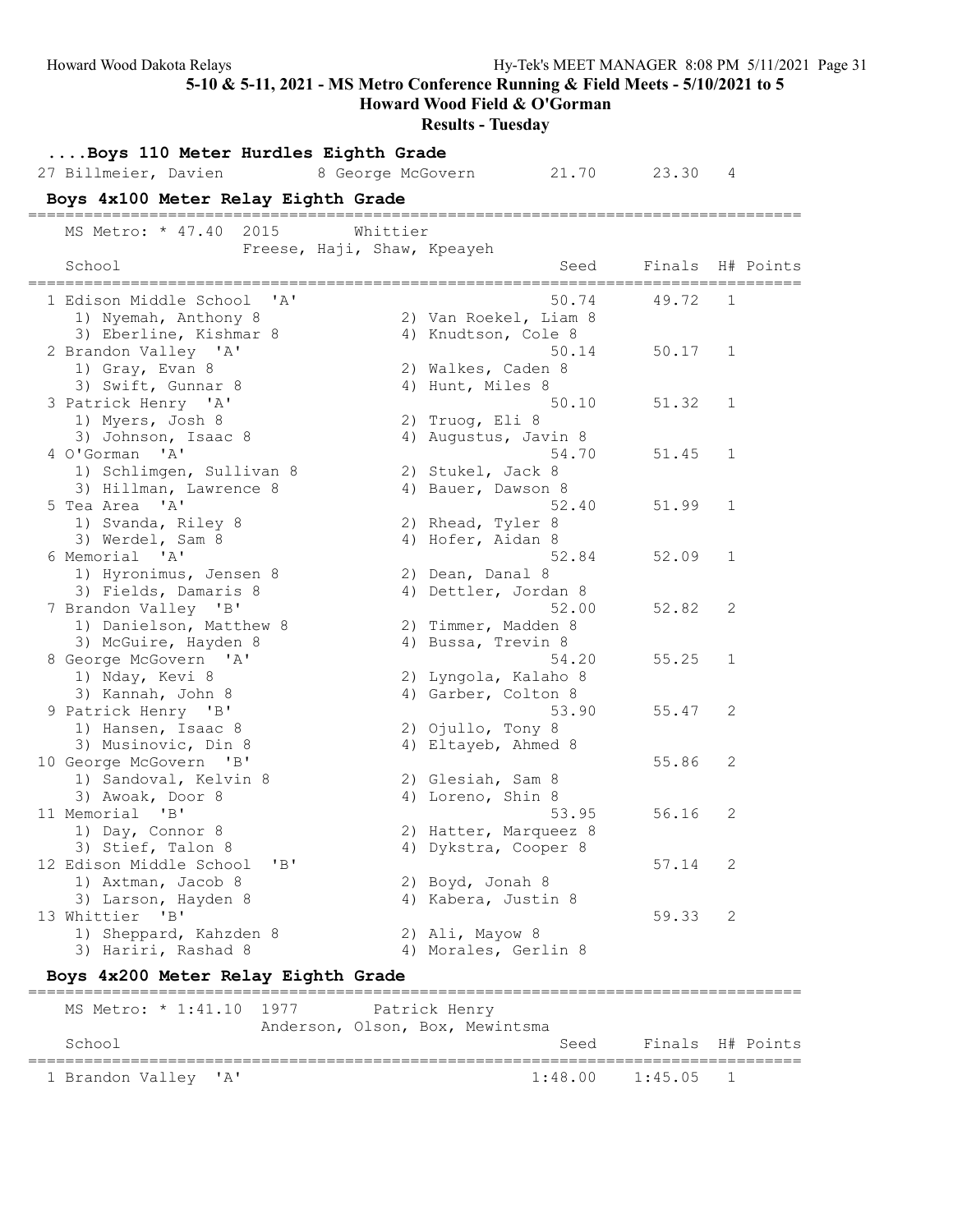5-10 & 5-11, 2021 - MS Metro Conference Running & Field Meets - 5/10/2021 to 5

Howard Wood Field & O'Gorman

**Results - Tuesday**

### ....Boys 110 Meter Hurdles Eighth Grade

| Place | Name | Year | School | Seed | Finals | H# | Points |
|---|---|---|---|---|---|---|---|
| 27 | Billmeier, Davien | 8 | George McGovern | 21.70 | 23.30 | 4 | |

### Boys 4x100 Meter Relay Eighth Grade

MS Metro: * 47.40 2015 Whittier
Freese, Haji, Shaw, Kpeayeh

| School | Seed | Finals | H# | Points |
|---|---|---|---|---|
| 1 Edison Middle School 'A' | 50.74 | 49.72 | 1 | |
| 1) Nyemah, Anthony 8; 2) Van Roekel, Liam 8; 3) Eberline, Kishmar 8; 4) Knudtson, Cole 8 | | | | |
| 2 Brandon Valley 'A' | 50.14 | 50.17 | 1 | |
| 1) Gray, Evan 8; 2) Walkes, Caden 8; 3) Swift, Gunnar 8; 4) Hunt, Miles 8 | | | | |
| 3 Patrick Henry 'A' | 50.10 | 51.32 | 1 | |
| 1) Myers, Josh 8; 2) Truog, Eli 8; 3) Johnson, Isaac 8; 4) Augustus, Javin 8 | | | | |
| 4 O'Gorman 'A' | 54.70 | 51.45 | 1 | |
| 1) Schlimgen, Sullivan 8; 2) Stukel, Jack 8; 3) Hillman, Lawrence 8; 4) Bauer, Dawson 8 | | | | |
| 5 Tea Area 'A' | 52.40 | 51.99 | 1 | |
| 1) Svanda, Riley 8; 2) Rhead, Tyler 8; 3) Werdel, Sam 8; 4) Hofer, Aidan 8 | | | | |
| 6 Memorial 'A' | 52.84 | 52.09 | 1 | |
| 1) Hyronimus, Jensen 8; 2) Dean, Danal 8; 3) Fields, Damaris 8; 4) Dettler, Jordan 8 | | | | |
| 7 Brandon Valley 'B' | 52.00 | 52.82 | 2 | |
| 1) Danielson, Matthew 8; 2) Timmer, Madden 8; 3) McGuire, Hayden 8; 4) Bussa, Trevin 8 | | | | |
| 8 George McGovern 'A' | 54.20 | 55.25 | 1 | |
| 1) Nday, Kevi 8; 2) Lyngola, Kalaho 8; 3) Kannah, John 8; 4) Garber, Colton 8 | | | | |
| 9 Patrick Henry 'B' | 53.90 | 55.47 | 2 | |
| 1) Hansen, Isaac 8; 2) Ojullo, Tony 8; 3) Musinovic, Din 8; 4) Eltayeb, Ahmed 8 | | | | |
| 10 George McGovern 'B' | | 55.86 | 2 | |
| 1) Sandoval, Kelvin 8; 2) Glesiah, Sam 8; 3) Awoak, Door 8; 4) Loreno, Shin 8 | | | | |
| 11 Memorial 'B' | 53.95 | 56.16 | 2 | |
| 1) Day, Connor 8; 2) Hatter, Marqueez 8; 3) Stief, Talon 8; 4) Dykstra, Cooper 8 | | | | |
| 12 Edison Middle School 'B' | | 57.14 | 2 | |
| 1) Axtman, Jacob 8; 2) Boyd, Jonah 8; 3) Larson, Hayden 8; 4) Kabera, Justin 8 | | | | |
| 13 Whittier 'B' | | 59.33 | 2 | |
| 1) Sheppard, Kahzden 8; 2) Ali, Mayow 8; 3) Hariri, Rashad 8; 4) Morales, Gerlin 8 | | | | |

### Boys 4x200 Meter Relay Eighth Grade

MS Metro: * 1:41.10 1977 Patrick Henry
Anderson, Olson, Box, Mewintsma

| School | Seed | Finals | H# | Points |
|---|---|---|---|---|
| 1 Brandon Valley 'A' | 1:48.00 | 1:45.05 | 1 | |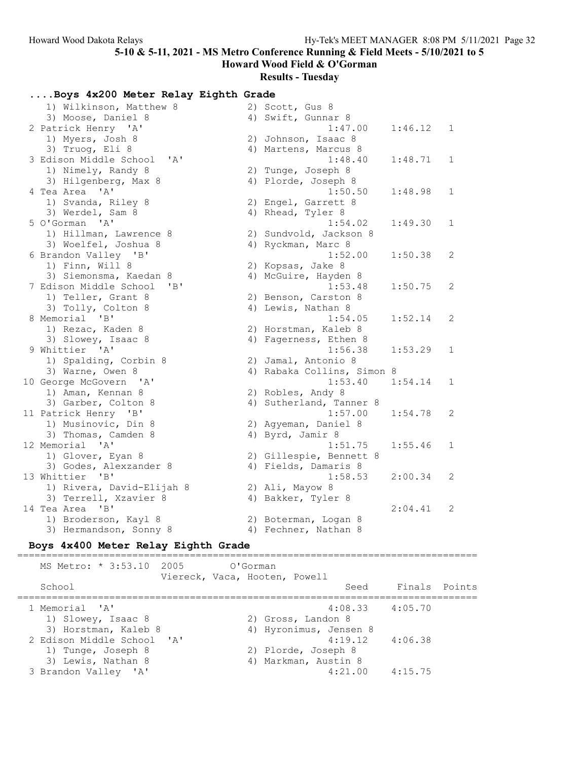## ....Boys 4x200 Meter Relay Eighth Grade

| School | | Seed | Finals | H# |
|---|---|---|---|---|
| 1) Wilkinson, Matthew 8 | 2) Scott, Gus 8 | | | |
| 3) Moose, Daniel 8 | 4) Swift, Gunnar 8 | | | |
| 2 Patrick Henry 'A' | | 1:47.00 | 1:46.12 | 1 |
| 1) Myers, Josh 8 | 2) Johnson, Isaac 8 | | | |
| 3) Truog, Eli 8 | 4) Martens, Marcus 8 | | | |
| 3 Edison Middle School 'A' | | 1:48.40 | 1:48.71 | 1 |
| 1) Nimely, Randy 8 | 2) Tunge, Joseph 8 | | | |
| 3) Hilgenberg, Max 8 | 4) Plorde, Joseph 8 | | | |
| 4 Tea Area 'A' | | 1:50.50 | 1:48.98 | 1 |
| 1) Svanda, Riley 8 | 2) Engel, Garrett 8 | | | |
| 3) Werdel, Sam 8 | 4) Rhead, Tyler 8 | | | |
| 5 O'Gorman 'A' | | 1:54.02 | 1:49.30 | 1 |
| 1) Hillman, Lawrence 8 | 2) Sundvold, Jackson 8 | | | |
| 3) Woelfel, Joshua 8 | 4) Ryckman, Marc 8 | | | |
| 6 Brandon Valley 'B' | | 1:52.00 | 1:50.38 | 2 |
| 1) Finn, Will 8 | 2) Kopsas, Jake 8 | | | |
| 3) Siemonsma, Kaedan 8 | 4) McGuire, Hayden 8 | | | |
| 7 Edison Middle School 'B' | | 1:53.48 | 1:50.75 | 2 |
| 1) Teller, Grant 8 | 2) Benson, Carston 8 | | | |
| 3) Tolly, Colton 8 | 4) Lewis, Nathan 8 | | | |
| 8 Memorial 'B' | | 1:54.05 | 1:52.14 | 2 |
| 1) Rezac, Kaden 8 | 2) Horstman, Kaleb 8 | | | |
| 3) Slowey, Isaac 8 | 4) Fagerness, Ethen 8 | | | |
| 9 Whittier 'A' | | 1:56.38 | 1:53.29 | 1 |
| 1) Spalding, Corbin 8 | 2) Jamal, Antonio 8 | | | |
| 3) Warne, Owen 8 | 4) Rabaka Collins, Simon 8 | | | |
| 10 George McGovern 'A' | | 1:53.40 | 1:54.14 | 1 |
| 1) Aman, Kennan 8 | 2) Robles, Andy 8 | | | |
| 3) Garber, Colton 8 | 4) Sutherland, Tanner 8 | | | |
| 11 Patrick Henry 'B' | | 1:57.00 | 1:54.78 | 2 |
| 1) Musinovic, Din 8 | 2) Agyeman, Daniel 8 | | | |
| 3) Thomas, Camden 8 | 4) Byrd, Jamir 8 | | | |
| 12 Memorial 'A' | | 1:51.75 | 1:55.46 | 1 |
| 1) Glover, Eyan 8 | 2) Gillespie, Bennett 8 | | | |
| 3) Godes, Alexzander 8 | 4) Fields, Damaris 8 | | | |
| 13 Whittier 'B' | | 1:58.53 | 2:00.34 | 2 |
| 1) Rivera, David-Elijah 8 | 2) Ali, Mayow 8 | | | |
| 3) Terrell, Xzavier 8 | 4) Bakker, Tyler 8 | | | |
| 14 Tea Area 'B' | | | 2:04.41 | 2 |
| 1) Broderson, Kayl 8 | 2) Boterman, Logan 8 | | | |
| 3) Hermandson, Sonny 8 | 4) Fechner, Nathan 8 | | | |

## Boys 4x400 Meter Relay Eighth Grade

MS Metro: * 3:53.10 2005 O'Gorman
Viereck, Vaca, Hooten, Powell

| School | | Seed | Finals | Points |
|---|---|---|---|---|
| 1 Memorial 'A' | | 4:08.33 | 4:05.70 | |
| 1) Slowey, Isaac 8 | 2) Gross, Landon 8 | | | |
| 3) Horstman, Kaleb 8 | 4) Hyronimus, Jensen 8 | | | |
| 2 Edison Middle School 'A' | | 4:19.12 | 4:06.38 | |
| 1) Tunge, Joseph 8 | 2) Plorde, Joseph 8 | | | |
| 3) Lewis, Nathan 8 | 4) Markman, Austin 8 | | | |
| 3 Brandon Valley 'A' | | 4:21.00 | 4:15.75 | |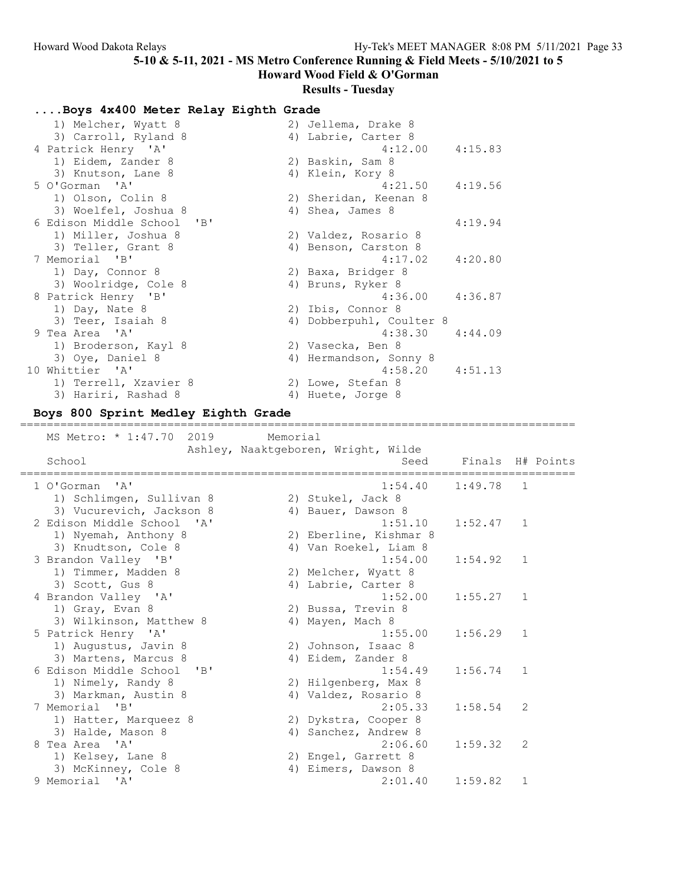# 5-10 & 5-11, 2021 - MS Metro Conference Running & Field Meets - 5/10/2021 to 5

## Howard Wood Field & O'Gorman

### Results - Tuesday

### ....Boys 4x400 Meter Relay Eighth Grade

```
   1) Melcher, Wyatt 8                2) Jellema, Drake 8
   3) Carroll, Ryland 8               4) Labrie, Carter 8
 4 Patrick Henry  'A'                           4:12.00    4:15.83
   1) Eidem, Zander 8                 2) Baskin, Sam 8
   3) Knutson, Lane 8                 4) Klein, Kory 8
 5 O'Gorman  'A'                                4:21.50    4:19.56
   1) Olson, Colin 8                  2) Sheridan, Keenan 8
   3) Woelfel, Joshua 8               4) Shea, James 8
 6 Edison Middle School  'B'                               4:19.94
   1) Miller, Joshua 8                2) Valdez, Rosario 8
   3) Teller, Grant 8                 4) Benson, Carston 8
 7 Memorial  'B'                                4:17.02    4:20.80
   1) Day, Connor 8                   2) Baxa, Bridger 8
   3) Woolridge, Cole 8               4) Bruns, Ryker 8
 8 Patrick Henry  'B'                           4:36.00    4:36.87
   1) Day, Nate 8                     2) Ibis, Connor 8
   3) Teer, Isaiah 8                  4) Dobberpuhl, Coulter 8
 9 Tea Area  'A'                                4:38.30    4:44.09
   1) Broderson, Kayl 8               2) Vasecka, Ben 8
   3) Oye, Daniel 8                   4) Hermandson, Sonny 8
10 Whittier  'A'                                4:58.20    4:51.13
   1) Terrell, Xzavier 8              2) Lowe, Stefan 8
   3) Hariri, Rashad 8                4) Huete, Jorge 8
```

### Boys 800 Sprint Medley Eighth Grade

```
===================================================================================
    MS Metro: * 1:47.70  2019        Memorial
                          Ashley, Naaktgeboren, Wright, Wilde
    School                                          Seed     Finals  H# Points
===================================================================================
  1 O'Gorman  'A'                                1:54.40    1:49.78   1
     1) Schlimgen, Sullivan 8           2) Stukel, Jack 8
     3) Vucurevich, Jackson 8           4) Bauer, Dawson 8
  2 Edison Middle School  'A'                    1:51.10    1:52.47   1
     1) Nyemah, Anthony 8               2) Eberline, Kishmar 8
     3) Knudtson, Cole 8                4) Van Roekel, Liam 8
  3 Brandon Valley  'B'                          1:54.00    1:54.92   1
     1) Timmer, Madden 8                2) Melcher, Wyatt 8
     3) Scott, Gus 8                    4) Labrie, Carter 8
  4 Brandon Valley  'A'                          1:52.00    1:55.27   1
     1) Gray, Evan 8                    2) Bussa, Trevin 8
     3) Wilkinson, Matthew 8            4) Mayen, Mach 8
  5 Patrick Henry  'A'                           1:55.00    1:56.29   1
     1) Augustus, Javin 8               2) Johnson, Isaac 8
     3) Martens, Marcus 8               4) Eidem, Zander 8
  6 Edison Middle School  'B'                    1:54.49    1:56.74   1
     1) Nimely, Randy 8                 2) Hilgenberg, Max 8
     3) Markman, Austin 8               4) Valdez, Rosario 8
  7 Memorial  'B'                                2:05.33    1:58.54   2
     1) Hatter, Marqueez 8              2) Dykstra, Cooper 8
     3) Halde, Mason 8                  4) Sanchez, Andrew 8
  8 Tea Area  'A'                                2:06.60    1:59.32   2
     1) Kelsey, Lane 8                  2) Engel, Garrett 8
     3) McKinney, Cole 8                4) Eimers, Dawson 8
  9 Memorial  'A'                                2:01.40    1:59.82   1
```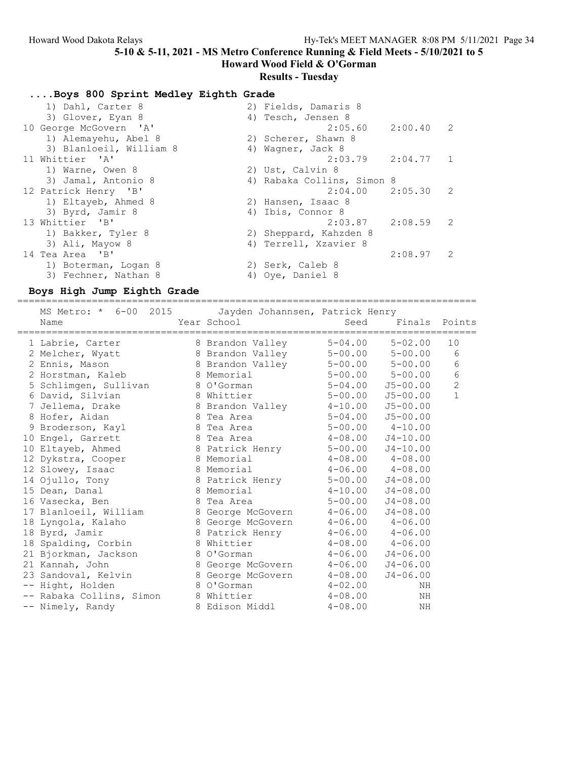## ....Boys 800 Sprint Medley Eighth Grade

| | | | | |
|---|---|---|---|---|
| 1) Dahl, Carter 8 | 2) Fields, Damaris 8 | | | |
| 3) Glover, Eyan 8 | 4) Tesch, Jensen 8 | | | |
| 10 George McGovern 'A' | | 2:05.60 | 2:00.40 | 2 |
| 1) Alemayehu, Abel 8 | 2) Scherer, Shawn 8 | | | |
| 3) Blanloeil, William 8 | 4) Wagner, Jack 8 | | | |
| 11 Whittier 'A' | | 2:03.79 | 2:04.77 | 1 |
| 1) Warne, Owen 8 | 2) Ust, Calvin 8 | | | |
| 3) Jamal, Antonio 8 | 4) Rabaka Collins, Simon 8 | | | |
| 12 Patrick Henry 'B' | | 2:04.00 | 2:05.30 | 2 |
| 1) Eltayeb, Ahmed 8 | 2) Hansen, Isaac 8 | | | |
| 3) Byrd, Jamir 8 | 4) Ibis, Connor 8 | | | |
| 13 Whittier 'B' | | 2:03.87 | 2:08.59 | 2 |
| 1) Bakker, Tyler 8 | 2) Sheppard, Kahzden 8 | | | |
| 3) Ali, Mayow 8 | 4) Terrell, Xzavier 8 | | | |
| 14 Tea Area 'B' | | | 2:08.97 | 2 |
| 1) Boterman, Logan 8 | 2) Serk, Caleb 8 | | | |
| 3) Fechner, Nathan 8 | 4) Oye, Daniel 8 | | | |

## Boys High Jump Eighth Grade

MS Metro: * 6-00 2015 Jayden Johannsen, Patrick Henry

| | Name | Year | School | Seed | Finals | Points |
|---|---|---|---|---|---|---|
| 1 | Labrie, Carter | 8 | Brandon Valley | 5-04.00 | 5-02.00 | 10 |
| 2 | Melcher, Wyatt | 8 | Brandon Valley | 5-00.00 | 5-00.00 | 6 |
| 2 | Ennis, Mason | 8 | Brandon Valley | 5-00.00 | 5-00.00 | 6 |
| 2 | Horstman, Kaleb | 8 | Memorial | 5-00.00 | 5-00.00 | 6 |
| 5 | Schlimgen, Sullivan | 8 | O'Gorman | 5-04.00 | J5-00.00 | 2 |
| 6 | David, Silvian | 8 | Whittier | 5-00.00 | J5-00.00 | 1 |
| 7 | Jellema, Drake | 8 | Brandon Valley | 4-10.00 | J5-00.00 | |
| 8 | Hofer, Aidan | 8 | Tea Area | 5-04.00 | J5-00.00 | |
| 9 | Broderson, Kayl | 8 | Tea Area | 5-00.00 | 4-10.00 | |
| 10 | Engel, Garrett | 8 | Tea Area | 4-08.00 | J4-10.00 | |
| 10 | Eltayeb, Ahmed | 8 | Patrick Henry | 5-00.00 | J4-10.00 | |
| 12 | Dykstra, Cooper | 8 | Memorial | 4-08.00 | 4-08.00 | |
| 12 | Slowey, Isaac | 8 | Memorial | 4-06.00 | 4-08.00 | |
| 14 | Ojullo, Tony | 8 | Patrick Henry | 5-00.00 | J4-08.00 | |
| 15 | Dean, Danal | 8 | Memorial | 4-10.00 | J4-08.00 | |
| 16 | Vasecka, Ben | 8 | Tea Area | 5-00.00 | J4-08.00 | |
| 17 | Blanloeil, William | 8 | George McGovern | 4-06.00 | J4-08.00 | |
| 18 | Lyngola, Kalaho | 8 | George McGovern | 4-06.00 | 4-06.00 | |
| 18 | Byrd, Jamir | 8 | Patrick Henry | 4-06.00 | 4-06.00 | |
| 18 | Spalding, Corbin | 8 | Whittier | 4-08.00 | 4-06.00 | |
| 21 | Bjorkman, Jackson | 8 | O'Gorman | 4-06.00 | J4-06.00 | |
| 21 | Kannah, John | 8 | George McGovern | 4-06.00 | J4-06.00 | |
| 23 | Sandoval, Kelvin | 8 | George McGovern | 4-08.00 | J4-06.00 | |
| -- | Hight, Holden | 8 | O'Gorman | 4-02.00 | NH | |
| -- | Rabaka Collins, Simon | 8 | Whittier | 4-08.00 | NH | |
| -- | Nimely, Randy | 8 | Edison Middl | 4-08.00 | NH | |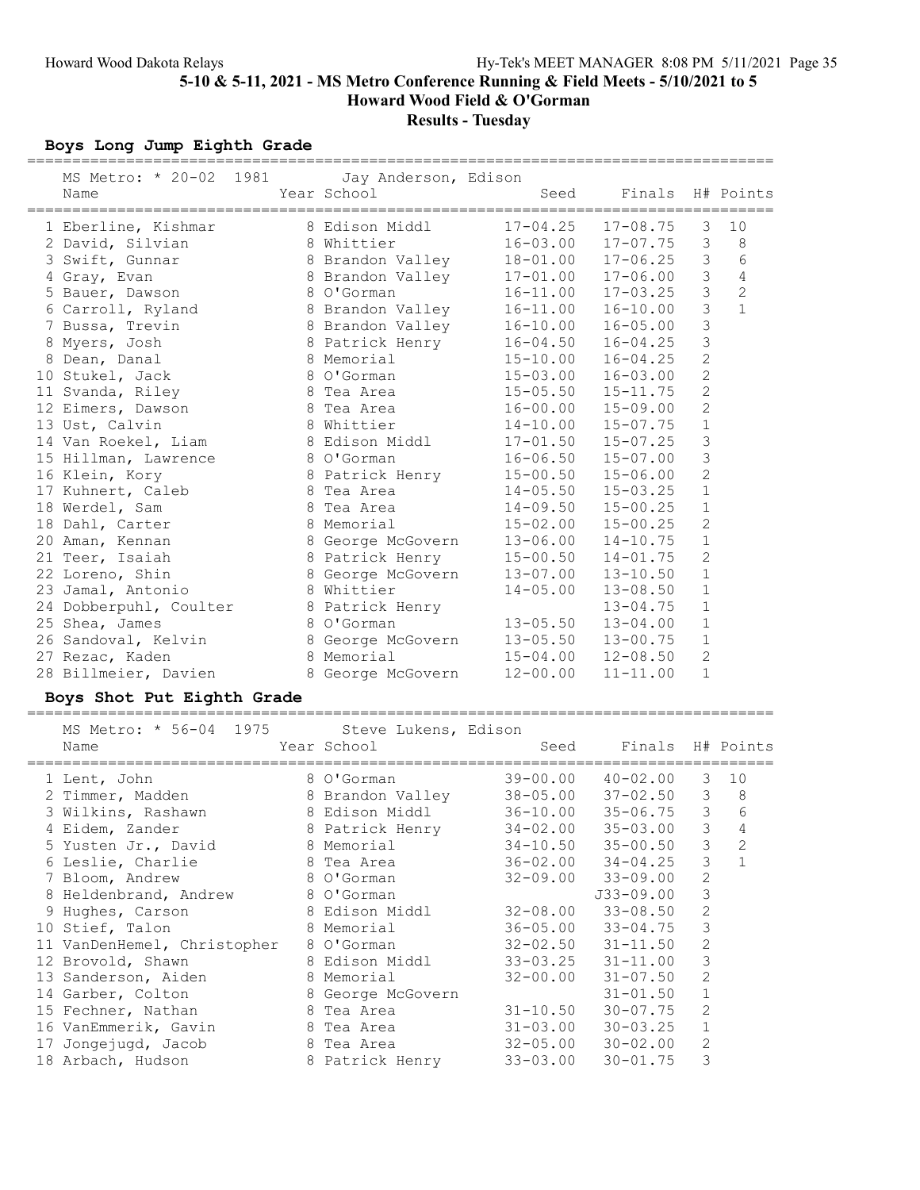# 5-10 & 5-11, 2021 - MS Metro Conference Running & Field Meets - 5/10/2021 to 5

## Howard Wood Field & O'Gorman

## Results - Tuesday

### Boys Long Jump Eighth Grade

MS Metro: * 20-02 1981 Jay Anderson, Edison

| Place | Name | Year | School | Seed | Finals | H# | Points |
|---|---|---|---|---|---|---|---|
| 1 | Eberline, Kishmar | 8 | Edison Middl | 17-04.25 | 17-08.75 | 3 | 10 |
| 2 | David, Silvian | 8 | Whittier | 16-03.00 | 17-07.75 | 3 | 8 |
| 3 | Swift, Gunnar | 8 | Brandon Valley | 18-01.00 | 17-06.25 | 3 | 6 |
| 4 | Gray, Evan | 8 | Brandon Valley | 17-01.00 | 17-06.00 | 3 | 4 |
| 5 | Bauer, Dawson | 8 | O'Gorman | 16-11.00 | 17-03.25 | 3 | 2 |
| 6 | Carroll, Ryland | 8 | Brandon Valley | 16-11.00 | 16-10.00 | 3 | 1 |
| 7 | Bussa, Trevin | 8 | Brandon Valley | 16-10.00 | 16-05.00 | 3 | |
| 8 | Myers, Josh | 8 | Patrick Henry | 16-04.50 | 16-04.25 | 3 | |
| 8 | Dean, Danal | 8 | Memorial | 15-10.00 | 16-04.25 | 2 | |
| 10 | Stukel, Jack | 8 | O'Gorman | 15-03.00 | 16-03.00 | 2 | |
| 11 | Svanda, Riley | 8 | Tea Area | 15-05.50 | 15-11.75 | 2 | |
| 12 | Eimers, Dawson | 8 | Tea Area | 16-00.00 | 15-09.00 | 2 | |
| 13 | Ust, Calvin | 8 | Whittier | 14-10.00 | 15-07.75 | 1 | |
| 14 | Van Roekel, Liam | 8 | Edison Middl | 17-01.50 | 15-07.25 | 3 | |
| 15 | Hillman, Lawrence | 8 | O'Gorman | 16-06.50 | 15-07.00 | 3 | |
| 16 | Klein, Kory | 8 | Patrick Henry | 15-00.50 | 15-06.00 | 2 | |
| 17 | Kuhnert, Caleb | 8 | Tea Area | 14-05.50 | 15-03.25 | 1 | |
| 18 | Werdel, Sam | 8 | Tea Area | 14-09.50 | 15-00.25 | 1 | |
| 18 | Dahl, Carter | 8 | Memorial | 15-02.00 | 15-00.25 | 2 | |
| 20 | Aman, Kennan | 8 | George McGovern | 13-06.00 | 14-10.75 | 1 | |
| 21 | Teer, Isaiah | 8 | Patrick Henry | 15-00.50 | 14-01.75 | 2 | |
| 22 | Loreno, Shin | 8 | George McGovern | 13-07.00 | 13-10.50 | 1 | |
| 23 | Jamal, Antonio | 8 | Whittier | 14-05.00 | 13-08.50 | 1 | |
| 24 | Dobberpuhl, Coulter | 8 | Patrick Henry | | 13-04.75 | 1 | |
| 25 | Shea, James | 8 | O'Gorman | 13-05.50 | 13-04.00 | 1 | |
| 26 | Sandoval, Kelvin | 8 | George McGovern | 13-05.50 | 13-00.75 | 1 | |
| 27 | Rezac, Kaden | 8 | Memorial | 15-04.00 | 12-08.50 | 2 | |
| 28 | Billmeier, Davien | 8 | George McGovern | 12-00.00 | 11-11.00 | 1 | |

### Boys Shot Put Eighth Grade

MS Metro: * 56-04 1975 Steve Lukens, Edison

| Place | Name | Year | School | Seed | Finals | H# | Points |
|---|---|---|---|---|---|---|---|
| 1 | Lent, John | 8 | O'Gorman | 39-00.00 | 40-02.00 | 3 | 10 |
| 2 | Timmer, Madden | 8 | Brandon Valley | 38-05.00 | 37-02.50 | 3 | 8 |
| 3 | Wilkins, Rashawn | 8 | Edison Middl | 36-10.00 | 35-06.75 | 3 | 6 |
| 4 | Eidem, Zander | 8 | Patrick Henry | 34-02.00 | 35-03.00 | 3 | 4 |
| 5 | Yusten Jr., David | 8 | Memorial | 34-10.50 | 35-00.50 | 3 | 2 |
| 6 | Leslie, Charlie | 8 | Tea Area | 36-02.00 | 34-04.25 | 3 | 1 |
| 7 | Bloom, Andrew | 8 | O'Gorman | 32-09.00 | 33-09.00 | 2 | |
| 8 | Heldenbrand, Andrew | 8 | O'Gorman | | J33-09.00 | 3 | |
| 9 | Hughes, Carson | 8 | Edison Middl | 32-08.00 | 33-08.50 | 2 | |
| 10 | Stief, Talon | 8 | Memorial | 36-05.00 | 33-04.75 | 3 | |
| 11 | VanDenHemel, Christopher | 8 | O'Gorman | 32-02.50 | 31-11.50 | 2 | |
| 12 | Brovold, Shawn | 8 | Edison Middl | 33-03.25 | 31-11.00 | 3 | |
| 13 | Sanderson, Aiden | 8 | Memorial | 32-00.00 | 31-07.50 | 2 | |
| 14 | Garber, Colton | 8 | George McGovern | | 31-01.50 | 1 | |
| 15 | Fechner, Nathan | 8 | Tea Area | 31-10.50 | 30-07.75 | 2 | |
| 16 | VanEmmerik, Gavin | 8 | Tea Area | 31-03.00 | 30-03.25 | 1 | |
| 17 | Jongejugd, Jacob | 8 | Tea Area | 32-05.00 | 30-02.00 | 2 | |
| 18 | Arbach, Hudson | 8 | Patrick Henry | 33-03.00 | 30-01.75 | 3 | |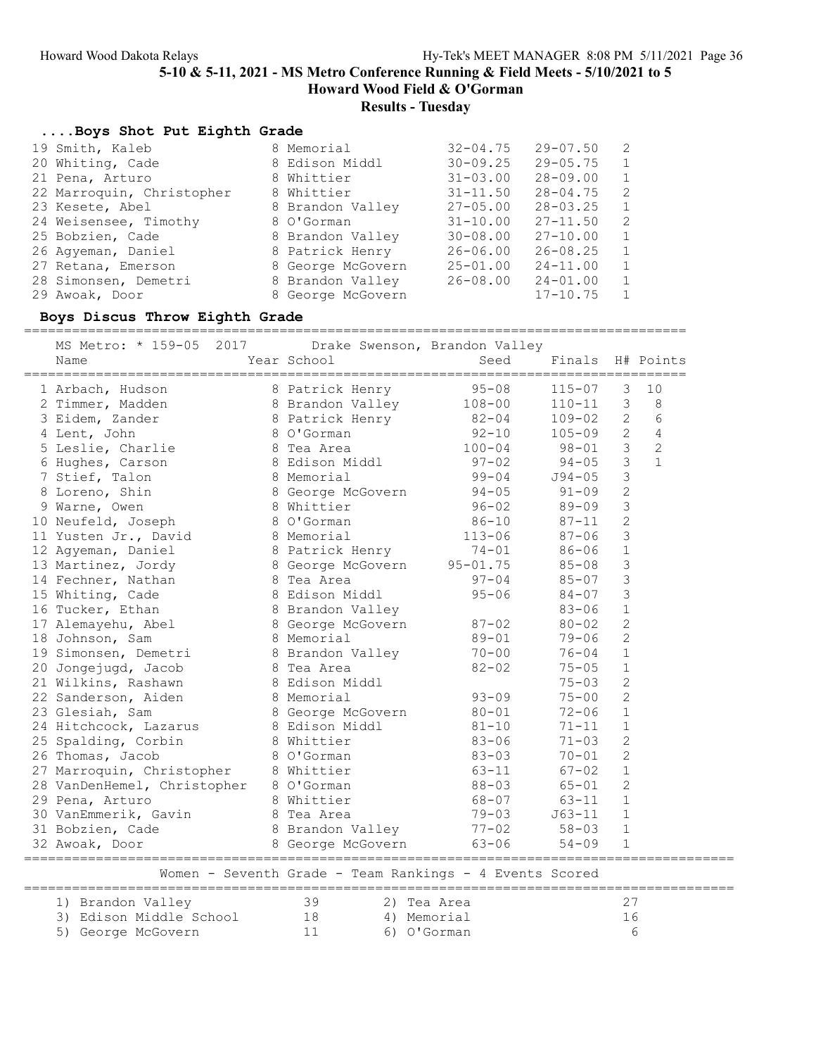Howard Wood Dakota Relays

5-10 & 5-11, 2021 - MS Metro Conference Running & Field Meets - 5/10/2021 to 5

Howard Wood Field & O'Gorman

Results - Tuesday

### ....Boys Shot Put Eighth Grade

| Name | Year School | Seed | Finals | H# |
|---|---|---|---|---|
| 19 Smith, Kaleb | 8 Memorial | 32-04.75 | 29-07.50 | 2 |
| 20 Whiting, Cade | 8 Edison Middl | 30-09.25 | 29-05.75 | 1 |
| 21 Pena, Arturo | 8 Whittier | 31-03.00 | 28-09.00 | 1 |
| 22 Marroquin, Christopher | 8 Whittier | 31-11.50 | 28-04.75 | 2 |
| 23 Kesete, Abel | 8 Brandon Valley | 27-05.00 | 28-03.25 | 1 |
| 24 Weisensee, Timothy | 8 O'Gorman | 31-10.00 | 27-11.50 | 2 |
| 25 Bobzien, Cade | 8 Brandon Valley | 30-08.00 | 27-10.00 | 1 |
| 26 Agyeman, Daniel | 8 Patrick Henry | 26-06.00 | 26-08.25 | 1 |
| 27 Retana, Emerson | 8 George McGovern | 25-01.00 | 24-11.00 | 1 |
| 28 Simonsen, Demetri | 8 Brandon Valley | 26-08.00 | 24-01.00 | 1 |
| 29 Awoak, Door | 8 George McGovern | | 17-10.75 | 1 |

### Boys Discus Throw Eighth Grade

MS Metro: * 159-05 2017 Drake Swenson, Brandon Valley

| Name | Year School | Seed | Finals | H# | Points |
|---|---|---|---|---|---|
| 1 Arbach, Hudson | 8 Patrick Henry | 95-08 | 115-07 | 3 | 10 |
| 2 Timmer, Madden | 8 Brandon Valley | 108-00 | 110-11 | 3 | 8 |
| 3 Eidem, Zander | 8 Patrick Henry | 82-04 | 109-02 | 2 | 6 |
| 4 Lent, John | 8 O'Gorman | 92-10 | 105-09 | 2 | 4 |
| 5 Leslie, Charlie | 8 Tea Area | 100-04 | 98-01 | 3 | 2 |
| 6 Hughes, Carson | 8 Edison Middl | 97-02 | 94-05 | 3 | 1 |
| 7 Stief, Talon | 8 Memorial | 99-04 | J94-05 | 3 | |
| 8 Loreno, Shin | 8 George McGovern | 94-05 | 91-09 | 2 | |
| 9 Warne, Owen | 8 Whittier | 96-02 | 89-09 | 3 | |
| 10 Neufeld, Joseph | 8 O'Gorman | 86-10 | 87-11 | 2 | |
| 11 Yusten Jr., David | 8 Memorial | 113-06 | 87-06 | 3 | |
| 12 Agyeman, Daniel | 8 Patrick Henry | 74-01 | 86-06 | 1 | |
| 13 Martinez, Jordy | 8 George McGovern | 95-01.75 | 85-08 | 3 | |
| 14 Fechner, Nathan | 8 Tea Area | 97-04 | 85-07 | 3 | |
| 15 Whiting, Cade | 8 Edison Middl | 95-06 | 84-07 | 3 | |
| 16 Tucker, Ethan | 8 Brandon Valley | | 83-06 | 1 | |
| 17 Alemayehu, Abel | 8 George McGovern | 87-02 | 80-02 | 2 | |
| 18 Johnson, Sam | 8 Memorial | 89-01 | 79-06 | 2 | |
| 19 Simonsen, Demetri | 8 Brandon Valley | 70-00 | 76-04 | 1 | |
| 20 Jongejugd, Jacob | 8 Tea Area | 82-02 | 75-05 | 1 | |
| 21 Wilkins, Rashawn | 8 Edison Middl | | 75-03 | 2 | |
| 22 Sanderson, Aiden | 8 Memorial | 93-09 | 75-00 | 2 | |
| 23 Glesiah, Sam | 8 George McGovern | 80-01 | 72-06 | 1 | |
| 24 Hitchcock, Lazarus | 8 Edison Middl | 81-10 | 71-11 | 1 | |
| 25 Spalding, Corbin | 8 Whittier | 83-06 | 71-03 | 2 | |
| 26 Thomas, Jacob | 8 O'Gorman | 83-03 | 70-01 | 2 | |
| 27 Marroquin, Christopher | 8 Whittier | 63-11 | 67-02 | 1 | |
| 28 VanDenHemel, Christopher | 8 O'Gorman | 88-03 | 65-01 | 2 | |
| 29 Pena, Arturo | 8 Whittier | 68-07 | 63-11 | 1 | |
| 30 VanEmmerik, Gavin | 8 Tea Area | 79-03 | J63-11 | 1 | |
| 31 Bobzien, Cade | 8 Brandon Valley | 77-02 | 58-03 | 1 | |
| 32 Awoak, Door | 8 George McGovern | 63-06 | 54-09 | 1 | |

### Women - Seventh Grade - Team Rankings - 4 Events Scored

| Rank | Team | Points | Rank | Team | Points |
|---|---|---|---|---|---|
| 1) | Brandon Valley | 39 | 2) | Tea Area | 27 |
| 3) | Edison Middle School | 18 | 4) | Memorial | 16 |
| 5) | George McGovern | 11 | 6) | O'Gorman | 6 |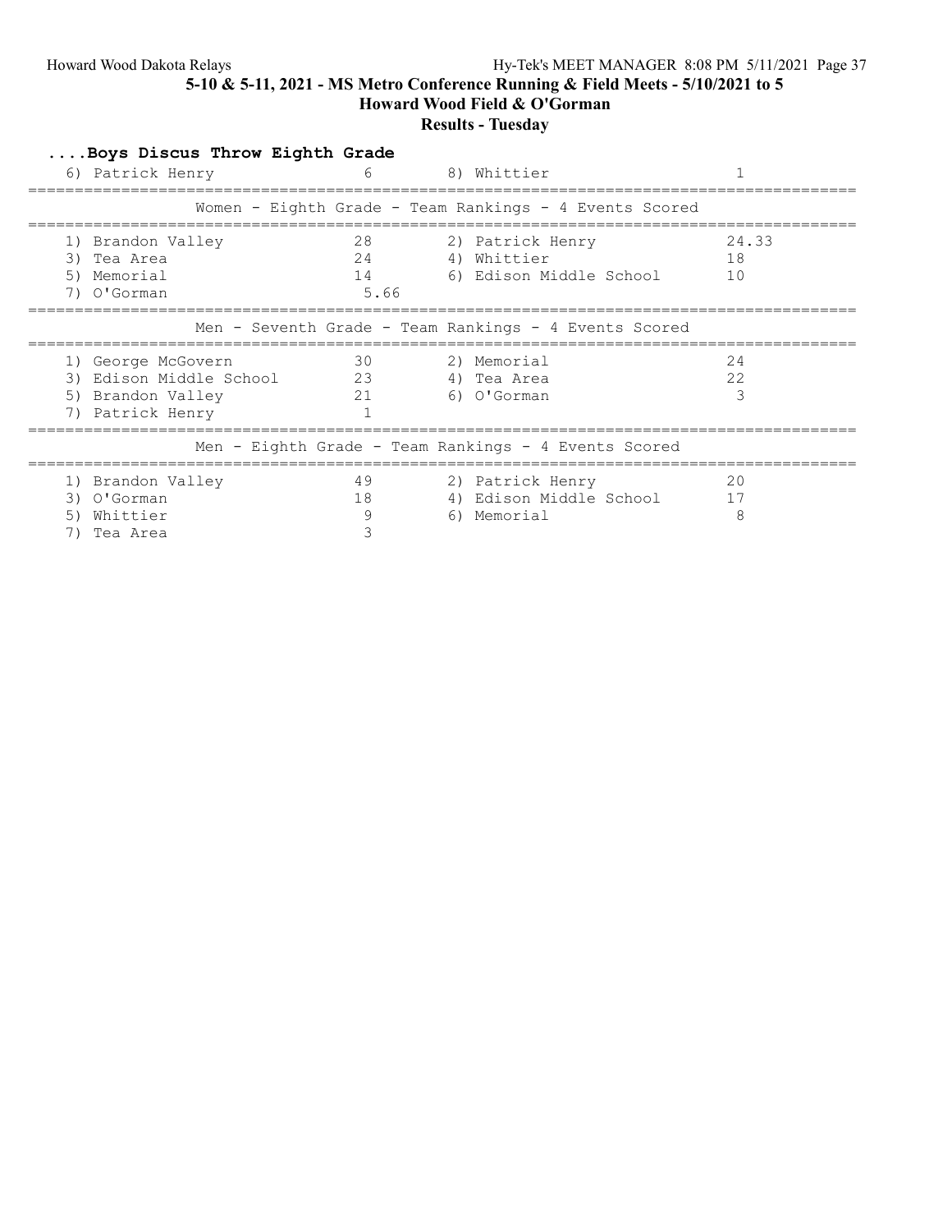### ....Boys Discus Throw Eighth Grade

| | | | |
|---|---|---|---|
| 6) Patrick Henry | 6 | 8) Whittier | 1 |

### Women - Eighth Grade - Team Rankings - 4 Events Scored

| | | | |
|---|---|---|---|
| 1) Brandon Valley | 28 | 2) Patrick Henry | 24.33 |
| 3) Tea Area | 24 | 4) Whittier | 18 |
| 5) Memorial | 14 | 6) Edison Middle School | 10 |
| 7) O'Gorman | 5.66 | | |

### Men - Seventh Grade - Team Rankings - 4 Events Scored

| | | | |
|---|---|---|---|
| 1) George McGovern | 30 | 2) Memorial | 24 |
| 3) Edison Middle School | 23 | 4) Tea Area | 22 |
| 5) Brandon Valley | 21 | 6) O'Gorman | 3 |
| 7) Patrick Henry | 1 | | |

### Men - Eighth Grade - Team Rankings - 4 Events Scored

| | | | |
|---|---|---|---|
| 1) Brandon Valley | 49 | 2) Patrick Henry | 20 |
| 3) O'Gorman | 18 | 4) Edison Middle School | 17 |
| 5) Whittier | 9 | 6) Memorial | 8 |
| 7) Tea Area | 3 | | |